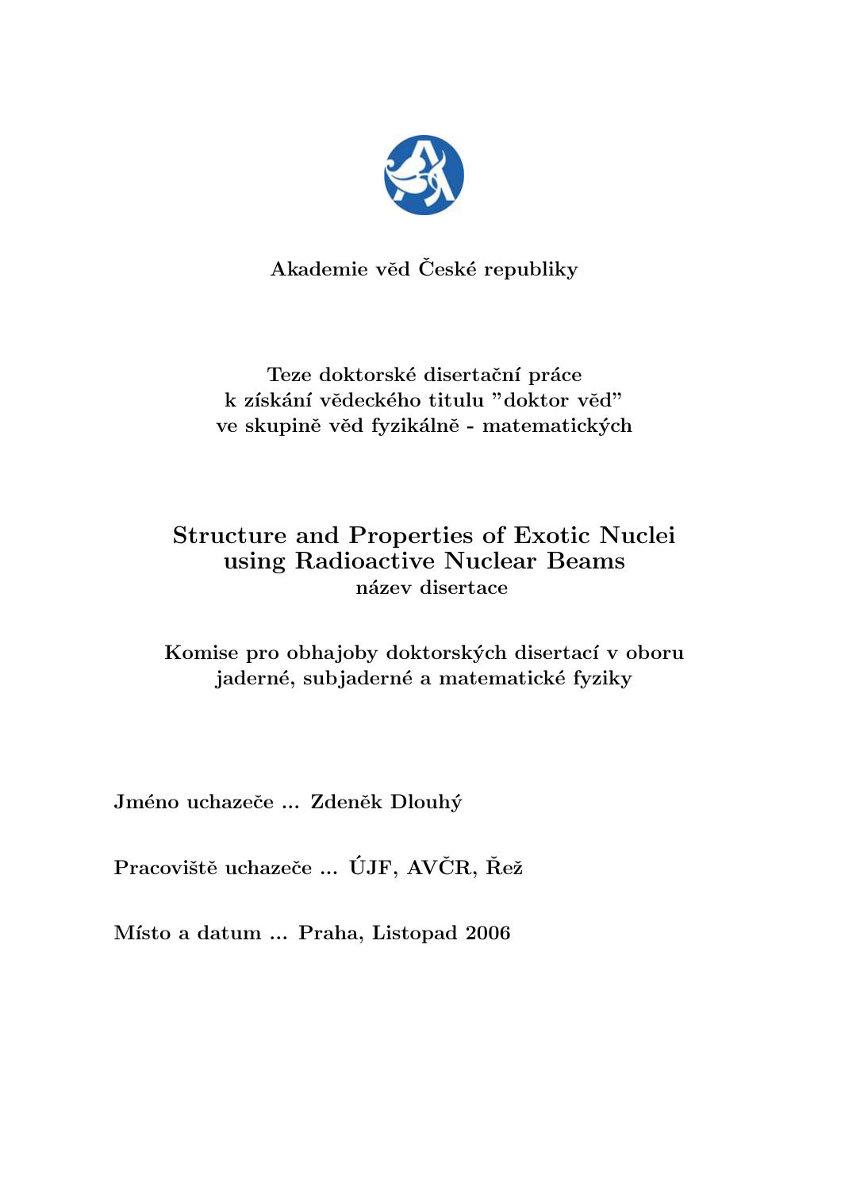**Akademie věd České republiky**

**Teze doktorské disertační práce**
**k získání vědeckého titulu "doktor věd"**
**ve skupině věd fyzikálně - matematických**

# Structure and Properties of Exotic Nuclei using Radioactive Nuclear Beams

**název disertace**

**Komise pro obhajoby doktorských disertací v oboru**
**jaderné, subjaderné a matematické fyziky**

**Jméno uchazeče ... Zdeněk Dlouhý**

**Pracoviště uchazeče ... ÚJF, AVČR, Řež**

**Místo a datum ... Praha, Listopad 2006**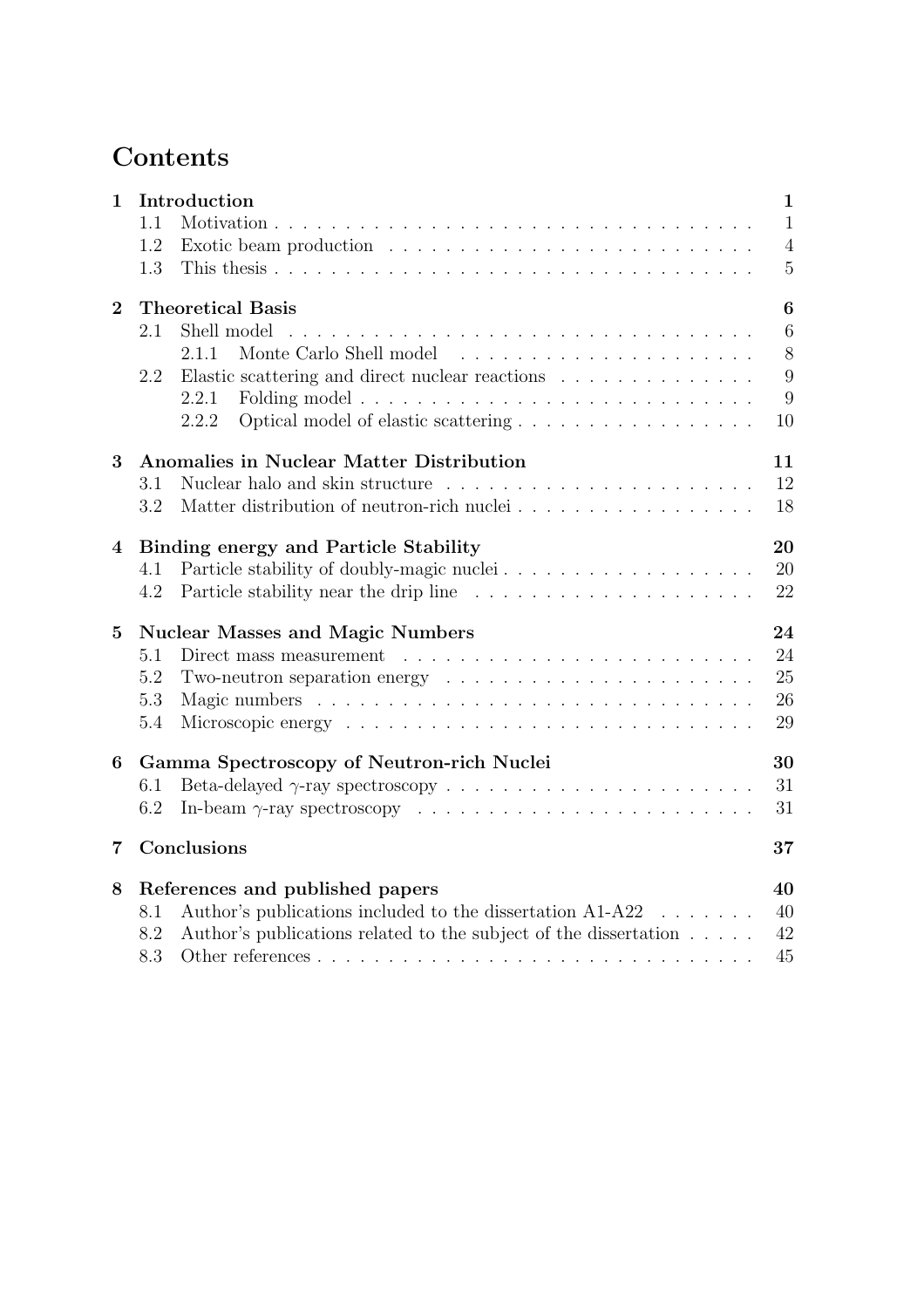# Contents

**1 Introduction** **1**
- 1.1 Motivation . . . . . . . . . . 1
- 1.2 Exotic beam production . . . . . . . . . . 4
- 1.3 This thesis . . . . . . . . . . 5

**2 Theoretical Basis** **6**
- 2.1 Shell model . . . . . . . . . . 6
  - 2.1.1 Monte Carlo Shell model . . . . . . . . . . 8
- 2.2 Elastic scattering and direct nuclear reactions . . . . . . . . . . 9
  - 2.2.1 Folding model . . . . . . . . . . 9
  - 2.2.2 Optical model of elastic scattering . . . . . . . . . . 10

**3 Anomalies in Nuclear Matter Distribution** **11**
- 3.1 Nuclear halo and skin structure . . . . . . . . . . 12
- 3.2 Matter distribution of neutron-rich nuclei . . . . . . . . . . 18

**4 Binding energy and Particle Stability** **20**
- 4.1 Particle stability of doubly-magic nuclei . . . . . . . . . . 20
- 4.2 Particle stability near the drip line . . . . . . . . . . 22

**5 Nuclear Masses and Magic Numbers** **24**
- 5.1 Direct mass measurement . . . . . . . . . . 24
- 5.2 Two-neutron separation energy . . . . . . . . . . 25
- 5.3 Magic numbers . . . . . . . . . . 26
- 5.4 Microscopic energy . . . . . . . . . . 29

**6 Gamma Spectroscopy of Neutron-rich Nuclei** **30**
- 6.1 Beta-delayed $\gamma$-ray spectroscopy . . . . . . . . . . 31
- 6.2 In-beam $\gamma$-ray spectroscopy . . . . . . . . . . 31

**7 Conclusions** **37**

**8 References and published papers** **40**
- 8.1 Author's publications included to the dissertation A1-A22 . . . . . . . . . . 40
- 8.2 Author's publications related to the subject of the dissertation . . . . . . . . . . 42
- 8.3 Other references . . . . . . . . . . 45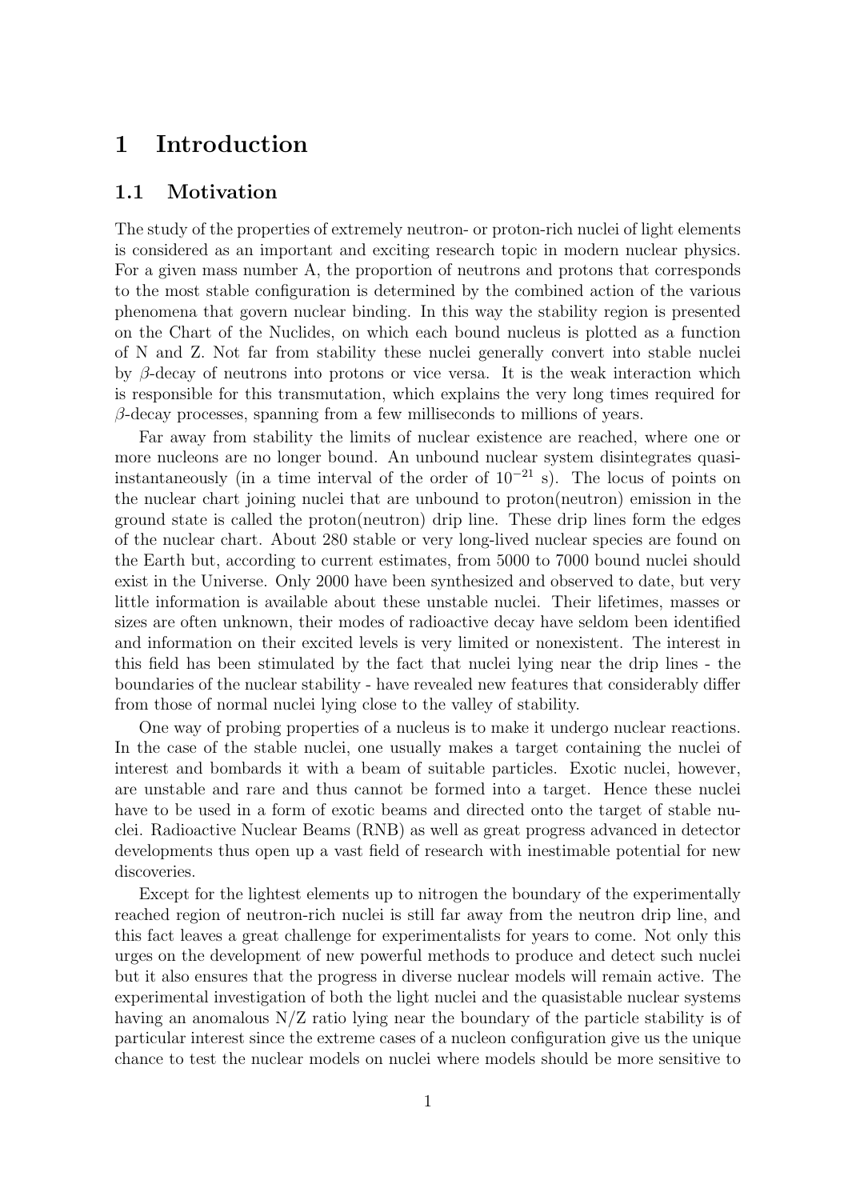# 1 Introduction

## 1.1 Motivation

The study of the properties of extremely neutron- or proton-rich nuclei of light elements is considered as an important and exciting research topic in modern nuclear physics. For a given mass number A, the proportion of neutrons and protons that corresponds to the most stable configuration is determined by the combined action of the various phenomena that govern nuclear binding. In this way the stability region is presented on the Chart of the Nuclides, on which each bound nucleus is plotted as a function of N and Z. Not far from stability these nuclei generally convert into stable nuclei by $\beta$-decay of neutrons into protons or vice versa. It is the weak interaction which is responsible for this transmutation, which explains the very long times required for $\beta$-decay processes, spanning from a few milliseconds to millions of years.

Far away from stability the limits of nuclear existence are reached, where one or more nucleons are no longer bound. An unbound nuclear system disintegrates quasi-instantaneously (in a time interval of the order of $10^{-21}$ s). The locus of points on the nuclear chart joining nuclei that are unbound to proton(neutron) emission in the ground state is called the proton(neutron) drip line. These drip lines form the edges of the nuclear chart. About 280 stable or very long-lived nuclear species are found on the Earth but, according to current estimates, from 5000 to 7000 bound nuclei should exist in the Universe. Only 2000 have been synthesized and observed to date, but very little information is available about these unstable nuclei. Their lifetimes, masses or sizes are often unknown, their modes of radioactive decay have seldom been identified and information on their excited levels is very limited or nonexistent. The interest in this field has been stimulated by the fact that nuclei lying near the drip lines - the boundaries of the nuclear stability - have revealed new features that considerably differ from those of normal nuclei lying close to the valley of stability.

One way of probing properties of a nucleus is to make it undergo nuclear reactions. In the case of the stable nuclei, one usually makes a target containing the nuclei of interest and bombards it with a beam of suitable particles. Exotic nuclei, however, are unstable and rare and thus cannot be formed into a target. Hence these nuclei have to be used in a form of exotic beams and directed onto the target of stable nuclei. Radioactive Nuclear Beams (RNB) as well as great progress advanced in detector developments thus open up a vast field of research with inestimable potential for new discoveries.

Except for the lightest elements up to nitrogen the boundary of the experimentally reached region of neutron-rich nuclei is still far away from the neutron drip line, and this fact leaves a great challenge for experimentalists for years to come. Not only this urges on the development of new powerful methods to produce and detect such nuclei but it also ensures that the progress in diverse nuclear models will remain active. The experimental investigation of both the light nuclei and the quasistable nuclear systems having an anomalous N/Z ratio lying near the boundary of the particle stability is of particular interest since the extreme cases of a nucleon configuration give us the unique chance to test the nuclear models on nuclei where models should be more sensitive to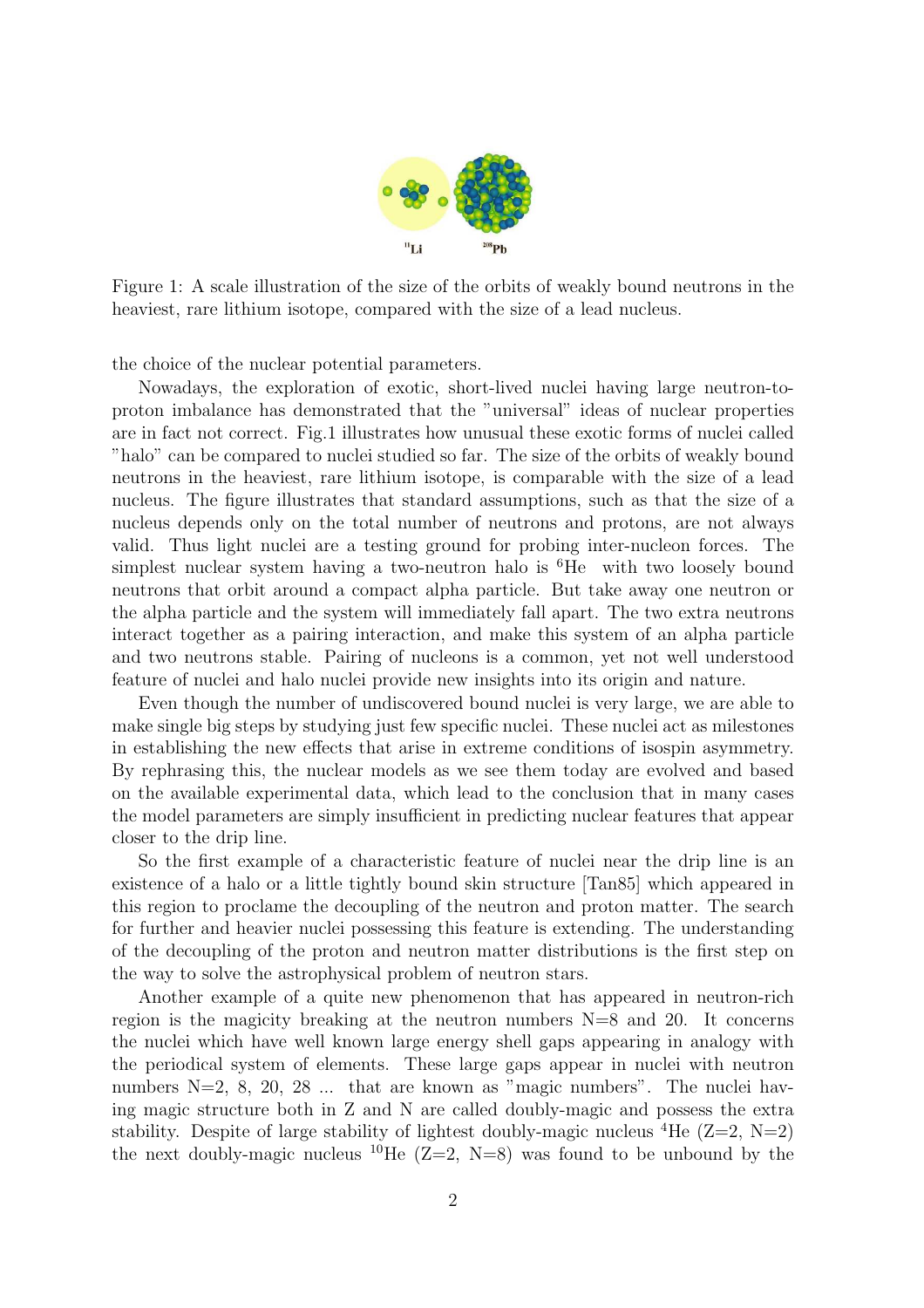Figure 1: A scale illustration of the size of the orbits of weakly bound neutrons in the heaviest, rare lithium isotope, compared with the size of a lead nucleus.

the choice of the nuclear potential parameters.

Nowadays, the exploration of exotic, short-lived nuclei having large neutron-to-proton imbalance has demonstrated that the "universal" ideas of nuclear properties are in fact not correct. Fig.1 illustrates how unusual these exotic forms of nuclei called "halo" can be compared to nuclei studied so far. The size of the orbits of weakly bound neutrons in the heaviest, rare lithium isotope, is comparable with the size of a lead nucleus. The figure illustrates that standard assumptions, such as that the size of a nucleus depends only on the total number of neutrons and protons, are not always valid. Thus light nuclei are a testing ground for probing inter-nucleon forces. The simplest nuclear system having a two-neutron halo is $^{6}$He with two loosely bound neutrons that orbit around a compact alpha particle. But take away one neutron or the alpha particle and the system will immediately fall apart. The two extra neutrons interact together as a pairing interaction, and make this system of an alpha particle and two neutrons stable. Pairing of nucleons is a common, yet not well understood feature of nuclei and halo nuclei provide new insights into its origin and nature.

Even though the number of undiscovered bound nuclei is very large, we are able to make single big steps by studying just few specific nuclei. These nuclei act as milestones in establishing the new effects that arise in extreme conditions of isospin asymmetry. By rephrasing this, the nuclear models as we see them today are evolved and based on the available experimental data, which lead to the conclusion that in many cases the model parameters are simply insufficient in predicting nuclear features that appear closer to the drip line.

So the first example of a characteristic feature of nuclei near the drip line is an existence of a halo or a little tightly bound skin structure [Tan85] which appeared in this region to proclame the decoupling of the neutron and proton matter. The search for further and heavier nuclei possessing this feature is extending. The understanding of the decoupling of the proton and neutron matter distributions is the first step on the way to solve the astrophysical problem of neutron stars.

Another example of a quite new phenomenon that has appeared in neutron-rich region is the magicity breaking at the neutron numbers N=8 and 20. It concerns the nuclei which have well known large energy shell gaps appearing in analogy with the periodical system of elements. These large gaps appear in nuclei with neutron numbers N=2, 8, 20, 28 ... that are known as "magic numbers". The nuclei having magic structure both in Z and N are called doubly-magic and possess the extra stability. Despite of large stability of lightest doubly-magic nucleus $^{4}$He (Z=2, N=2) the next doubly-magic nucleus $^{10}$He (Z=2, N=8) was found to be unbound by the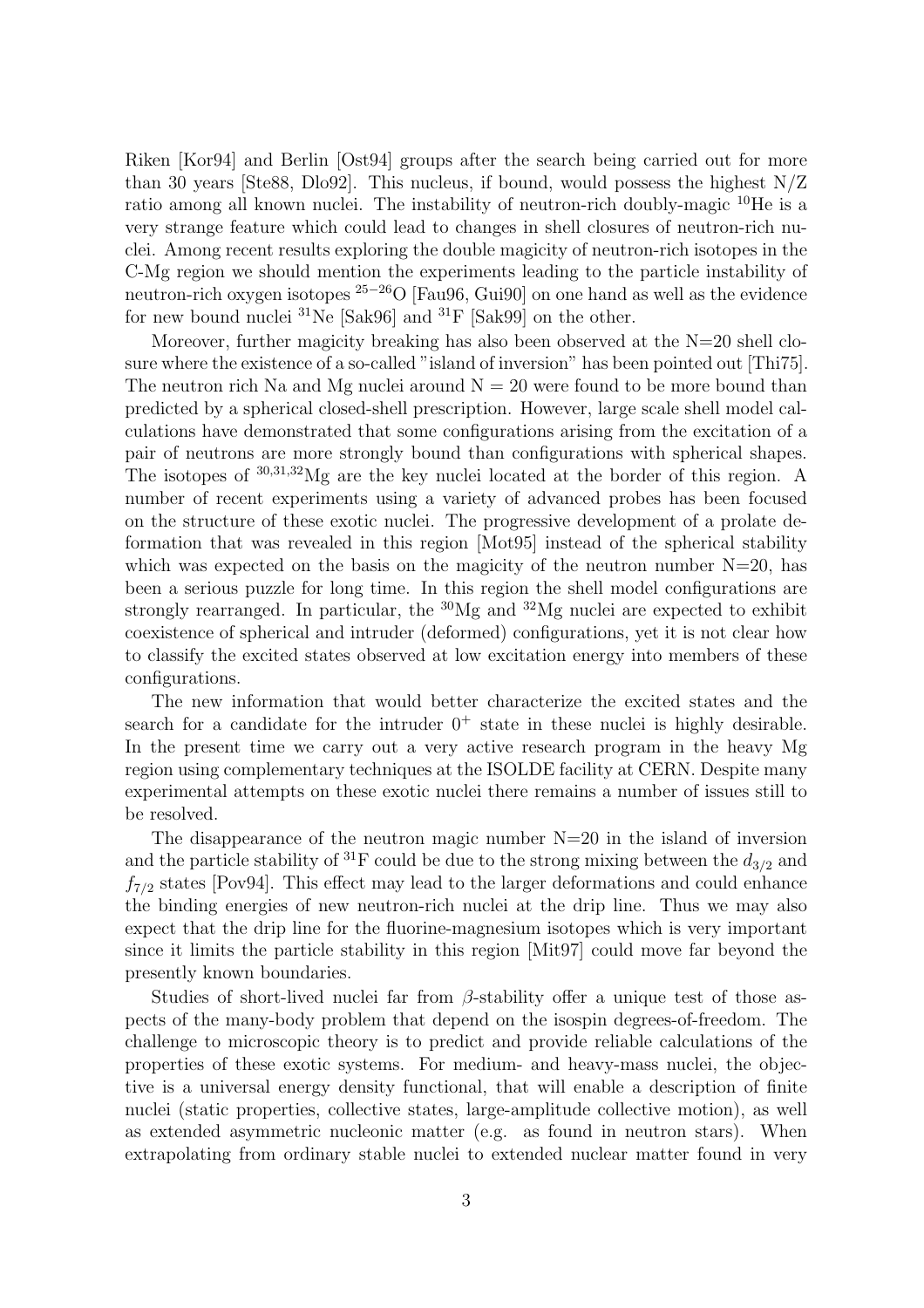Riken [Kor94] and Berlin [Ost94] groups after the search being carried out for more than 30 years [Ste88, Dlo92]. This nucleus, if bound, would possess the highest N/Z ratio among all known nuclei. The instability of neutron-rich doubly-magic $^{10}$He is a very strange feature which could lead to changes in shell closures of neutron-rich nuclei. Among recent results exploring the double magicity of neutron-rich isotopes in the C-Mg region we should mention the experiments leading to the particle instability of neutron-rich oxygen isotopes $^{25-26}$O [Fau96, Gui90] on one hand as well as the evidence for new bound nuclei $^{31}$Ne [Sak96] and $^{31}$F [Sak99] on the other.

Moreover, further magicity breaking has also been observed at the N=20 shell closure where the existence of a so-called "island of inversion" has been pointed out [Thi75]. The neutron rich Na and Mg nuclei around N = 20 were found to be more bound than predicted by a spherical closed-shell prescription. However, large scale shell model calculations have demonstrated that some configurations arising from the excitation of a pair of neutrons are more strongly bound than configurations with spherical shapes. The isotopes of $^{30,31,32}$Mg are the key nuclei located at the border of this region. A number of recent experiments using a variety of advanced probes has been focused on the structure of these exotic nuclei. The progressive development of a prolate deformation that was revealed in this region [Mot95] instead of the spherical stability which was expected on the basis on the magicity of the neutron number N=20, has been a serious puzzle for long time. In this region the shell model configurations are strongly rearranged. In particular, the $^{30}$Mg and $^{32}$Mg nuclei are expected to exhibit coexistence of spherical and intruder (deformed) configurations, yet it is not clear how to classify the excited states observed at low excitation energy into members of these configurations.

The new information that would better characterize the excited states and the search for a candidate for the intruder $0^+$ state in these nuclei is highly desirable. In the present time we carry out a very active research program in the heavy Mg region using complementary techniques at the ISOLDE facility at CERN. Despite many experimental attempts on these exotic nuclei there remains a number of issues still to be resolved.

The disappearance of the neutron magic number N=20 in the island of inversion and the particle stability of $^{31}$F could be due to the strong mixing between the $d_{3/2}$ and $f_{7/2}$ states [Pov94]. This effect may lead to the larger deformations and could enhance the binding energies of new neutron-rich nuclei at the drip line. Thus we may also expect that the drip line for the fluorine-magnesium isotopes which is very important since it limits the particle stability in this region [Mit97] could move far beyond the presently known boundaries.

Studies of short-lived nuclei far from $\beta$-stability offer a unique test of those aspects of the many-body problem that depend on the isospin degrees-of-freedom. The challenge to microscopic theory is to predict and provide reliable calculations of the properties of these exotic systems. For medium- and heavy-mass nuclei, the objective is a universal energy density functional, that will enable a description of finite nuclei (static properties, collective states, large-amplitude collective motion), as well as extended asymmetric nucleonic matter (e.g. as found in neutron stars). When extrapolating from ordinary stable nuclei to extended nuclear matter found in very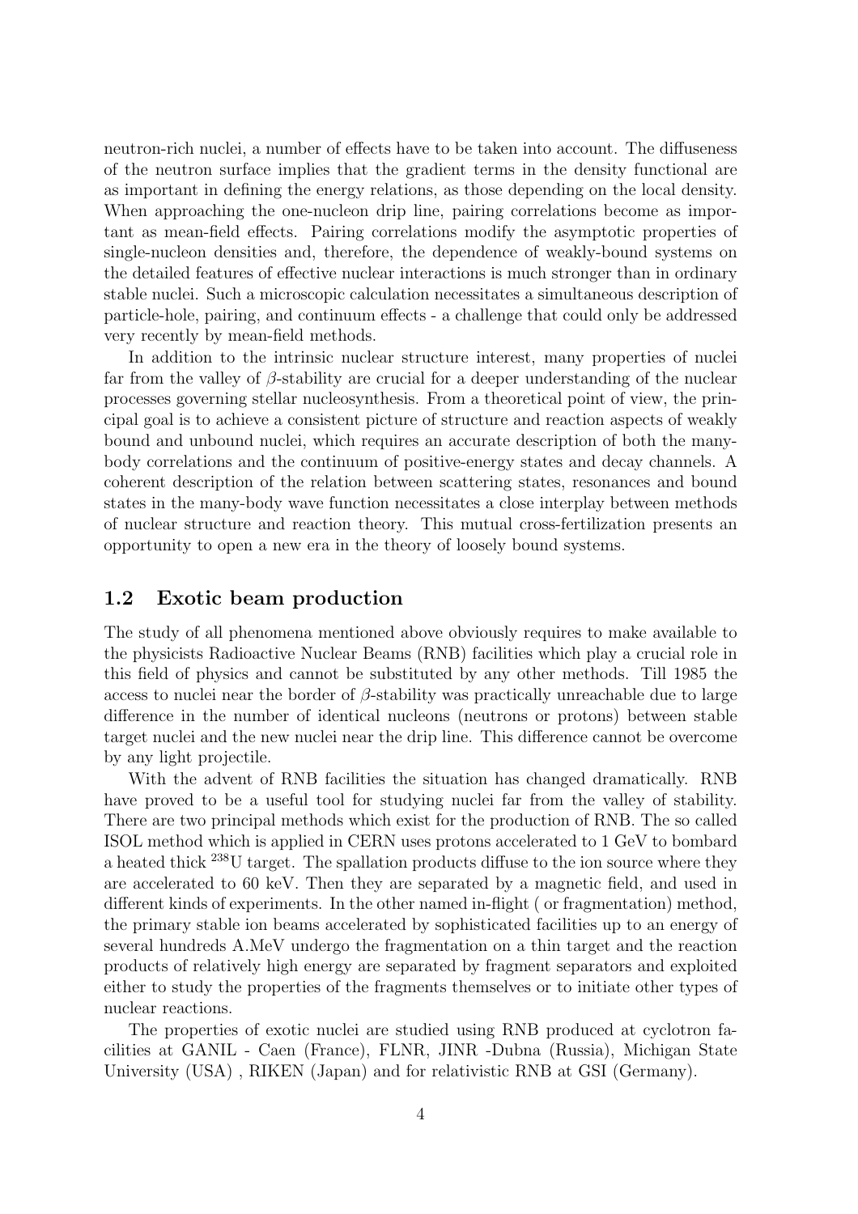neutron-rich nuclei, a number of effects have to be taken into account. The diffuseness of the neutron surface implies that the gradient terms in the density functional are as important in defining the energy relations, as those depending on the local density. When approaching the one-nucleon drip line, pairing correlations become as important as mean-field effects. Pairing correlations modify the asymptotic properties of single-nucleon densities and, therefore, the dependence of weakly-bound systems on the detailed features of effective nuclear interactions is much stronger than in ordinary stable nuclei. Such a microscopic calculation necessitates a simultaneous description of particle-hole, pairing, and continuum effects - a challenge that could only be addressed very recently by mean-field methods.

In addition to the intrinsic nuclear structure interest, many properties of nuclei far from the valley of $\beta$-stability are crucial for a deeper understanding of the nuclear processes governing stellar nucleosynthesis. From a theoretical point of view, the principal goal is to achieve a consistent picture of structure and reaction aspects of weakly bound and unbound nuclei, which requires an accurate description of both the many-body correlations and the continuum of positive-energy states and decay channels. A coherent description of the relation between scattering states, resonances and bound states in the many-body wave function necessitates a close interplay between methods of nuclear structure and reaction theory. This mutual cross-fertilization presents an opportunity to open a new era in the theory of loosely bound systems.

## 1.2 Exotic beam production

The study of all phenomena mentioned above obviously requires to make available to the physicists Radioactive Nuclear Beams (RNB) facilities which play a crucial role in this field of physics and cannot be substituted by any other methods. Till 1985 the access to nuclei near the border of $\beta$-stability was practically unreachable due to large difference in the number of identical nucleons (neutrons or protons) between stable target nuclei and the new nuclei near the drip line. This difference cannot be overcome by any light projectile.

With the advent of RNB facilities the situation has changed dramatically. RNB have proved to be a useful tool for studying nuclei far from the valley of stability. There are two principal methods which exist for the production of RNB. The so called ISOL method which is applied in CERN uses protons accelerated to 1 GeV to bombard a heated thick $^{238}$U target. The spallation products diffuse to the ion source where they are accelerated to 60 keV. Then they are separated by a magnetic field, and used in different kinds of experiments. In the other named in-flight ( or fragmentation) method, the primary stable ion beams accelerated by sophisticated facilities up to an energy of several hundreds A.MeV undergo the fragmentation on a thin target and the reaction products of relatively high energy are separated by fragment separators and exploited either to study the properties of the fragments themselves or to initiate other types of nuclear reactions.

The properties of exotic nuclei are studied using RNB produced at cyclotron facilities at GANIL - Caen (France), FLNR, JINR -Dubna (Russia), Michigan State University (USA) , RIKEN (Japan) and for relativistic RNB at GSI (Germany).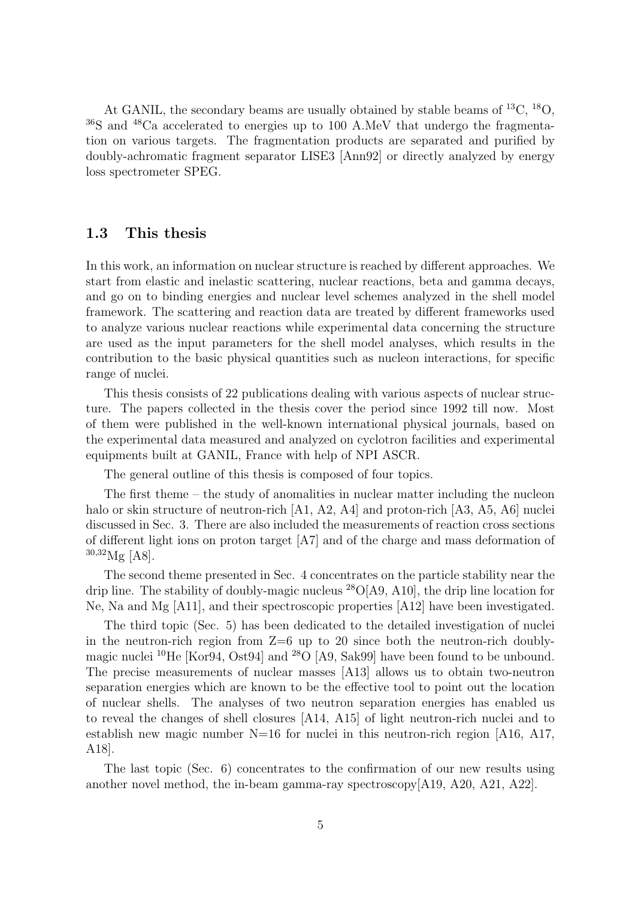At GANIL, the secondary beams are usually obtained by stable beams of $^{13}$C, $^{18}$O, $^{36}$S and $^{48}$Ca accelerated to energies up to 100 A.MeV that undergo the fragmentation on various targets. The fragmentation products are separated and purified by doubly-achromatic fragment separator LISE3 [Ann92] or directly analyzed by energy loss spectrometer SPEG.

## 1.3 This thesis

In this work, an information on nuclear structure is reached by different approaches. We start from elastic and inelastic scattering, nuclear reactions, beta and gamma decays, and go on to binding energies and nuclear level schemes analyzed in the shell model framework. The scattering and reaction data are treated by different frameworks used to analyze various nuclear reactions while experimental data concerning the structure are used as the input parameters for the shell model analyses, which results in the contribution to the basic physical quantities such as nucleon interactions, for specific range of nuclei.

This thesis consists of 22 publications dealing with various aspects of nuclear structure. The papers collected in the thesis cover the period since 1992 till now. Most of them were published in the well-known international physical journals, based on the experimental data measured and analyzed on cyclotron facilities and experimental equipments built at GANIL, France with help of NPI ASCR.

The general outline of this thesis is composed of four topics.

The first theme – the study of anomalities in nuclear matter including the nucleon halo or skin structure of neutron-rich [A1, A2, A4] and proton-rich [A3, A5, A6] nuclei discussed in Sec. 3. There are also included the measurements of reaction cross sections of different light ions on proton target [A7] and of the charge and mass deformation of $^{30,32}$Mg [A8].

The second theme presented in Sec. 4 concentrates on the particle stability near the drip line. The stability of doubly-magic nucleus $^{28}$O[A9, A10], the drip line location for Ne, Na and Mg [A11], and their spectroscopic properties [A12] have been investigated.

The third topic (Sec. 5) has been dedicated to the detailed investigation of nuclei in the neutron-rich region from Z=6 up to 20 since both the neutron-rich doubly-magic nuclei $^{10}$He [Kor94, Ost94] and $^{28}$O [A9, Sak99] have been found to be unbound. The precise measurements of nuclear masses [A13] allows us to obtain two-neutron separation energies which are known to be the effective tool to point out the location of nuclear shells. The analyses of two neutron separation energies has enabled us to reveal the changes of shell closures [A14, A15] of light neutron-rich nuclei and to establish new magic number N=16 for nuclei in this neutron-rich region [A16, A17, A18].

The last topic (Sec. 6) concentrates to the confirmation of our new results using another novel method, the in-beam gamma-ray spectroscopy[A19, A20, A21, A22].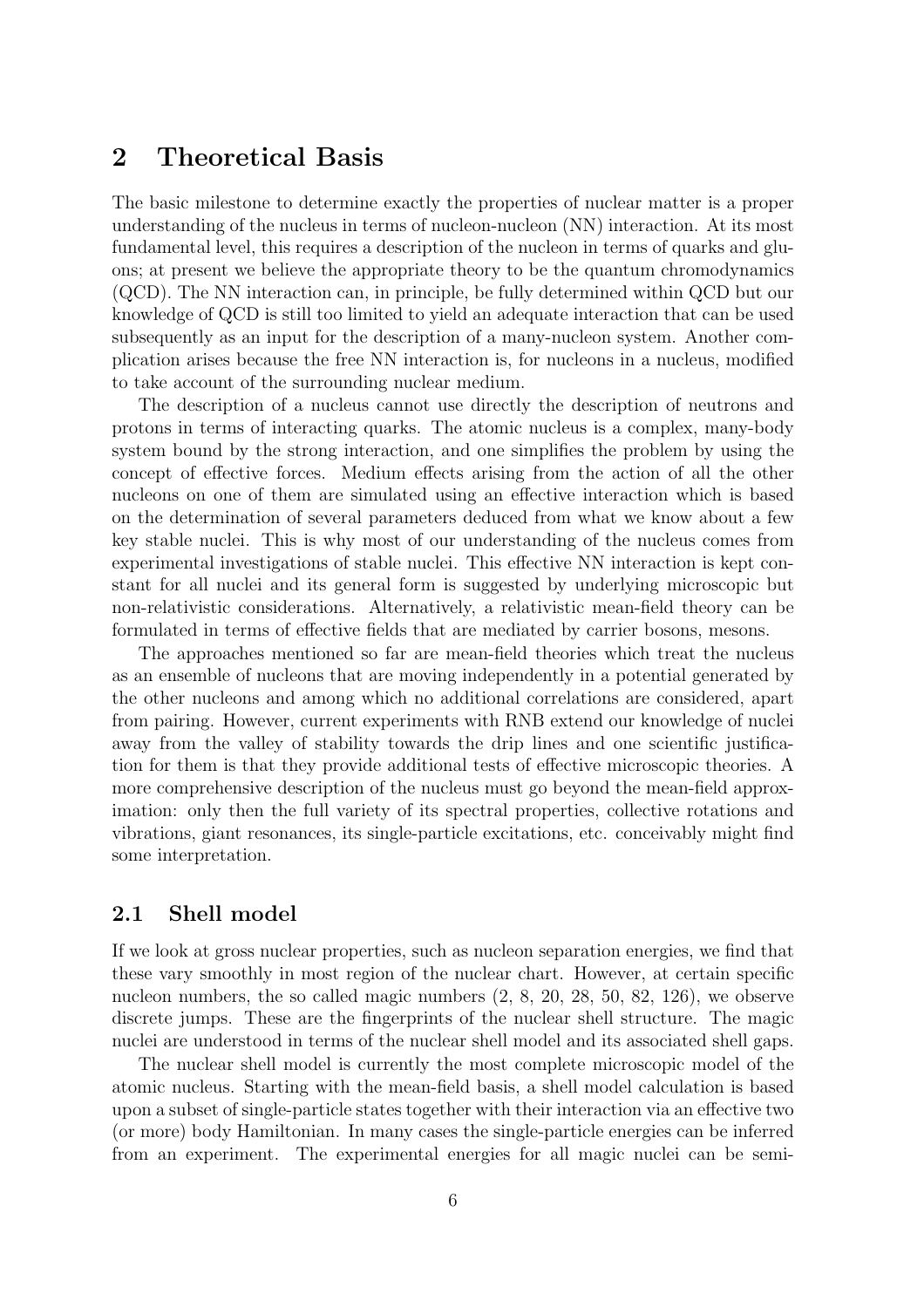## 2 Theoretical Basis

The basic milestone to determine exactly the properties of nuclear matter is a proper understanding of the nucleus in terms of nucleon-nucleon (NN) interaction. At its most fundamental level, this requires a description of the nucleon in terms of quarks and gluons; at present we believe the appropriate theory to be the quantum chromodynamics (QCD). The NN interaction can, in principle, be fully determined within QCD but our knowledge of QCD is still too limited to yield an adequate interaction that can be used subsequently as an input for the description of a many-nucleon system. Another complication arises because the free NN interaction is, for nucleons in a nucleus, modified to take account of the surrounding nuclear medium.

The description of a nucleus cannot use directly the description of neutrons and protons in terms of interacting quarks. The atomic nucleus is a complex, many-body system bound by the strong interaction, and one simplifies the problem by using the concept of effective forces. Medium effects arising from the action of all the other nucleons on one of them are simulated using an effective interaction which is based on the determination of several parameters deduced from what we know about a few key stable nuclei. This is why most of our understanding of the nucleus comes from experimental investigations of stable nuclei. This effective NN interaction is kept constant for all nuclei and its general form is suggested by underlying microscopic but non-relativistic considerations. Alternatively, a relativistic mean-field theory can be formulated in terms of effective fields that are mediated by carrier bosons, mesons.

The approaches mentioned so far are mean-field theories which treat the nucleus as an ensemble of nucleons that are moving independently in a potential generated by the other nucleons and among which no additional correlations are considered, apart from pairing. However, current experiments with RNB extend our knowledge of nuclei away from the valley of stability towards the drip lines and one scientific justification for them is that they provide additional tests of effective microscopic theories. A more comprehensive description of the nucleus must go beyond the mean-field approximation: only then the full variety of its spectral properties, collective rotations and vibrations, giant resonances, its single-particle excitations, etc. conceivably might find some interpretation.

### 2.1 Shell model

If we look at gross nuclear properties, such as nucleon separation energies, we find that these vary smoothly in most region of the nuclear chart. However, at certain specific nucleon numbers, the so called magic numbers (2, 8, 20, 28, 50, 82, 126), we observe discrete jumps. These are the fingerprints of the nuclear shell structure. The magic nuclei are understood in terms of the nuclear shell model and its associated shell gaps.

The nuclear shell model is currently the most complete microscopic model of the atomic nucleus. Starting with the mean-field basis, a shell model calculation is based upon a subset of single-particle states together with their interaction via an effective two (or more) body Hamiltonian. In many cases the single-particle energies can be inferred from an experiment. The experimental energies for all magic nuclei can be semi-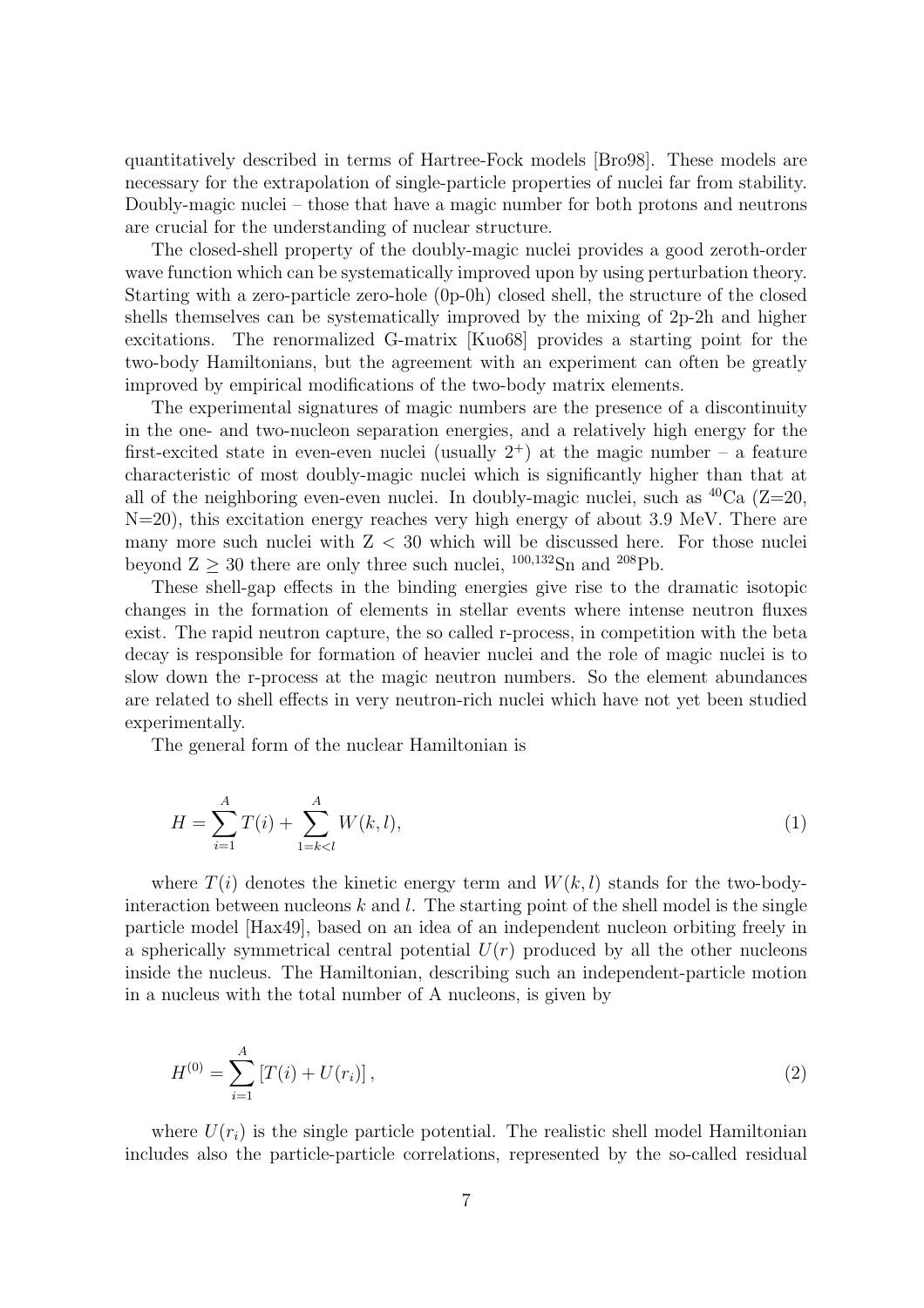quantitatively described in terms of Hartree-Fock models [Bro98]. These models are necessary for the extrapolation of single-particle properties of nuclei far from stability. Doubly-magic nuclei – those that have a magic number for both protons and neutrons are crucial for the understanding of nuclear structure.

The closed-shell property of the doubly-magic nuclei provides a good zeroth-order wave function which can be systematically improved upon by using perturbation theory. Starting with a zero-particle zero-hole (0p-0h) closed shell, the structure of the closed shells themselves can be systematically improved by the mixing of 2p-2h and higher excitations. The renormalized G-matrix [Kuo68] provides a starting point for the two-body Hamiltonians, but the agreement with an experiment can often be greatly improved by empirical modifications of the two-body matrix elements.

The experimental signatures of magic numbers are the presence of a discontinuity in the one- and two-nucleon separation energies, and a relatively high energy for the first-excited state in even-even nuclei (usually $2^+$) at the magic number – a feature characteristic of most doubly-magic nuclei which is significantly higher than that at all of the neighboring even-even nuclei. In doubly-magic nuclei, such as $^{40}$Ca (Z=20, N=20), this excitation energy reaches very high energy of about 3.9 MeV. There are many more such nuclei with Z $<$ 30 which will be discussed here. For those nuclei beyond Z $\geq$ 30 there are only three such nuclei, $^{100,132}$Sn and $^{208}$Pb.

These shell-gap effects in the binding energies give rise to the dramatic isotopic changes in the formation of elements in stellar events where intense neutron fluxes exist. The rapid neutron capture, the so called r-process, in competition with the beta decay is responsible for formation of heavier nuclei and the role of magic nuclei is to slow down the r-process at the magic neutron numbers. So the element abundances are related to shell effects in very neutron-rich nuclei which have not yet been studied experimentally.

The general form of the nuclear Hamiltonian is

$$H = \sum_{i=1}^{A} T(i) + \sum_{1=k<l}^{A} W(k,l), \tag{1}$$

where $T(i)$ denotes the kinetic energy term and $W(k,l)$ stands for the two-body-interaction between nucleons $k$ and $l$. The starting point of the shell model is the single particle model [Hax49], based on an idea of an independent nucleon orbiting freely in a spherically symmetrical central potential $U(r)$ produced by all the other nucleons inside the nucleus. The Hamiltonian, describing such an independent-particle motion in a nucleus with the total number of A nucleons, is given by

$$H^{(0)} = \sum_{i=1}^{A} \left[ T(i) + U(r_i) \right], \tag{2}$$

where $U(r_i)$ is the single particle potential. The realistic shell model Hamiltonian includes also the particle-particle correlations, represented by the so-called residual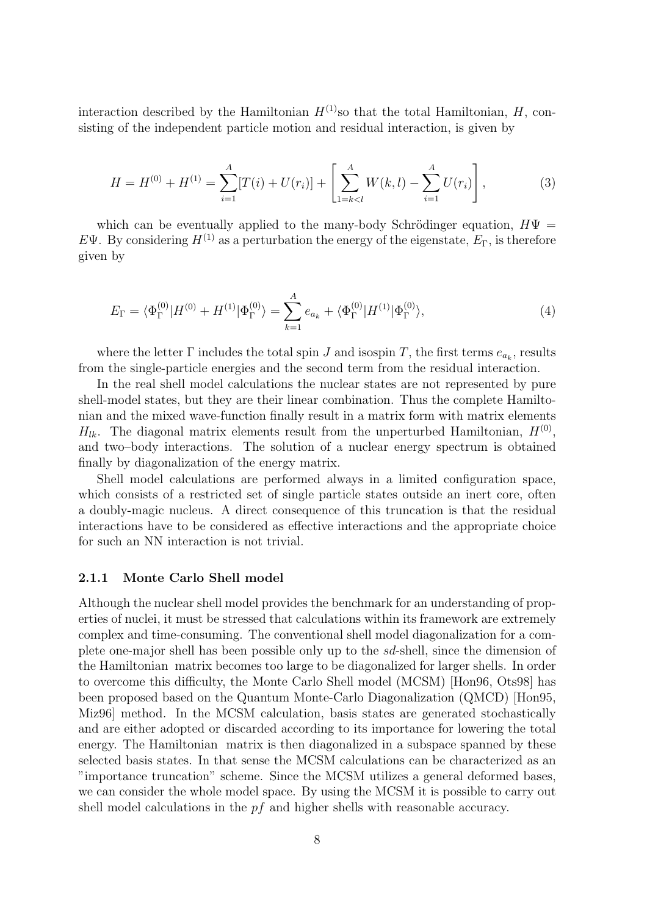interaction described by the Hamiltonian $H^{(1)}$so that the total Hamiltonian, $H$, consisting of the independent particle motion and residual interaction, is given by

$$H = H^{(0)} + H^{(1)} = \sum_{i=1}^{A} [T(i) + U(r_i)] + \left[ \sum_{1=k<l}^{A} W(k,l) - \sum_{i=1}^{A} U(r_i) \right], \tag{3}$$

which can be eventually applied to the many-body Schrödinger equation, $H\Psi = E\Psi$. By considering $H^{(1)}$ as a perturbation the energy of the eigenstate, $E_\Gamma$, is therefore given by

$$E_\Gamma = \langle \Phi_\Gamma^{(0)} | H^{(0)} + H^{(1)} | \Phi_\Gamma^{(0)} \rangle = \sum_{k=1}^{A} e_{a_k} + \langle \Phi_\Gamma^{(0)} | H^{(1)} | \Phi_\Gamma^{(0)} \rangle, \tag{4}$$

where the letter $\Gamma$ includes the total spin $J$ and isospin $T$, the first terms $e_{a_k}$, results from the single-particle energies and the second term from the residual interaction.

In the real shell model calculations the nuclear states are not represented by pure shell-model states, but they are their linear combination. Thus the complete Hamiltonian and the mixed wave-function finally result in a matrix form with matrix elements $H_{lk}$. The diagonal matrix elements result from the unperturbed Hamiltonian, $H^{(0)}$, and two–body interactions. The solution of a nuclear energy spectrum is obtained finally by diagonalization of the energy matrix.

Shell model calculations are performed always in a limited configuration space, which consists of a restricted set of single particle states outside an inert core, often a doubly-magic nucleus. A direct consequence of this truncation is that the residual interactions have to be considered as effective interactions and the appropriate choice for such an NN interaction is not trivial.

### 2.1.1 Monte Carlo Shell model

Although the nuclear shell model provides the benchmark for an understanding of properties of nuclei, it must be stressed that calculations within its framework are extremely complex and time-consuming. The conventional shell model diagonalization for a complete one-major shell has been possible only up to the *sd*-shell, since the dimension of the Hamiltonian matrix becomes too large to be diagonalized for larger shells. In order to overcome this difficulty, the Monte Carlo Shell model (MCSM) [Hon96, Ots98] has been proposed based on the Quantum Monte-Carlo Diagonalization (QMCD) [Hon95, Miz96] method. In the MCSM calculation, basis states are generated stochastically and are either adopted or discarded according to its importance for lowering the total energy. The Hamiltonian matrix is then diagonalized in a subspace spanned by these selected basis states. In that sense the MCSM calculations can be characterized as an "importance truncation" scheme. Since the MCSM utilizes a general deformed bases, we can consider the whole model space. By using the MCSM it is possible to carry out shell model calculations in the *pf* and higher shells with reasonable accuracy.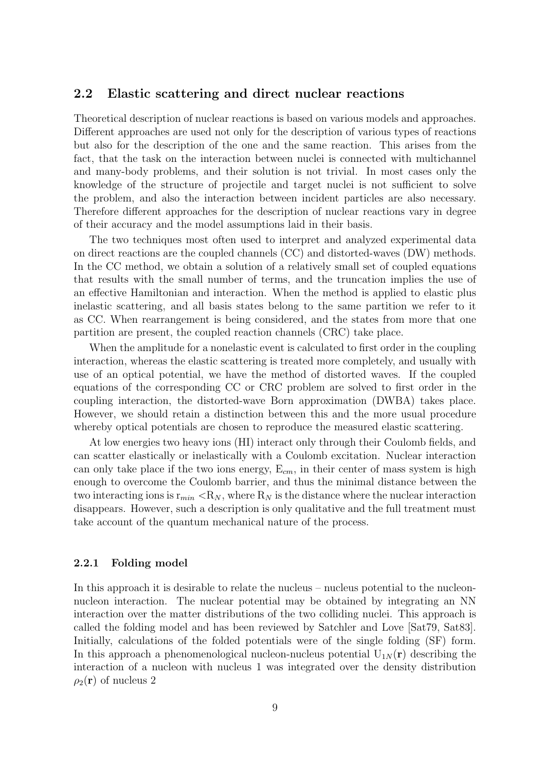## 2.2 Elastic scattering and direct nuclear reactions

Theoretical description of nuclear reactions is based on various models and approaches. Different approaches are used not only for the description of various types of reactions but also for the description of the one and the same reaction. This arises from the fact, that the task on the interaction between nuclei is connected with multichannel and many-body problems, and their solution is not trivial. In most cases only the knowledge of the structure of projectile and target nuclei is not sufficient to solve the problem, and also the interaction between incident particles are also necessary. Therefore different approaches for the description of nuclear reactions vary in degree of their accuracy and the model assumptions laid in their basis.

The two techniques most often used to interpret and analyzed experimental data on direct reactions are the coupled channels (CC) and distorted-waves (DW) methods. In the CC method, we obtain a solution of a relatively small set of coupled equations that results with the small number of terms, and the truncation implies the use of an effective Hamiltonian and interaction. When the method is applied to elastic plus inelastic scattering, and all basis states belong to the same partition we refer to it as CC. When rearrangement is being considered, and the states from more that one partition are present, the coupled reaction channels (CRC) take place.

When the amplitude for a nonelastic event is calculated to first order in the coupling interaction, whereas the elastic scattering is treated more completely, and usually with use of an optical potential, we have the method of distorted waves. If the coupled equations of the corresponding CC or CRC problem are solved to first order in the coupling interaction, the distorted-wave Born approximation (DWBA) takes place. However, we should retain a distinction between this and the more usual procedure whereby optical potentials are chosen to reproduce the measured elastic scattering.

At low energies two heavy ions (HI) interact only through their Coulomb fields, and can scatter elastically or inelastically with a Coulomb excitation. Nuclear interaction can only take place if the two ions energy, $E_{cm}$, in their center of mass system is high enough to overcome the Coulomb barrier, and thus the minimal distance between the two interacting ions is $r_{min} < R_N$, where $R_N$ is the distance where the nuclear interaction disappears. However, such a description is only qualitative and the full treatment must take account of the quantum mechanical nature of the process.

### 2.2.1 Folding model

In this approach it is desirable to relate the nucleus – nucleus potential to the nucleon-nucleon interaction. The nuclear potential may be obtained by integrating an NN interaction over the matter distributions of the two colliding nuclei. This approach is called the folding model and has been reviewed by Satchler and Love [Sat79, Sat83]. Initially, calculations of the folded potentials were of the single folding (SF) form. In this approach a phenomenological nucleon-nucleus potential $U_{1N}(\mathbf{r})$ describing the interaction of a nucleon with nucleus 1 was integrated over the density distribution $\rho_2(\mathbf{r})$ of nucleus 2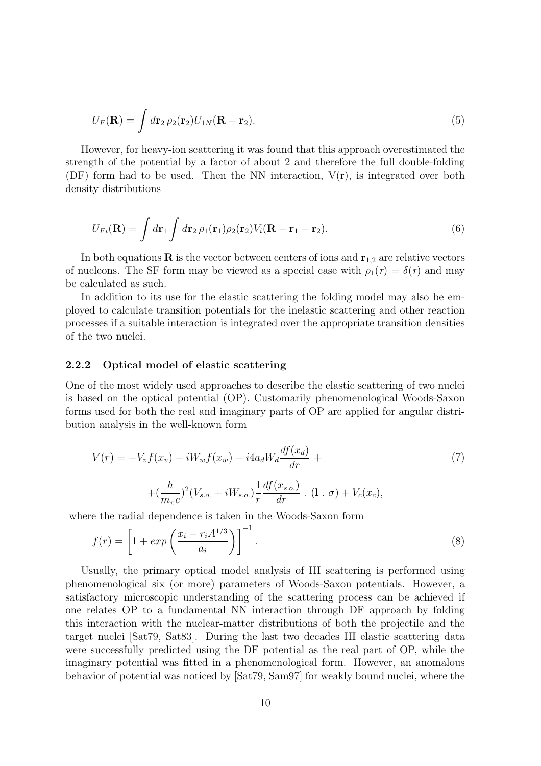$$U_F(\mathbf{R}) = \int d\mathbf{r}_2\, \rho_2(\mathbf{r}_2) U_{1N}(\mathbf{R} - \mathbf{r}_2). \tag{5}$$

However, for heavy-ion scattering it was found that this approach overestimated the strength of the potential by a factor of about 2 and therefore the full double-folding (DF) form had to be used. Then the NN interaction, V(r), is integrated over both density distributions

$$U_{Fi}(\mathbf{R}) = \int d\mathbf{r}_1 \int d\mathbf{r}_2\, \rho_1(\mathbf{r}_1)\rho_2(\mathbf{r}_2) V_i(\mathbf{R} - \mathbf{r}_1 + \mathbf{r}_2). \tag{6}$$

In both equations $\mathbf{R}$ is the vector between centers of ions and $\mathbf{r}_{1,2}$ are relative vectors of nucleons. The SF form may be viewed as a special case with $\rho_1(r) = \delta(r)$ and may be calculated as such.

In addition to its use for the elastic scattering the folding model may also be employed to calculate transition potentials for the inelastic scattering and other reaction processes if a suitable interaction is integrated over the appropriate transition densities of the two nuclei.

### 2.2.2 Optical model of elastic scattering

One of the most widely used approaches to describe the elastic scattering of two nuclei is based on the optical potential (OP). Customarily phenomenological Woods-Saxon forms used for both the real and imaginary parts of OP are applied for angular distribution analysis in the well-known form

$$V(r) = -V_v f(x_v) - iW_w f(x_w) + i4a_d W_d \frac{df(x_d)}{dr} + \tag{7}$$

$$+(\frac{h}{m_\pi c})^2 (V_{s.o.} + iW_{s.o.}) \frac{1}{r} \frac{df(x_{s.o.})}{dr} \ . \ (\mathbf{l} \ . \ \sigma) + V_c(x_c),$$

where the radial dependence is taken in the Woods-Saxon form

$$f(r) = \left[1 + exp\left(\frac{x_i - r_i A^{1/3}}{a_i}\right)\right]^{-1}. \tag{8}$$

Usually, the primary optical model analysis of HI scattering is performed using phenomenological six (or more) parameters of Woods-Saxon potentials. However, a satisfactory microscopic understanding of the scattering process can be achieved if one relates OP to a fundamental NN interaction through DF approach by folding this interaction with the nuclear-matter distributions of both the projectile and the target nuclei [Sat79, Sat83]. During the last two decades HI elastic scattering data were successfully predicted using the DF potential as the real part of OP, while the imaginary potential was fitted in a phenomenological form. However, an anomalous behavior of potential was noticed by [Sat79, Sam97] for weakly bound nuclei, where the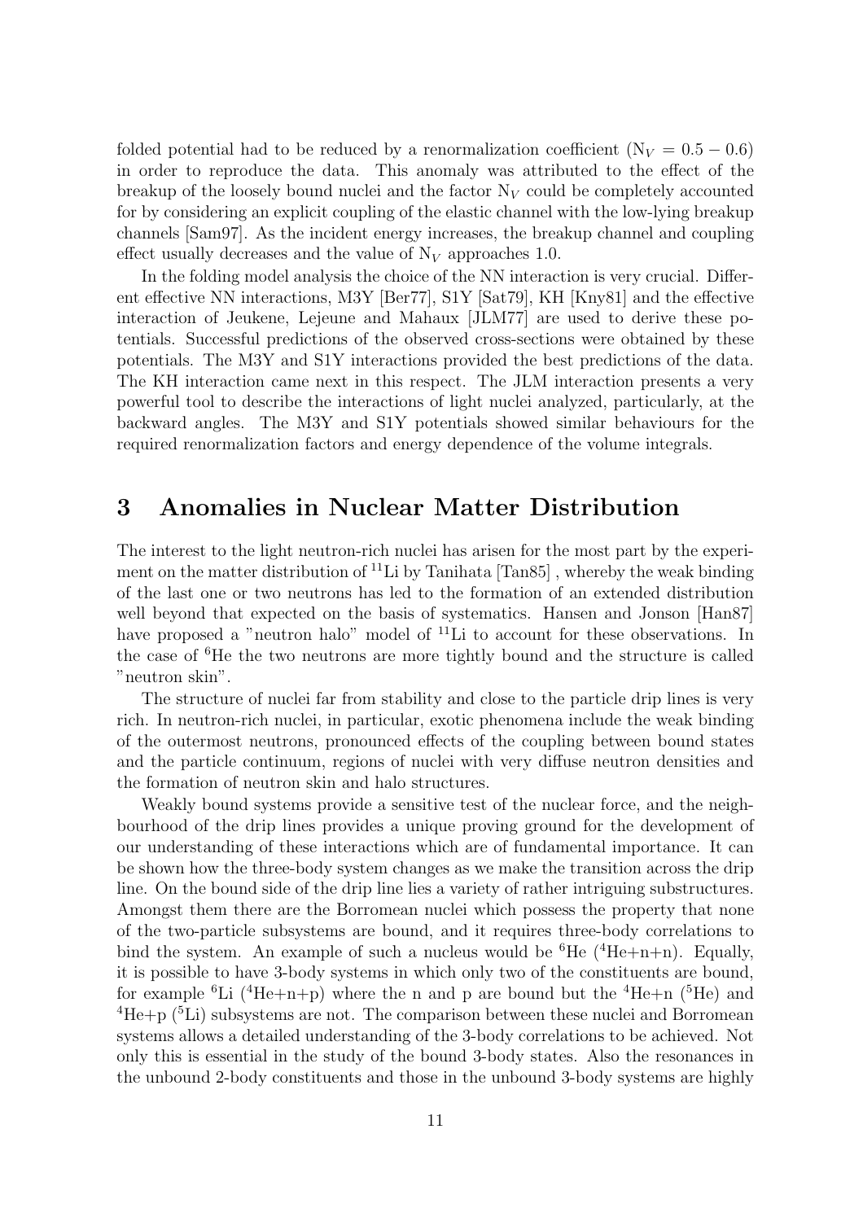folded potential had to be reduced by a renormalization coefficient ($N_V = 0.5 - 0.6$) in order to reproduce the data. This anomaly was attributed to the effect of the breakup of the loosely bound nuclei and the factor $N_V$ could be completely accounted for by considering an explicit coupling of the elastic channel with the low-lying breakup channels [Sam97]. As the incident energy increases, the breakup channel and coupling effect usually decreases and the value of $N_V$ approaches 1.0.

In the folding model analysis the choice of the NN interaction is very crucial. Different effective NN interactions, M3Y [Ber77], S1Y [Sat79], KH [Kny81] and the effective interaction of Jeukene, Lejeune and Mahaux [JLM77] are used to derive these potentials. Successful predictions of the observed cross-sections were obtained by these potentials. The M3Y and S1Y interactions provided the best predictions of the data. The KH interaction came next in this respect. The JLM interaction presents a very powerful tool to describe the interactions of light nuclei analyzed, particularly, at the backward angles. The M3Y and S1Y potentials showed similar behaviours for the required renormalization factors and energy dependence of the volume integrals.

# 3 Anomalies in Nuclear Matter Distribution

The interest to the light neutron-rich nuclei has arisen for the most part by the experiment on the matter distribution of $^{11}$Li by Tanihata [Tan85] , whereby the weak binding of the last one or two neutrons has led to the formation of an extended distribution well beyond that expected on the basis of systematics. Hansen and Jonson [Han87] have proposed a "neutron halo" model of $^{11}$Li to account for these observations. In the case of $^{6}$He the two neutrons are more tightly bound and the structure is called "neutron skin".

The structure of nuclei far from stability and close to the particle drip lines is very rich. In neutron-rich nuclei, in particular, exotic phenomena include the weak binding of the outermost neutrons, pronounced effects of the coupling between bound states and the particle continuum, regions of nuclei with very diffuse neutron densities and the formation of neutron skin and halo structures.

Weakly bound systems provide a sensitive test of the nuclear force, and the neighbourhood of the drip lines provides a unique proving ground for the development of our understanding of these interactions which are of fundamental importance. It can be shown how the three-body system changes as we make the transition across the drip line. On the bound side of the drip line lies a variety of rather intriguing substructures. Amongst them there are the Borromean nuclei which possess the property that none of the two-particle subsystems are bound, and it requires three-body correlations to bind the system. An example of such a nucleus would be $^{6}$He ($^{4}$He+n+n). Equally, it is possible to have 3-body systems in which only two of the constituents are bound, for example $^{6}$Li ($^{4}$He+n+p) where the n and p are bound but the $^{4}$He+n ($^{5}$He) and $^{4}$He+p ($^{5}$Li) subsystems are not. The comparison between these nuclei and Borromean systems allows a detailed understanding of the 3-body correlations to be achieved. Not only this is essential in the study of the bound 3-body states. Also the resonances in the unbound 2-body constituents and those in the unbound 3-body systems are highly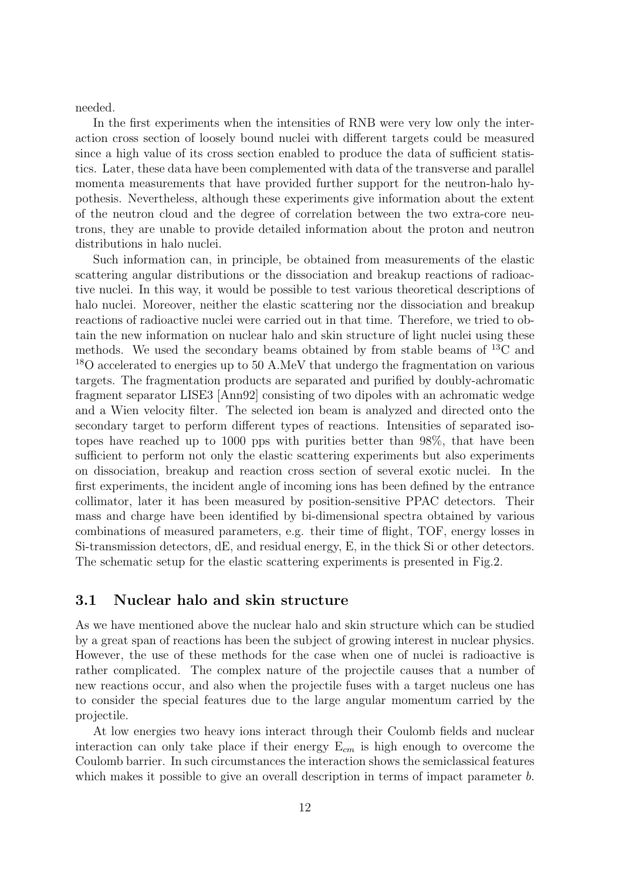needed.

In the first experiments when the intensities of RNB were very low only the interaction cross section of loosely bound nuclei with different targets could be measured since a high value of its cross section enabled to produce the data of sufficient statistics. Later, these data have been complemented with data of the transverse and parallel momenta measurements that have provided further support for the neutron-halo hypothesis. Nevertheless, although these experiments give information about the extent of the neutron cloud and the degree of correlation between the two extra-core neutrons, they are unable to provide detailed information about the proton and neutron distributions in halo nuclei.

Such information can, in principle, be obtained from measurements of the elastic scattering angular distributions or the dissociation and breakup reactions of radioactive nuclei. In this way, it would be possible to test various theoretical descriptions of halo nuclei. Moreover, neither the elastic scattering nor the dissociation and breakup reactions of radioactive nuclei were carried out in that time. Therefore, we tried to obtain the new information on nuclear halo and skin structure of light nuclei using these methods. We used the secondary beams obtained by from stable beams of $^{13}$C and $^{18}$O accelerated to energies up to 50 A.MeV that undergo the fragmentation on various targets. The fragmentation products are separated and purified by doubly-achromatic fragment separator LISE3 [Ann92] consisting of two dipoles with an achromatic wedge and a Wien velocity filter. The selected ion beam is analyzed and directed onto the secondary target to perform different types of reactions. Intensities of separated isotopes have reached up to 1000 pps with purities better than 98%, that have been sufficient to perform not only the elastic scattering experiments but also experiments on dissociation, breakup and reaction cross section of several exotic nuclei. In the first experiments, the incident angle of incoming ions has been defined by the entrance collimator, later it has been measured by position-sensitive PPAC detectors. Their mass and charge have been identified by bi-dimensional spectra obtained by various combinations of measured parameters, e.g. their time of flight, TOF, energy losses in Si-transmission detectors, dE, and residual energy, E, in the thick Si or other detectors. The schematic setup for the elastic scattering experiments is presented in Fig.2.

### 3.1 Nuclear halo and skin structure

As we have mentioned above the nuclear halo and skin structure which can be studied by a great span of reactions has been the subject of growing interest in nuclear physics. However, the use of these methods for the case when one of nuclei is radioactive is rather complicated. The complex nature of the projectile causes that a number of new reactions occur, and also when the projectile fuses with a target nucleus one has to consider the special features due to the large angular momentum carried by the projectile.

At low energies two heavy ions interact through their Coulomb fields and nuclear interaction can only take place if their energy $E_{cm}$ is high enough to overcome the Coulomb barrier. In such circumstances the interaction shows the semiclassical features which makes it possible to give an overall description in terms of impact parameter $b$.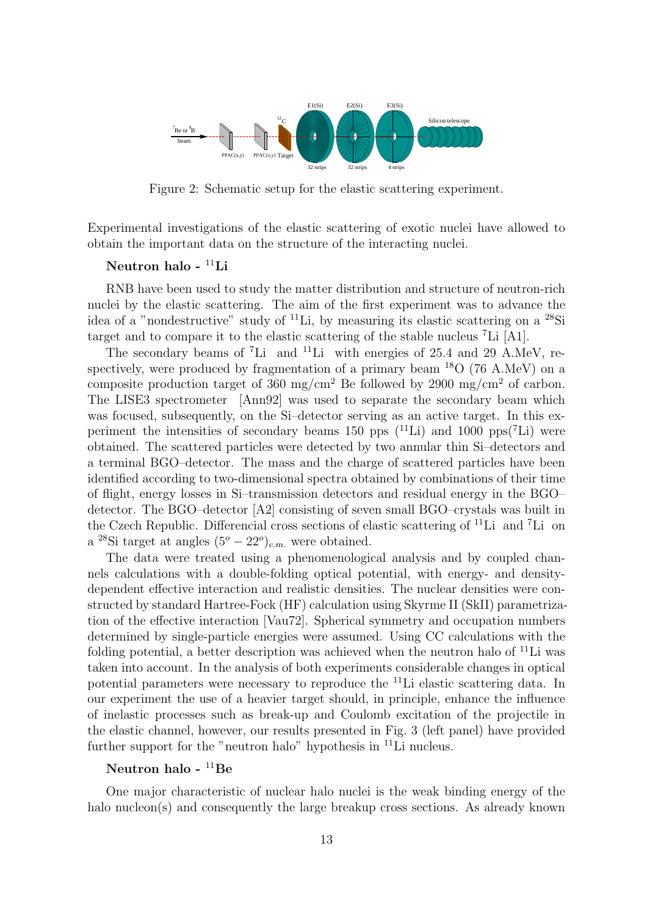Figure 2: Schematic setup for the elastic scattering experiment.

Experimental investigations of the elastic scattering of exotic nuclei have allowed to obtain the important data on the structure of the interacting nuclei.

**Neutron halo - $^{11}$Li**

RNB have been used to study the matter distribution and structure of neutron-rich nuclei by the elastic scattering. The aim of the first experiment was to advance the idea of a "nondestructive" study of $^{11}$Li, by measuring its elastic scattering on a $^{28}$Si target and to compare it to the elastic scattering of the stable nucleus $^{7}$Li [A1].

The secondary beams of $^{7}$Li and $^{11}$Li with energies of 25.4 and 29 A.MeV, respectively, were produced by fragmentation of a primary beam $^{18}$O (76 A.MeV) on a composite production target of 360 mg/cm$^2$ Be followed by 2900 mg/cm$^2$ of carbon. The LISE3 spectrometer [Ann92] was used to separate the secondary beam which was focused, subsequently, on the Si–detector serving as an active target. In this experiment the intensities of secondary beams 150 pps ($^{11}$Li) and 1000 pps($^{7}$Li) were obtained. The scattered particles were detected by two annular thin Si–detectors and a terminal BGO–detector. The mass and the charge of scattered particles have been identified according to two-dimensional spectra obtained by combinations of their time of flight, energy losses in Si–transmission detectors and residual energy in the BGO–detector. The BGO–detector [A2] consisting of seven small BGO–crystals was built in the Czech Republic. Differencial cross sections of elastic scattering of $^{11}$Li and $^{7}$Li on a $^{28}$Si target at angles $(5^o - 22^o)_{c.m.}$ were obtained.

The data were treated using a phenomenological analysis and by coupled channels calculations with a double-folding optical potential, with energy- and density-dependent effective interaction and realistic densities. The nuclear densities were constructed by standard Hartree-Fock (HF) calculation using Skyrme II (SkII) parametrization of the effective interaction [Vau72]. Spherical symmetry and occupation numbers determined by single-particle energies were assumed. Using CC calculations with the folding potential, a better description was achieved when the neutron halo of $^{11}$Li was taken into account. In the analysis of both experiments considerable changes in optical potential parameters were necessary to reproduce the $^{11}$Li elastic scattering data. In our experiment the use of a heavier target should, in principle, enhance the influence of inelastic processes such as break-up and Coulomb excitation of the projectile in the elastic channel, however, our results presented in Fig. 3 (left panel) have provided further support for the "neutron halo" hypothesis in $^{11}$Li nucleus.

**Neutron halo - $^{11}$Be**

One major characteristic of nuclear halo nuclei is the weak binding energy of the halo nucleon(s) and consequently the large breakup cross sections. As already known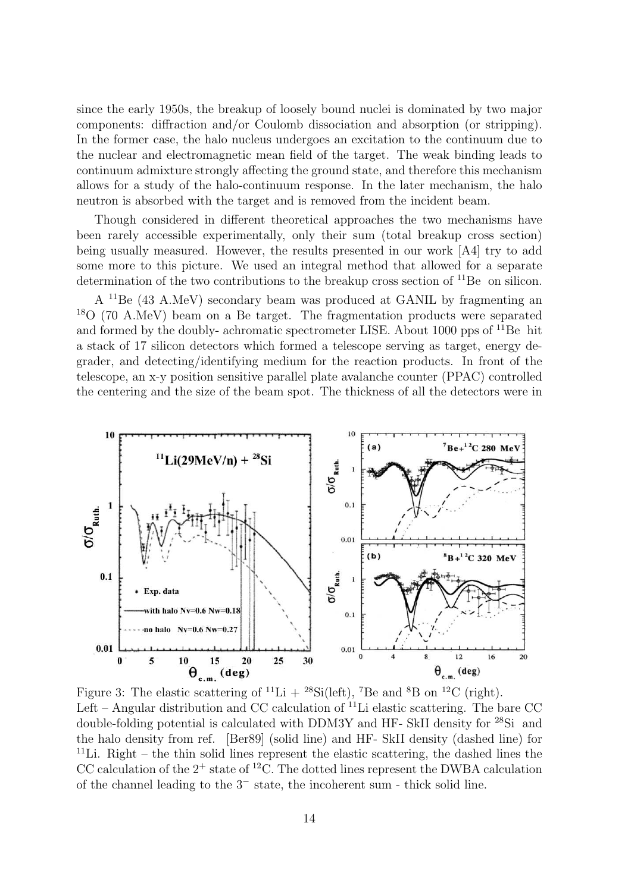since the early 1950s, the breakup of loosely bound nuclei is dominated by two major components: diffraction and/or Coulomb dissociation and absorption (or stripping). In the former case, the halo nucleus undergoes an excitation to the continuum due to the nuclear and electromagnetic mean field of the target. The weak binding leads to continuum admixture strongly affecting the ground state, and therefore this mechanism allows for a study of the halo-continuum response. In the later mechanism, the halo neutron is absorbed with the target and is removed from the incident beam.

Though considered in different theoretical approaches the two mechanisms have been rarely accessible experimentally, only their sum (total breakup cross section) being usually measured. However, the results presented in our work [A4] try to add some more to this picture. We used an integral method that allowed for a separate determination of the two contributions to the breakup cross section of $^{11}$Be on silicon.

A $^{11}$Be (43 A.MeV) secondary beam was produced at GANIL by fragmenting an $^{18}$O (70 A.MeV) beam on a Be target. The fragmentation products were separated and formed by the doubly- achromatic spectrometer LISE. About 1000 pps of $^{11}$Be hit a stack of 17 silicon detectors which formed a telescope serving as target, energy degrader, and detecting/identifying medium for the reaction products. In front of the telescope, an x-y position sensitive parallel plate avalanche counter (PPAC) controlled the centering and the size of the beam spot. The thickness of all the detectors were in

Figure 3: The elastic scattering of $^{11}$Li + $^{28}$Si(left), $^{7}$Be and $^{8}$B on $^{12}$C (right).
Left – Angular distribution and CC calculation of $^{11}$Li elastic scattering. The bare CC double-folding potential is calculated with DDM3Y and HF- SkII density for $^{28}$Si and the halo density from ref. [Ber89] (solid line) and HF- SkII density (dashed line) for $^{11}$Li. Right – the thin solid lines represent the elastic scattering, the dashed lines the CC calculation of the $2^+$ state of $^{12}$C. The dotted lines represent the DWBA calculation of the channel leading to the $3^-$ state, the incoherent sum - thick solid line.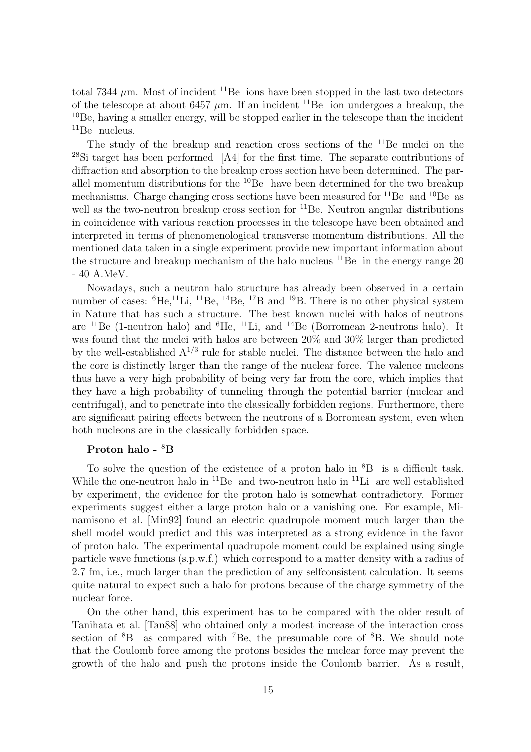total 7344 $\mu$m. Most of incident $^{11}$Be ions have been stopped in the last two detectors of the telescope at about 6457 $\mu$m. If an incident $^{11}$Be ion undergoes a breakup, the $^{10}$Be, having a smaller energy, will be stopped earlier in the telescope than the incident $^{11}$Be nucleus.

The study of the breakup and reaction cross sections of the $^{11}$Be nuclei on the $^{28}$Si target has been performed [A4] for the first time. The separate contributions of diffraction and absorption to the breakup cross section have been determined. The parallel momentum distributions for the $^{10}$Be have been determined for the two breakup mechanisms. Charge changing cross sections have been measured for $^{11}$Be and $^{10}$Be as well as the two-neutron breakup cross section for $^{11}$Be. Neutron angular distributions in coincidence with various reaction processes in the telescope have been obtained and interpreted in terms of phenomenological transverse momentum distributions. All the mentioned data taken in a single experiment provide new important information about the structure and breakup mechanism of the halo nucleus $^{11}$Be in the energy range 20 - 40 A.MeV.

Nowadays, such a neutron halo structure has already been observed in a certain number of cases: $^{6}$He,$^{11}$Li, $^{11}$Be, $^{14}$Be, $^{17}$B and $^{19}$B. There is no other physical system in Nature that has such a structure. The best known nuclei with halos of neutrons are $^{11}$Be (1-neutron halo) and $^{6}$He, $^{11}$Li, and $^{14}$Be (Borromean 2-neutrons halo). It was found that the nuclei with halos are between 20% and 30% larger than predicted by the well-established $A^{1/3}$ rule for stable nuclei. The distance between the halo and the core is distinctly larger than the range of the nuclear force. The valence nucleons thus have a very high probability of being very far from the core, which implies that they have a high probability of tunneling through the potential barrier (nuclear and centrifugal), and to penetrate into the classically forbidden regions. Furthermore, there are significant pairing effects between the neutrons of a Borromean system, even when both nucleons are in the classically forbidden space.

**Proton halo - $^{8}$B**

To solve the question of the existence of a proton halo in $^{8}$B is a difficult task. While the one-neutron halo in $^{11}$Be and two-neutron halo in $^{11}$Li are well established by experiment, the evidence for the proton halo is somewhat contradictory. Former experiments suggest either a large proton halo or a vanishing one. For example, Minamisono et al. [Min92] found an electric quadrupole moment much larger than the shell model would predict and this was interpreted as a strong evidence in the favor of proton halo. The experimental quadrupole moment could be explained using single particle wave functions (s.p.w.f.) which correspond to a matter density with a radius of 2.7 fm, i.e., much larger than the prediction of any selfconsistent calculation. It seems quite natural to expect such a halo for protons because of the charge symmetry of the nuclear force.

On the other hand, this experiment has to be compared with the older result of Tanihata et al. [Tan88] who obtained only a modest increase of the interaction cross section of $^{8}$B as compared with $^{7}$Be, the presumable core of $^{8}$B. We should note that the Coulomb force among the protons besides the nuclear force may prevent the growth of the halo and push the protons inside the Coulomb barrier. As a result,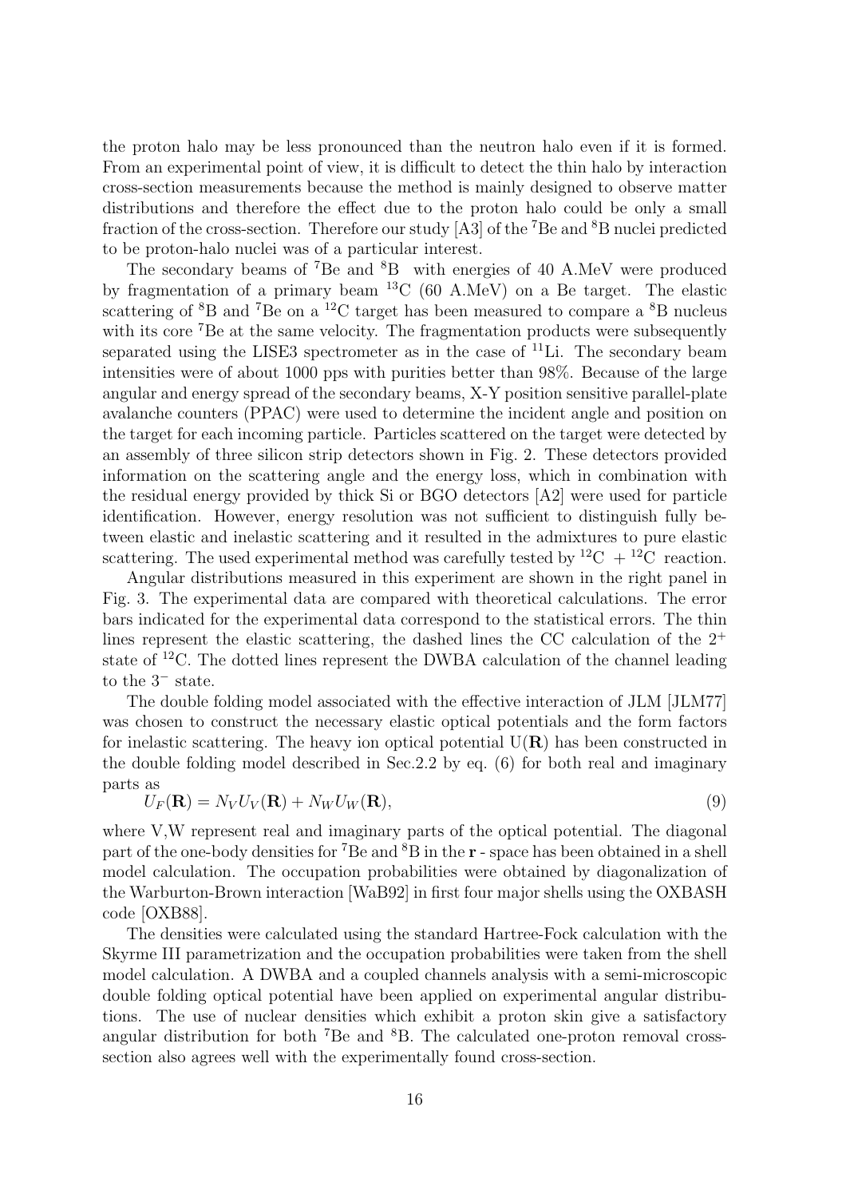the proton halo may be less pronounced than the neutron halo even if it is formed. From an experimental point of view, it is difficult to detect the thin halo by interaction cross-section measurements because the method is mainly designed to observe matter distributions and therefore the effect due to the proton halo could be only a small fraction of the cross-section. Therefore our study [A3] of the $^{7}$Be and $^{8}$B nuclei predicted to be proton-halo nuclei was of a particular interest.

The secondary beams of $^{7}$Be and $^{8}$B with energies of 40 A.MeV were produced by fragmentation of a primary beam $^{13}$C (60 A.MeV) on a Be target. The elastic scattering of $^{8}$B and $^{7}$Be on a $^{12}$C target has been measured to compare a $^{8}$B nucleus with its core $^{7}$Be at the same velocity. The fragmentation products were subsequently separated using the LISE3 spectrometer as in the case of $^{11}$Li. The secondary beam intensities were of about 1000 pps with purities better than 98%. Because of the large angular and energy spread of the secondary beams, X-Y position sensitive parallel-plate avalanche counters (PPAC) were used to determine the incident angle and position on the target for each incoming particle. Particles scattered on the target were detected by an assembly of three silicon strip detectors shown in Fig. 2. These detectors provided information on the scattering angle and the energy loss, which in combination with the residual energy provided by thick Si or BGO detectors [A2] were used for particle identification. However, energy resolution was not sufficient to distinguish fully between elastic and inelastic scattering and it resulted in the admixtures to pure elastic scattering. The used experimental method was carefully tested by $^{12}$C + $^{12}$C reaction.

Angular distributions measured in this experiment are shown in the right panel in Fig. 3. The experimental data are compared with theoretical calculations. The error bars indicated for the experimental data correspond to the statistical errors. The thin lines represent the elastic scattering, the dashed lines the CC calculation of the $2^{+}$ state of $^{12}$C. The dotted lines represent the DWBA calculation of the channel leading to the $3^{-}$ state.

The double folding model associated with the effective interaction of JLM [JLM77] was chosen to construct the necessary elastic optical potentials and the form factors for inelastic scattering. The heavy ion optical potential U($\mathbf{R}$) has been constructed in the double folding model described in Sec.2.2 by eq. (6) for both real and imaginary parts as

$$U_F(\mathbf{R}) = N_V U_V(\mathbf{R}) + N_W U_W(\mathbf{R}), \tag{9}$$

where V,W represent real and imaginary parts of the optical potential. The diagonal part of the one-body densities for $^{7}$Be and $^{8}$B in the $\mathbf{r}$ - space has been obtained in a shell model calculation. The occupation probabilities were obtained by diagonalization of the Warburton-Brown interaction [WaB92] in first four major shells using the OXBASH code [OXB88].

The densities were calculated using the standard Hartree-Fock calculation with the Skyrme III parametrization and the occupation probabilities were taken from the shell model calculation. A DWBA and a coupled channels analysis with a semi-microscopic double folding optical potential have been applied on experimental angular distributions. The use of nuclear densities which exhibit a proton skin give a satisfactory angular distribution for both $^{7}$Be and $^{8}$B. The calculated one-proton removal cross-section also agrees well with the experimentally found cross-section.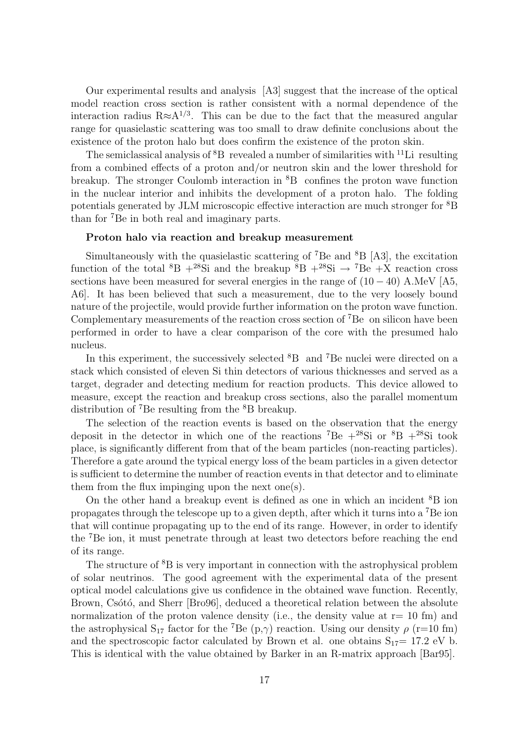Our experimental results and analysis [A3] suggest that the increase of the optical model reaction cross section is rather consistent with a normal dependence of the interaction radius $R \approx A^{1/3}$. This can be due to the fact that the measured angular range for quasielastic scattering was too small to draw definite conclusions about the existence of the proton halo but does confirm the existence of the proton skin.

The semiclassical analysis of $^{8}$B revealed a number of similarities with $^{11}$Li resulting from a combined effects of a proton and/or neutron skin and the lower threshold for breakup. The stronger Coulomb interaction in $^{8}$B confines the proton wave function in the nuclear interior and inhibits the development of a proton halo. The folding potentials generated by JLM microscopic effective interaction are much stronger for $^{8}$B than for $^{7}$Be in both real and imaginary parts.

**Proton halo via reaction and breakup measurement**

Simultaneously with the quasielastic scattering of $^{7}$Be and $^{8}$B [A3], the excitation function of the total $^{8}$B $+^{28}$Si and the breakup $^{8}$B $+^{28}$Si $\rightarrow$ $^{7}$Be +X reaction cross sections have been measured for several energies in the range of $(10-40)$ A.MeV [A5, A6]. It has been believed that such a measurement, due to the very loosely bound nature of the projectile, would provide further information on the proton wave function. Complementary measurements of the reaction cross section of $^{7}$Be on silicon have been performed in order to have a clear comparison of the core with the presumed halo nucleus.

In this experiment, the successively selected $^{8}$B and $^{7}$Be nuclei were directed on a stack which consisted of eleven Si thin detectors of various thicknesses and served as a target, degrader and detecting medium for reaction products. This device allowed to measure, except the reaction and breakup cross sections, also the parallel momentum distribution of $^{7}$Be resulting from the $^{8}$B breakup.

The selection of the reaction events is based on the observation that the energy deposit in the detector in which one of the reactions $^{7}$Be $+^{28}$Si or $^{8}$B $+^{28}$Si took place, is significantly different from that of the beam particles (non-reacting particles). Therefore a gate around the typical energy loss of the beam particles in a given detector is sufficient to determine the number of reaction events in that detector and to eliminate them from the flux impinging upon the next one(s).

On the other hand a breakup event is defined as one in which an incident $^{8}$B ion propagates through the telescope up to a given depth, after which it turns into a $^{7}$Be ion that will continue propagating up to the end of its range. However, in order to identify the $^{7}$Be ion, it must penetrate through at least two detectors before reaching the end of its range.

The structure of $^{8}$B is very important in connection with the astrophysical problem of solar neutrinos. The good agreement with the experimental data of the present optical model calculations give us confidence in the obtained wave function. Recently, Brown, Csótó, and Sherr [Bro96], deduced a theoretical relation between the absolute normalization of the proton valence density (i.e., the density value at r= 10 fm) and the astrophysical $S_{17}$ factor for the $^{7}$Be (p,$\gamma$) reaction. Using our density $\rho$ (r=10 fm) and the spectroscopic factor calculated by Brown et al. one obtains $S_{17}$= 17.2 eV b. This is identical with the value obtained by Barker in an R-matrix approach [Bar95].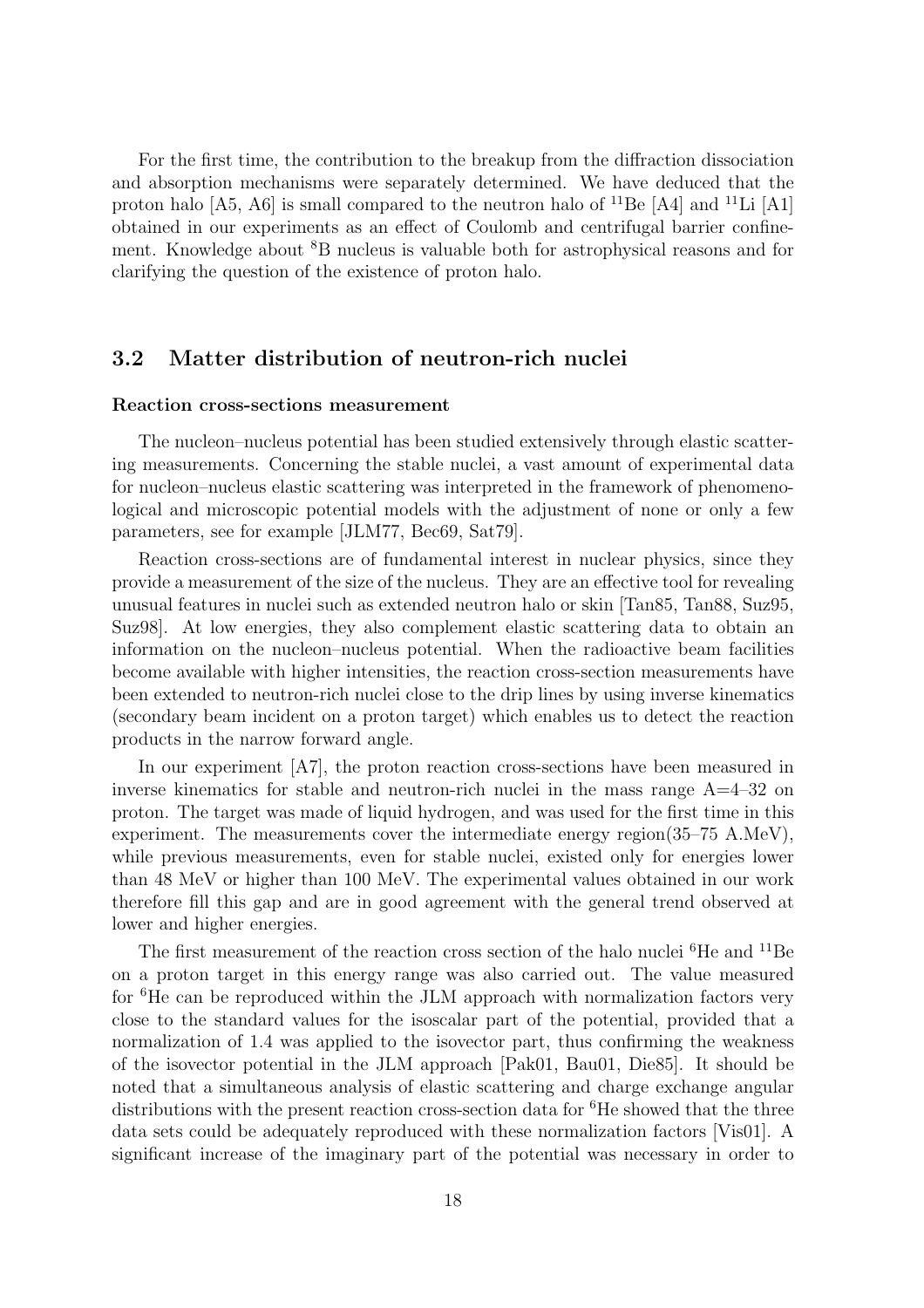For the first time, the contribution to the breakup from the diffraction dissociation and absorption mechanisms were separately determined. We have deduced that the proton halo [A5, A6] is small compared to the neutron halo of $^{11}$Be [A4] and $^{11}$Li [A1] obtained in our experiments as an effect of Coulomb and centrifugal barrier confinement. Knowledge about $^{8}$B nucleus is valuable both for astrophysical reasons and for clarifying the question of the existence of proton halo.

## 3.2 Matter distribution of neutron-rich nuclei

**Reaction cross-sections measurement**

The nucleon–nucleus potential has been studied extensively through elastic scattering measurements. Concerning the stable nuclei, a vast amount of experimental data for nucleon–nucleus elastic scattering was interpreted in the framework of phenomenological and microscopic potential models with the adjustment of none or only a few parameters, see for example [JLM77, Bec69, Sat79].

Reaction cross-sections are of fundamental interest in nuclear physics, since they provide a measurement of the size of the nucleus. They are an effective tool for revealing unusual features in nuclei such as extended neutron halo or skin [Tan85, Tan88, Suz95, Suz98]. At low energies, they also complement elastic scattering data to obtain an information on the nucleon–nucleus potential. When the radioactive beam facilities become available with higher intensities, the reaction cross-section measurements have been extended to neutron-rich nuclei close to the drip lines by using inverse kinematics (secondary beam incident on a proton target) which enables us to detect the reaction products in the narrow forward angle.

In our experiment [A7], the proton reaction cross-sections have been measured in inverse kinematics for stable and neutron-rich nuclei in the mass range A=4–32 on proton. The target was made of liquid hydrogen, and was used for the first time in this experiment. The measurements cover the intermediate energy region(35–75 A.MeV), while previous measurements, even for stable nuclei, existed only for energies lower than 48 MeV or higher than 100 MeV. The experimental values obtained in our work therefore fill this gap and are in good agreement with the general trend observed at lower and higher energies.

The first measurement of the reaction cross section of the halo nuclei $^{6}$He and $^{11}$Be on a proton target in this energy range was also carried out. The value measured for $^{6}$He can be reproduced within the JLM approach with normalization factors very close to the standard values for the isoscalar part of the potential, provided that a normalization of 1.4 was applied to the isovector part, thus confirming the weakness of the isovector potential in the JLM approach [Pak01, Bau01, Die85]. It should be noted that a simultaneous analysis of elastic scattering and charge exchange angular distributions with the present reaction cross-section data for $^{6}$He showed that the three data sets could be adequately reproduced with these normalization factors [Vis01]. A significant increase of the imaginary part of the potential was necessary in order to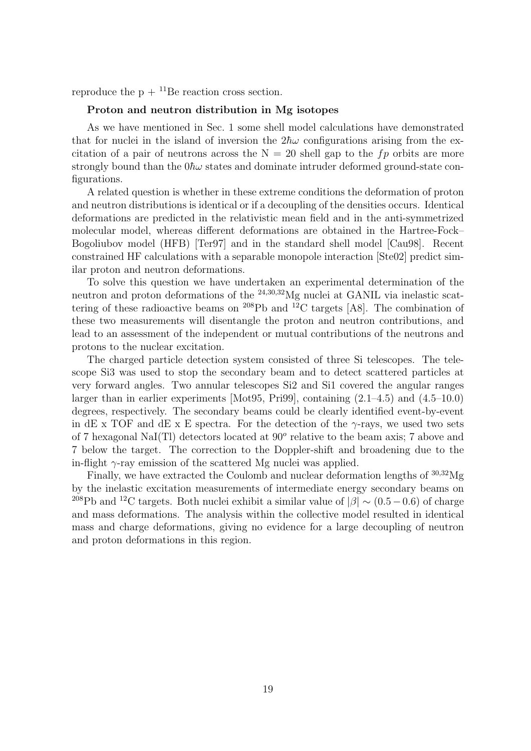reproduce the p + $^{11}$Be reaction cross section.

**Proton and neutron distribution in Mg isotopes**

As we have mentioned in Sec. 1 some shell model calculations have demonstrated that for nuclei in the island of inversion the $2\hbar\omega$ configurations arising from the excitation of a pair of neutrons across the N = 20 shell gap to the $fp$ orbits are more strongly bound than the $0\hbar\omega$ states and dominate intruder deformed ground-state configurations.

A related question is whether in these extreme conditions the deformation of proton and neutron distributions is identical or if a decoupling of the densities occurs. Identical deformations are predicted in the relativistic mean field and in the anti-symmetrized molecular model, whereas different deformations are obtained in the Hartree-Fock–Bogoliubov model (HFB) [Ter97] and in the standard shell model [Cau98]. Recent constrained HF calculations with a separable monopole interaction [Ste02] predict similar proton and neutron deformations.

To solve this question we have undertaken an experimental determination of the neutron and proton deformations of the $^{24,30,32}$Mg nuclei at GANIL via inelastic scattering of these radioactive beams on $^{208}$Pb and $^{12}$C targets [A8]. The combination of these two measurements will disentangle the proton and neutron contributions, and lead to an assessment of the independent or mutual contributions of the neutrons and protons to the nuclear excitation.

The charged particle detection system consisted of three Si telescopes. The telescope Si3 was used to stop the secondary beam and to detect scattered particles at very forward angles. Two annular telescopes Si2 and Si1 covered the angular ranges larger than in earlier experiments [Mot95, Pri99], containing (2.1–4.5) and (4.5–10.0) degrees, respectively. The secondary beams could be clearly identified event-by-event in dE x TOF and dE x E spectra. For the detection of the $\gamma$-rays, we used two sets of 7 hexagonal NaI(Tl) detectors located at $90^o$ relative to the beam axis; 7 above and 7 below the target. The correction to the Doppler-shift and broadening due to the in-flight $\gamma$-ray emission of the scattered Mg nuclei was applied.

Finally, we have extracted the Coulomb and nuclear deformation lengths of $^{30,32}$Mg by the inelastic excitation measurements of intermediate energy secondary beams on $^{208}$Pb and $^{12}$C targets. Both nuclei exhibit a similar value of $|\beta| \sim (0.5 - 0.6)$ of charge and mass deformations. The analysis within the collective model resulted in identical mass and charge deformations, giving no evidence for a large decoupling of neutron and proton deformations in this region.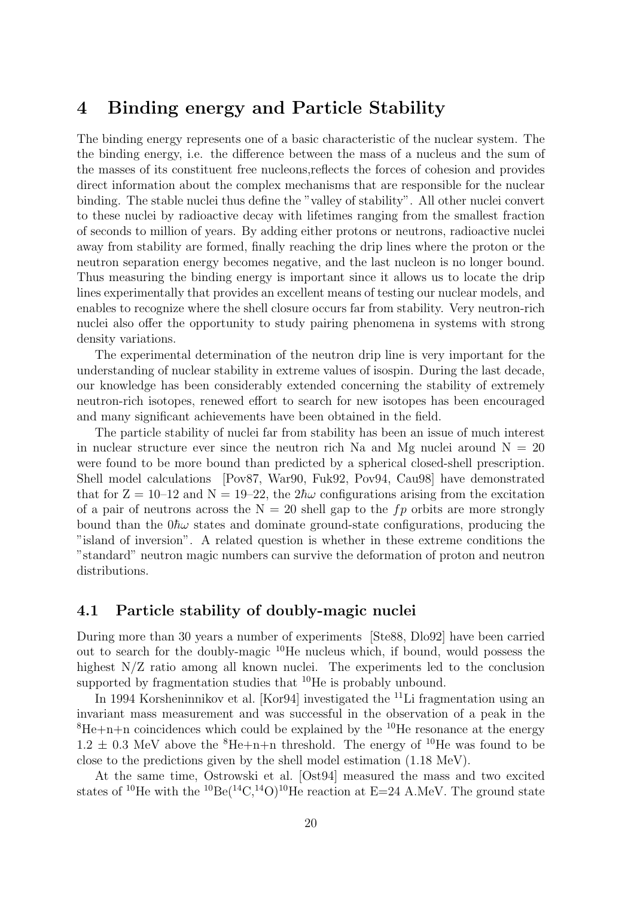# 4 Binding energy and Particle Stability

The binding energy represents one of a basic characteristic of the nuclear system. The the binding energy, i.e. the difference between the mass of a nucleus and the sum of the masses of its constituent free nucleons,reflects the forces of cohesion and provides direct information about the complex mechanisms that are responsible for the nuclear binding. The stable nuclei thus define the "valley of stability". All other nuclei convert to these nuclei by radioactive decay with lifetimes ranging from the smallest fraction of seconds to million of years. By adding either protons or neutrons, radioactive nuclei away from stability are formed, finally reaching the drip lines where the proton or the neutron separation energy becomes negative, and the last nucleon is no longer bound. Thus measuring the binding energy is important since it allows us to locate the drip lines experimentally that provides an excellent means of testing our nuclear models, and enables to recognize where the shell closure occurs far from stability. Very neutron-rich nuclei also offer the opportunity to study pairing phenomena in systems with strong density variations.

The experimental determination of the neutron drip line is very important for the understanding of nuclear stability in extreme values of isospin. During the last decade, our knowledge has been considerably extended concerning the stability of extremely neutron-rich isotopes, renewed effort to search for new isotopes has been encouraged and many significant achievements have been obtained in the field.

The particle stability of nuclei far from stability has been an issue of much interest in nuclear structure ever since the neutron rich Na and Mg nuclei around N = 20 were found to be more bound than predicted by a spherical closed-shell prescription. Shell model calculations [Pov87, War90, Fuk92, Pov94, Cau98] have demonstrated that for Z = 10–12 and N = 19–22, the $2\hbar\omega$ configurations arising from the excitation of a pair of neutrons across the N = 20 shell gap to the $fp$ orbits are more strongly bound than the $0\hbar\omega$ states and dominate ground-state configurations, producing the "island of inversion". A related question is whether in these extreme conditions the "standard" neutron magic numbers can survive the deformation of proton and neutron distributions.

## 4.1 Particle stability of doubly-magic nuclei

During more than 30 years a number of experiments [Ste88, Dlo92] have been carried out to search for the doubly-magic $^{10}$He nucleus which, if bound, would possess the highest N/Z ratio among all known nuclei. The experiments led to the conclusion supported by fragmentation studies that $^{10}$He is probably unbound.

In 1994 Korsheninnikov et al. [Kor94] investigated the $^{11}$Li fragmentation using an invariant mass measurement and was successful in the observation of a peak in the $^{8}$He+n+n coincidences which could be explained by the $^{10}$He resonance at the energy $1.2 \pm 0.3$ MeV above the $^{8}$He+n+n threshold. The energy of $^{10}$He was found to be close to the predictions given by the shell model estimation (1.18 MeV).

At the same time, Ostrowski et al. [Ost94] measured the mass and two excited states of $^{10}$He with the $^{10}$Be($^{14}$C,$^{14}$O)$^{10}$He reaction at E=24 A.MeV. The ground state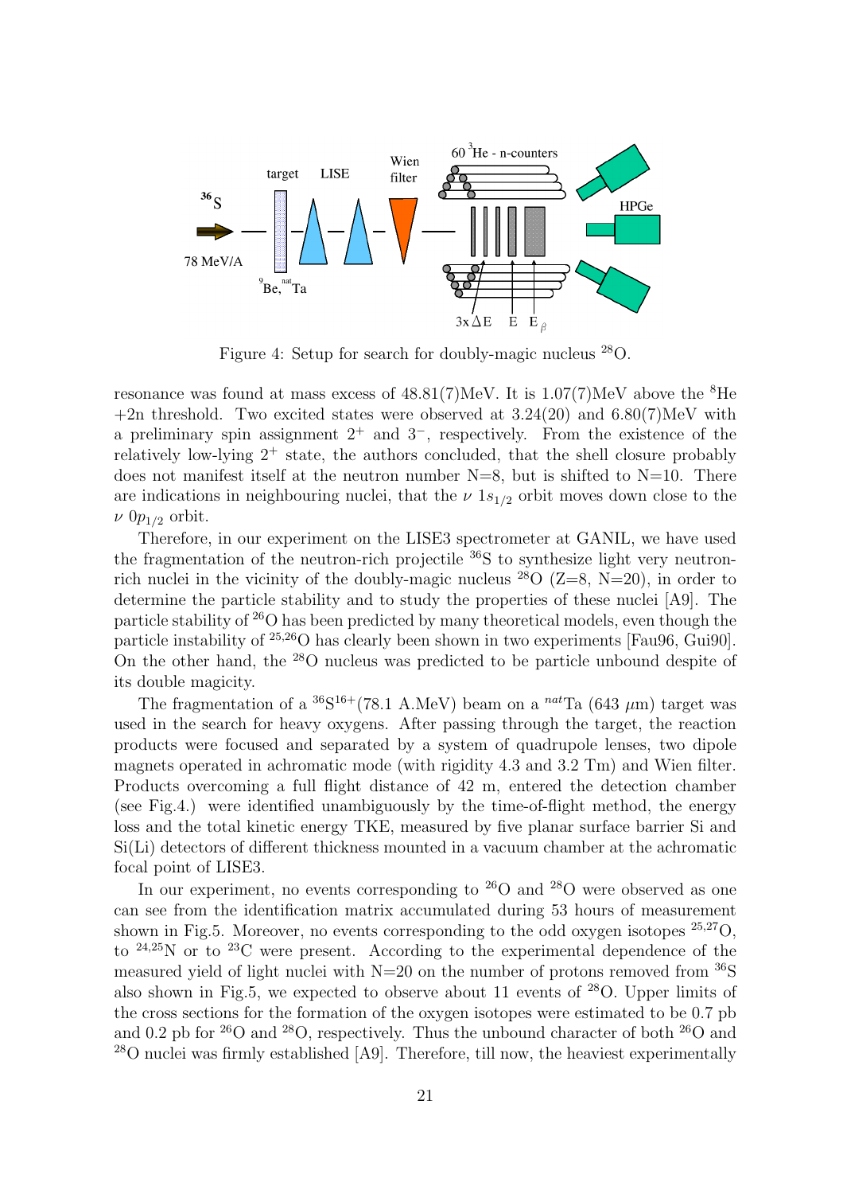Figure 4: Setup for search for doubly-magic nucleus $^{28}$O.

resonance was found at mass excess of 48.81(7)MeV. It is 1.07(7)MeV above the $^{8}$He +2n threshold. Two excited states were observed at 3.24(20) and 6.80(7)MeV with a preliminary spin assignment $2^+$ and $3^-$, respectively. From the existence of the relatively low-lying $2^+$ state, the authors concluded, that the shell closure probably does not manifest itself at the neutron number N=8, but is shifted to N=10. There are indications in neighbouring nuclei, that the $\nu\ 1s_{1/2}$ orbit moves down close to the $\nu\ 0p_{1/2}$ orbit.

Therefore, in our experiment on the LISE3 spectrometer at GANIL, we have used the fragmentation of the neutron-rich projectile $^{36}$S to synthesize light very neutron-rich nuclei in the vicinity of the doubly-magic nucleus $^{28}$O (Z=8, N=20), in order to determine the particle stability and to study the properties of these nuclei [A9]. The particle stability of $^{26}$O has been predicted by many theoretical models, even though the particle instability of $^{25,26}$O has clearly been shown in two experiments [Fau96, Gui90]. On the other hand, the $^{28}$O nucleus was predicted to be particle unbound despite of its double magicity.

The fragmentation of a $^{36}$S$^{16+}$(78.1 A.MeV) beam on a $^{nat}$Ta (643 $\mu$m) target was used in the search for heavy oxygens. After passing through the target, the reaction products were focused and separated by a system of quadrupole lenses, two dipole magnets operated in achromatic mode (with rigidity 4.3 and 3.2 Tm) and Wien filter. Products overcoming a full flight distance of 42 m, entered the detection chamber (see Fig.4.) were identified unambiguously by the time-of-flight method, the energy loss and the total kinetic energy TKE, measured by five planar surface barrier Si and Si(Li) detectors of different thickness mounted in a vacuum chamber at the achromatic focal point of LISE3.

In our experiment, no events corresponding to $^{26}$O and $^{28}$O were observed as one can see from the identification matrix accumulated during 53 hours of measurement shown in Fig.5. Moreover, no events corresponding to the odd oxygen isotopes $^{25,27}$O, to $^{24,25}$N or to $^{23}$C were present. According to the experimental dependence of the measured yield of light nuclei with N=20 on the number of protons removed from $^{36}$S also shown in Fig.5, we expected to observe about 11 events of $^{28}$O. Upper limits of the cross sections for the formation of the oxygen isotopes were estimated to be 0.7 pb and 0.2 pb for $^{26}$O and $^{28}$O, respectively. Thus the unbound character of both $^{26}$O and $^{28}$O nuclei was firmly established [A9]. Therefore, till now, the heaviest experimentally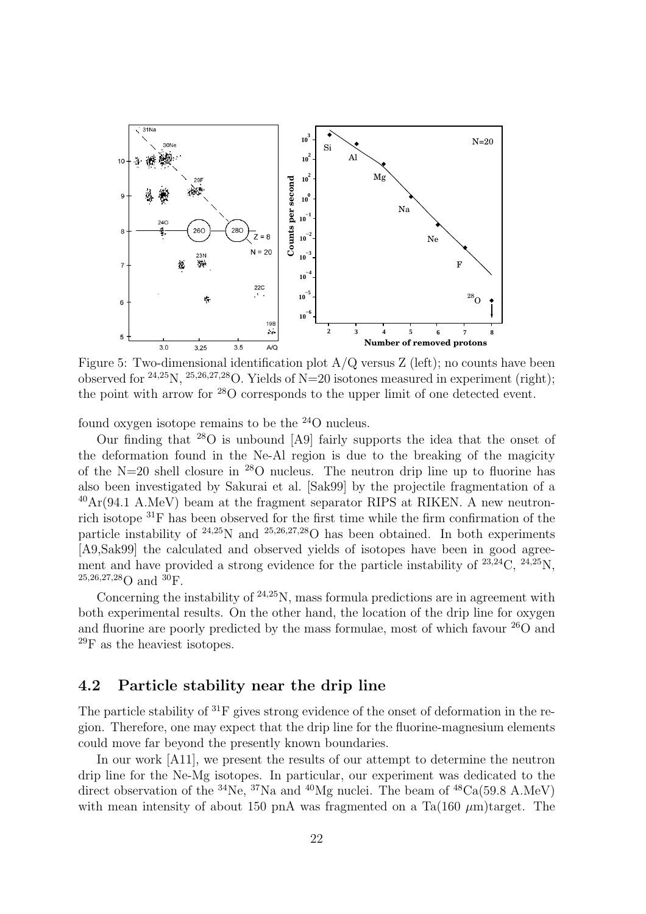Figure 5: Two-dimensional identification plot A/Q versus Z (left); no counts have been observed for $^{24,25}$N, $^{25,26,27,28}$O. Yields of N=20 isotones measured in experiment (right); the point with arrow for $^{28}$O corresponds to the upper limit of one detected event.

found oxygen isotope remains to be the $^{24}$O nucleus.

Our finding that $^{28}$O is unbound [A9] fairly supports the idea that the onset of the deformation found in the Ne-Al region is due to the breaking of the magicity of the N=20 shell closure in $^{28}$O nucleus. The neutron drip line up to fluorine has also been investigated by Sakurai et al. [Sak99] by the projectile fragmentation of a $^{40}$Ar(94.1 A.MeV) beam at the fragment separator RIPS at RIKEN. A new neutron-rich isotope $^{31}$F has been observed for the first time while the firm confirmation of the particle instability of $^{24,25}$N and $^{25,26,27,28}$O has been obtained. In both experiments [A9,Sak99] the calculated and observed yields of isotopes have been in good agreement and have provided a strong evidence for the particle instability of $^{23,24}$C, $^{24,25}$N, $^{25,26,27,28}$O and $^{30}$F.

Concerning the instability of $^{24,25}$N, mass formula predictions are in agreement with both experimental results. On the other hand, the location of the drip line for oxygen and fluorine are poorly predicted by the mass formulae, most of which favour $^{26}$O and $^{29}$F as the heaviest isotopes.

## 4.2 Particle stability near the drip line

The particle stability of $^{31}$F gives strong evidence of the onset of deformation in the region. Therefore, one may expect that the drip line for the fluorine-magnesium elements could move far beyond the presently known boundaries.

In our work [A11], we present the results of our attempt to determine the neutron drip line for the Ne-Mg isotopes. In particular, our experiment was dedicated to the direct observation of the $^{34}$Ne, $^{37}$Na and $^{40}$Mg nuclei. The beam of $^{48}$Ca(59.8 A.MeV) with mean intensity of about 150 pnA was fragmented on a Ta(160 $\mu$m)target. The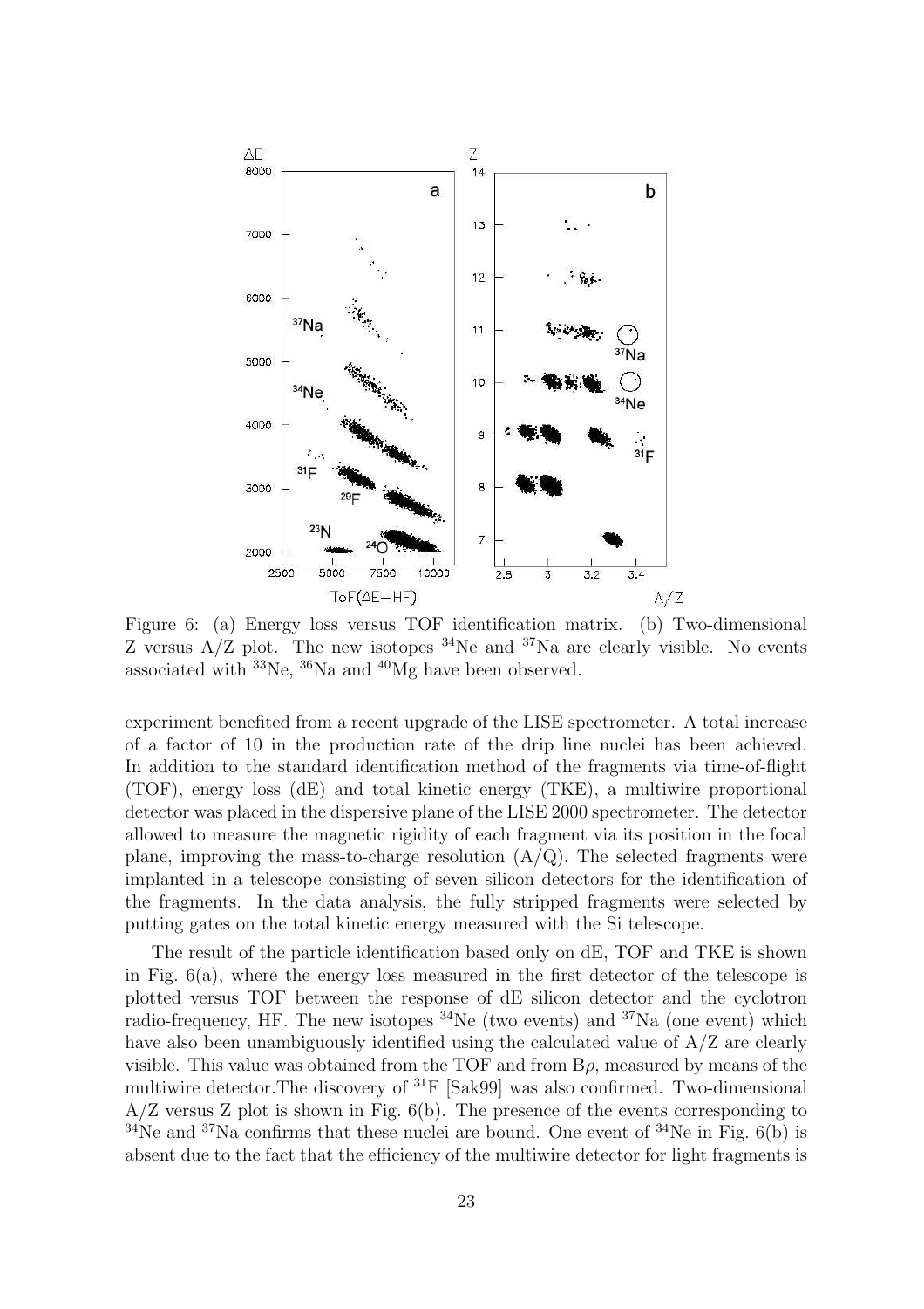Figure 6: (a) Energy loss versus TOF identification matrix. (b) Two-dimensional Z versus A/Z plot. The new isotopes $^{34}$Ne and $^{37}$Na are clearly visible. No events associated with $^{33}$Ne, $^{36}$Na and $^{40}$Mg have been observed.

experiment benefited from a recent upgrade of the LISE spectrometer. A total increase of a factor of 10 in the production rate of the drip line nuclei has been achieved. In addition to the standard identification method of the fragments via time-of-flight (TOF), energy loss (dE) and total kinetic energy (TKE), a multiwire proportional detector was placed in the dispersive plane of the LISE 2000 spectrometer. The detector allowed to measure the magnetic rigidity of each fragment via its position in the focal plane, improving the mass-to-charge resolution (A/Q). The selected fragments were implanted in a telescope consisting of seven silicon detectors for the identification of the fragments. In the data analysis, the fully stripped fragments were selected by putting gates on the total kinetic energy measured with the Si telescope.

The result of the particle identification based only on dE, TOF and TKE is shown in Fig. 6(a), where the energy loss measured in the first detector of the telescope is plotted versus TOF between the response of dE silicon detector and the cyclotron radio-frequency, HF. The new isotopes $^{34}$Ne (two events) and $^{37}$Na (one event) which have also been unambiguously identified using the calculated value of A/Z are clearly visible. This value was obtained from the TOF and from $B\rho$, measured by means of the multiwire detector.The discovery of $^{31}$F [Sak99] was also confirmed. Two-dimensional A/Z versus Z plot is shown in Fig. 6(b). The presence of the events corresponding to $^{34}$Ne and $^{37}$Na confirms that these nuclei are bound. One event of $^{34}$Ne in Fig. 6(b) is absent due to the fact that the efficiency of the multiwire detector for light fragments is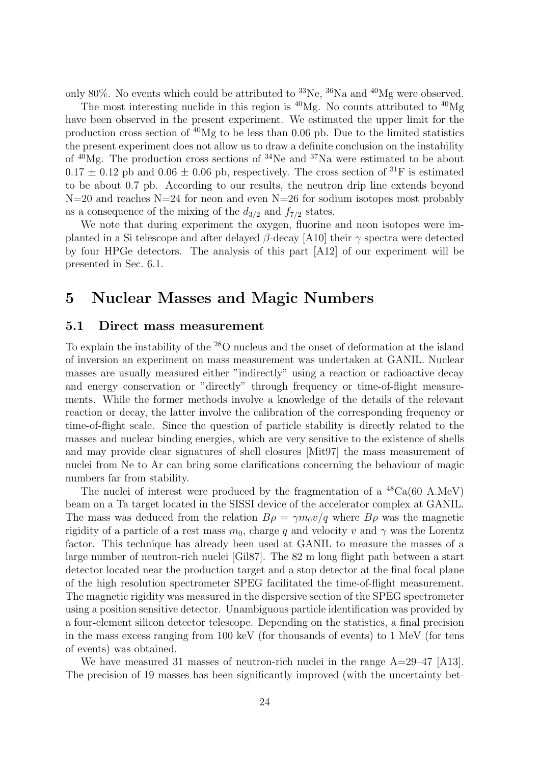only 80%. No events which could be attributed to $^{33}$Ne, $^{36}$Na and $^{40}$Mg were observed.

The most interesting nuclide in this region is $^{40}$Mg. No counts attributed to $^{40}$Mg have been observed in the present experiment. We estimated the upper limit for the production cross section of $^{40}$Mg to be less than 0.06 pb. Due to the limited statistics the present experiment does not allow us to draw a definite conclusion on the instability of $^{40}$Mg. The production cross sections of $^{34}$Ne and $^{37}$Na were estimated to be about $0.17 \pm 0.12$ pb and $0.06 \pm 0.06$ pb, respectively. The cross section of $^{31}$F is estimated to be about 0.7 pb. According to our results, the neutron drip line extends beyond N=20 and reaches N=24 for neon and even N=26 for sodium isotopes most probably as a consequence of the mixing of the $d_{3/2}$ and $f_{7/2}$ states.

We note that during experiment the oxygen, fluorine and neon isotopes were implanted in a Si telescope and after delayed $\beta$-decay [A10] their $\gamma$ spectra were detected by four HPGe detectors. The analysis of this part [A12] of our experiment will be presented in Sec. 6.1.

# 5 Nuclear Masses and Magic Numbers

## 5.1 Direct mass measurement

To explain the instability of the $^{28}$O nucleus and the onset of deformation at the island of inversion an experiment on mass measurement was undertaken at GANIL. Nuclear masses are usually measured either "indirectly" using a reaction or radioactive decay and energy conservation or "directly" through frequency or time-of-flight measurements. While the former methods involve a knowledge of the details of the relevant reaction or decay, the latter involve the calibration of the corresponding frequency or time-of-flight scale. Since the question of particle stability is directly related to the masses and nuclear binding energies, which are very sensitive to the existence of shells and may provide clear signatures of shell closures [Mit97] the mass measurement of nuclei from Ne to Ar can bring some clarifications concerning the behaviour of magic numbers far from stability.

The nuclei of interest were produced by the fragmentation of a $^{48}$Ca(60 A.MeV) beam on a Ta target located in the SISSI device of the accelerator complex at GANIL. The mass was deduced from the relation $B\rho = \gamma m_0 v/q$ where $B\rho$ was the magnetic rigidity of a particle of a rest mass $m_0$, charge $q$ and velocity $v$ and $\gamma$ was the Lorentz factor. This technique has already been used at GANIL to measure the masses of a large number of neutron-rich nuclei [Gil87]. The 82 m long flight path between a start detector located near the production target and a stop detector at the final focal plane of the high resolution spectrometer SPEG facilitated the time-of-flight measurement. The magnetic rigidity was measured in the dispersive section of the SPEG spectrometer using a position sensitive detector. Unambiguous particle identification was provided by a four-element silicon detector telescope. Depending on the statistics, a final precision in the mass excess ranging from 100 keV (for thousands of events) to 1 MeV (for tens of events) was obtained.

We have measured 31 masses of neutron-rich nuclei in the range A=29–47 [A13]. The precision of 19 masses has been significantly improved (with the uncertainty bet-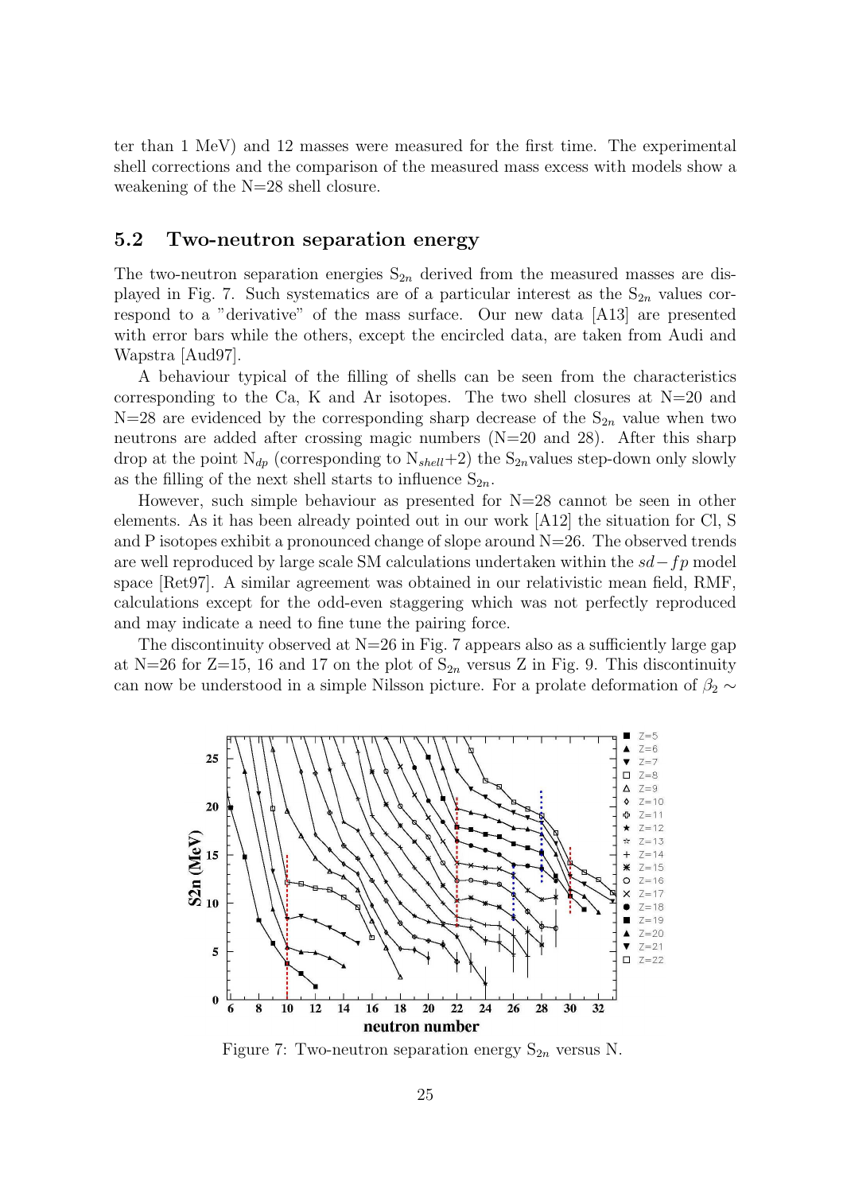ter than 1 MeV) and 12 masses were measured for the first time. The experimental shell corrections and the comparison of the measured mass excess with models show a weakening of the N=28 shell closure.

## 5.2 Two-neutron separation energy

The two-neutron separation energies $S_{2n}$ derived from the measured masses are displayed in Fig. 7. Such systematics are of a particular interest as the $S_{2n}$ values correspond to a "derivative" of the mass surface. Our new data [A13] are presented with error bars while the others, except the encircled data, are taken from Audi and Wapstra [Aud97].

A behaviour typical of the filling of shells can be seen from the characteristics corresponding to the Ca, K and Ar isotopes. The two shell closures at N=20 and N=28 are evidenced by the corresponding sharp decrease of the $S_{2n}$ value when two neutrons are added after crossing magic numbers (N=20 and 28). After this sharp drop at the point $N_{dp}$ (corresponding to $N_{shell}$+2) the $S_{2n}$values step-down only slowly as the filling of the next shell starts to influence $S_{2n}$.

However, such simple behaviour as presented for N=28 cannot be seen in other elements. As it has been already pointed out in our work [A12] the situation for Cl, S and P isotopes exhibit a pronounced change of slope around N=26. The observed trends are well reproduced by large scale SM calculations undertaken within the $sd-fp$ model space [Ret97]. A similar agreement was obtained in our relativistic mean field, RMF, calculations except for the odd-even staggering which was not perfectly reproduced and may indicate a need to fine tune the pairing force.

The discontinuity observed at N=26 in Fig. 7 appears also as a sufficiently large gap at N=26 for Z=15, 16 and 17 on the plot of $S_{2n}$ versus Z in Fig. 9. This discontinuity can now be understood in a simple Nilsson picture. For a prolate deformation of $\beta_2 \sim$

Figure 7: Two-neutron separation energy $S_{2n}$ versus N.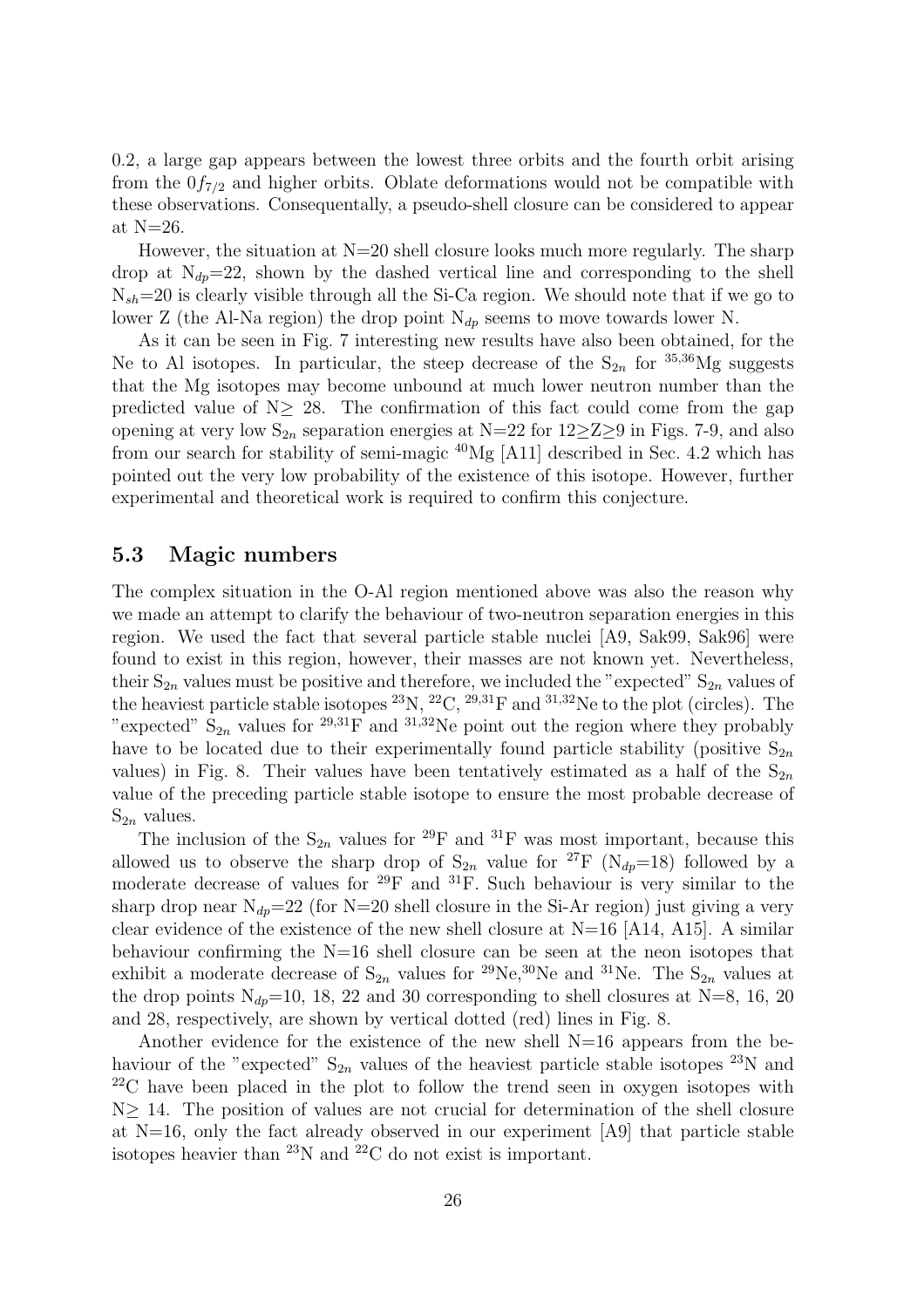0.2, a large gap appears between the lowest three orbits and the fourth orbit arising from the $0f_{7/2}$ and higher orbits. Oblate deformations would not be compatible with these observations. Consequentally, a pseudo-shell closure can be considered to appear at N=26.

However, the situation at N=20 shell closure looks much more regularly. The sharp drop at $N_{dp}$=22, shown by the dashed vertical line and corresponding to the shell $N_{sh}$=20 is clearly visible through all the Si-Ca region. We should note that if we go to lower Z (the Al-Na region) the drop point $N_{dp}$ seems to move towards lower N.

As it can be seen in Fig. 7 interesting new results have also been obtained, for the Ne to Al isotopes. In particular, the steep decrease of the $S_{2n}$ for $^{35,36}$Mg suggests that the Mg isotopes may become unbound at much lower neutron number than the predicted value of N≥ 28. The confirmation of this fact could come from the gap opening at very low $S_{2n}$ separation energies at N=22 for 12≥Z≥9 in Figs. 7-9, and also from our search for stability of semi-magic $^{40}$Mg [A11] described in Sec. 4.2 which has pointed out the very low probability of the existence of this isotope. However, further experimental and theoretical work is required to confirm this conjecture.

## 5.3 Magic numbers

The complex situation in the O-Al region mentioned above was also the reason why we made an attempt to clarify the behaviour of two-neutron separation energies in this region. We used the fact that several particle stable nuclei [A9, Sak99, Sak96] were found to exist in this region, however, their masses are not known yet. Nevertheless, their $S_{2n}$ values must be positive and therefore, we included the "expected" $S_{2n}$ values of the heaviest particle stable isotopes $^{23}$N, $^{22}$C, $^{29,31}$F and $^{31,32}$Ne to the plot (circles). The "expected" $S_{2n}$ values for $^{29,31}$F and $^{31,32}$Ne point out the region where they probably have to be located due to their experimentally found particle stability (positive $S_{2n}$ values) in Fig. 8. Their values have been tentatively estimated as a half of the $S_{2n}$ value of the preceding particle stable isotope to ensure the most probable decrease of $S_{2n}$ values.

The inclusion of the $S_{2n}$ values for $^{29}$F and $^{31}$F was most important, because this allowed us to observe the sharp drop of $S_{2n}$ value for $^{27}$F ($N_{dp}$=18) followed by a moderate decrease of values for $^{29}$F and $^{31}$F. Such behaviour is very similar to the sharp drop near $N_{dp}$=22 (for N=20 shell closure in the Si-Ar region) just giving a very clear evidence of the existence of the new shell closure at N=16 [A14, A15]. A similar behaviour confirming the N=16 shell closure can be seen at the neon isotopes that exhibit a moderate decrease of $S_{2n}$ values for $^{29}$Ne,$^{30}$Ne and $^{31}$Ne. The $S_{2n}$ values at the drop points $N_{dp}$=10, 18, 22 and 30 corresponding to shell closures at N=8, 16, 20 and 28, respectively, are shown by vertical dotted (red) lines in Fig. 8.

Another evidence for the existence of the new shell N=16 appears from the behaviour of the "expected" $S_{2n}$ values of the heaviest particle stable isotopes $^{23}$N and $^{22}$C have been placed in the plot to follow the trend seen in oxygen isotopes with N≥ 14. The position of values are not crucial for determination of the shell closure at N=16, only the fact already observed in our experiment [A9] that particle stable isotopes heavier than $^{23}$N and $^{22}$C do not exist is important.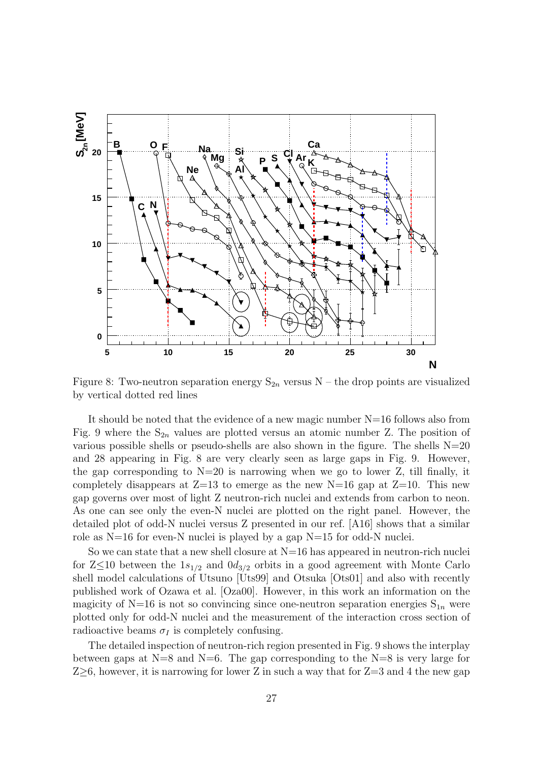Figure 8: Two-neutron separation energy $S_{2n}$ versus N – the drop points are visualized by vertical dotted red lines

It should be noted that the evidence of a new magic number N=16 follows also from Fig. 9 where the $S_{2n}$ values are plotted versus an atomic number Z. The position of various possible shells or pseudo-shells are also shown in the figure. The shells N=20 and 28 appearing in Fig. 8 are very clearly seen as large gaps in Fig. 9. However, the gap corresponding to N=20 is narrowing when we go to lower Z, till finally, it completely disappears at Z=13 to emerge as the new N=16 gap at Z=10. This new gap governs over most of light Z neutron-rich nuclei and extends from carbon to neon. As one can see only the even-N nuclei are plotted on the right panel. However, the detailed plot of odd-N nuclei versus Z presented in our ref. [A16] shows that a similar role as N=16 for even-N nuclei is played by a gap N=15 for odd-N nuclei.

So we can state that a new shell closure at N=16 has appeared in neutron-rich nuclei for Z≤10 between the $1s_{1/2}$ and $0d_{3/2}$ orbits in a good agreement with Monte Carlo shell model calculations of Utsuno [Uts99] and Otsuka [Ots01] and also with recently published work of Ozawa et al. [Oza00]. However, in this work an information on the magicity of N=16 is not so convincing since one-neutron separation energies $S_{1n}$ were plotted only for odd-N nuclei and the measurement of the interaction cross section of radioactive beams $\sigma_I$ is completely confusing.

The detailed inspection of neutron-rich region presented in Fig. 9 shows the interplay between gaps at N=8 and N=6. The gap corresponding to the N=8 is very large for Z≥6, however, it is narrowing for lower Z in such a way that for Z=3 and 4 the new gap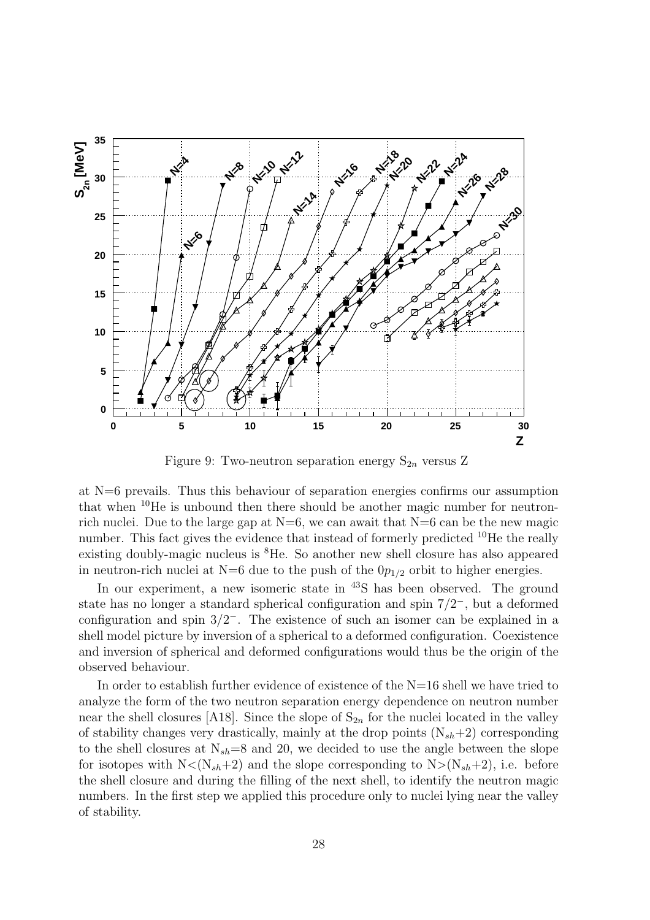Figure 9: Two-neutron separation energy $S_{2n}$ versus Z

at N=6 prevails. Thus this behaviour of separation energies confirms our assumption that when $^{10}$He is unbound then there should be another magic number for neutron-rich nuclei. Due to the large gap at N=6, we can await that N=6 can be the new magic number. This fact gives the evidence that instead of formerly predicted $^{10}$He the really existing doubly-magic nucleus is $^{8}$He. So another new shell closure has also appeared in neutron-rich nuclei at N=6 due to the push of the $0p_{1/2}$ orbit to higher energies.

In our experiment, a new isomeric state in $^{43}$S has been observed. The ground state has no longer a standard spherical configuration and spin $7/2^{-}$, but a deformed configuration and spin $3/2^{-}$. The existence of such an isomer can be explained in a shell model picture by inversion of a spherical to a deformed configuration. Coexistence and inversion of spherical and deformed configurations would thus be the origin of the observed behaviour.

In order to establish further evidence of existence of the N=16 shell we have tried to analyze the form of the two neutron separation energy dependence on neutron number near the shell closures [A18]. Since the slope of $S_{2n}$ for the nuclei located in the valley of stability changes very drastically, mainly at the drop points ($N_{sh}$+2) corresponding to the shell closures at $N_{sh}$=8 and 20, we decided to use the angle between the slope for isotopes with N<($N_{sh}$+2) and the slope corresponding to N>($N_{sh}$+2), i.e. before the shell closure and during the filling of the next shell, to identify the neutron magic numbers. In the first step we applied this procedure only to nuclei lying near the valley of stability.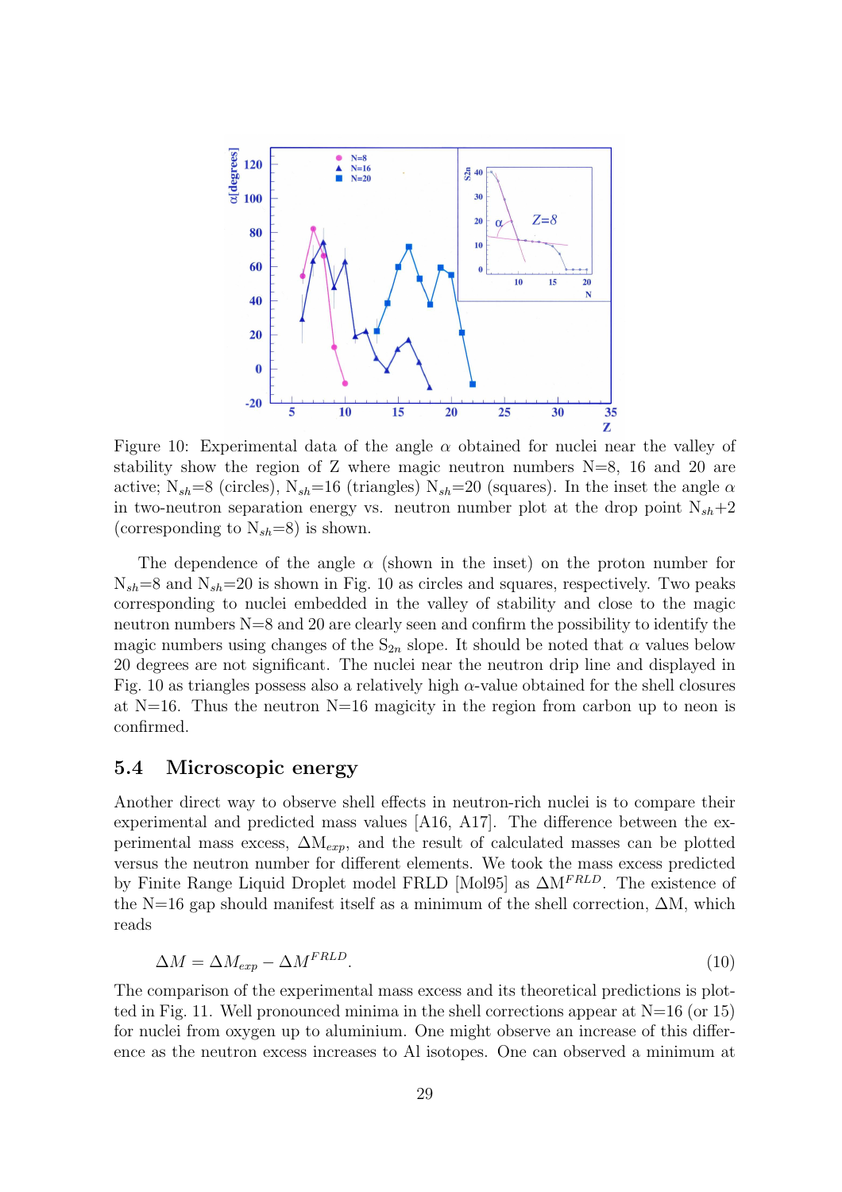Figure 10: Experimental data of the angle $\alpha$ obtained for nuclei near the valley of stability show the region of Z where magic neutron numbers N=8, 16 and 20 are active; $N_{sh}$=8 (circles), $N_{sh}$=16 (triangles) $N_{sh}$=20 (squares). In the inset the angle $\alpha$ in two-neutron separation energy vs. neutron number plot at the drop point $N_{sh}$+2 (corresponding to $N_{sh}$=8) is shown.

The dependence of the angle $\alpha$ (shown in the inset) on the proton number for $N_{sh}$=8 and $N_{sh}$=20 is shown in Fig. 10 as circles and squares, respectively. Two peaks corresponding to nuclei embedded in the valley of stability and close to the magic neutron numbers N=8 and 20 are clearly seen and confirm the possibility to identify the magic numbers using changes of the $S_{2n}$ slope. It should be noted that $\alpha$ values below 20 degrees are not significant. The nuclei near the neutron drip line and displayed in Fig. 10 as triangles possess also a relatively high $\alpha$-value obtained for the shell closures at N=16. Thus the neutron N=16 magicity in the region from carbon up to neon is confirmed.

### 5.4 Microscopic energy

Another direct way to observe shell effects in neutron-rich nuclei is to compare their experimental and predicted mass values [A16, A17]. The difference between the experimental mass excess, $\Delta M_{exp}$, and the result of calculated masses can be plotted versus the neutron number for different elements. We took the mass excess predicted by Finite Range Liquid Droplet model FRLD [Mol95] as $\Delta M^{FRLD}$. The existence of the N=16 gap should manifest itself as a minimum of the shell correction, $\Delta M$, which reads

$$\Delta M = \Delta M_{exp} - \Delta M^{FRLD}. \tag{10}$$

The comparison of the experimental mass excess and its theoretical predictions is plotted in Fig. 11. Well pronounced minima in the shell corrections appear at N=16 (or 15) for nuclei from oxygen up to aluminium. One might observe an increase of this difference as the neutron excess increases to Al isotopes. One can observed a minimum at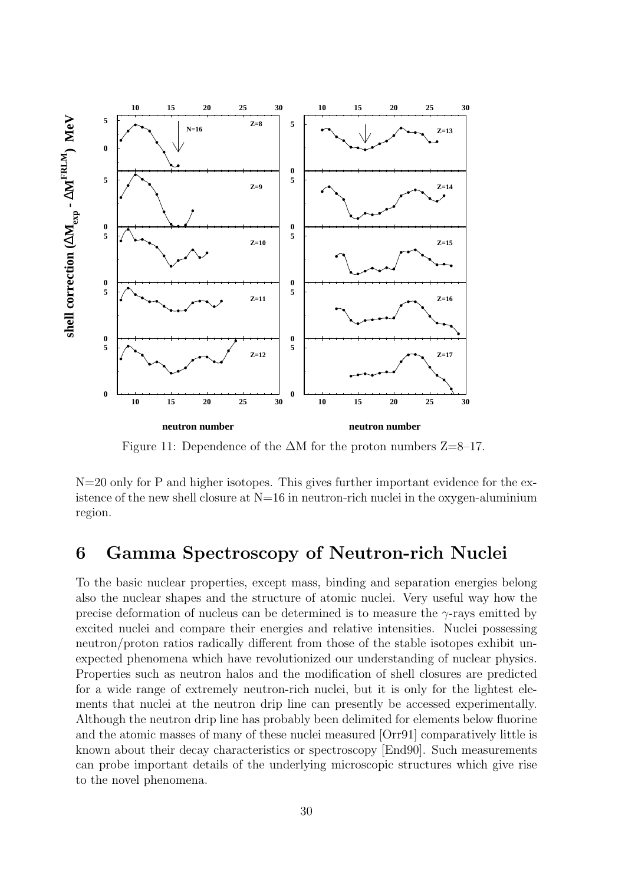Figure 11: Dependence of the $\Delta$M for the proton numbers Z=8–17.

N=20 only for P and higher isotopes. This gives further important evidence for the existence of the new shell closure at N=16 in neutron-rich nuclei in the oxygen-aluminium region.

# 6 Gamma Spectroscopy of Neutron-rich Nuclei

To the basic nuclear properties, except mass, binding and separation energies belong also the nuclear shapes and the structure of atomic nuclei. Very useful way how the precise deformation of nucleus can be determined is to measure the $\gamma$-rays emitted by excited nuclei and compare their energies and relative intensities. Nuclei possessing neutron/proton ratios radically different from those of the stable isotopes exhibit unexpected phenomena which have revolutionized our understanding of nuclear physics. Properties such as neutron halos and the modification of shell closures are predicted for a wide range of extremely neutron-rich nuclei, but it is only for the lightest elements that nuclei at the neutron drip line can presently be accessed experimentally. Although the neutron drip line has probably been delimited for elements below fluorine and the atomic masses of many of these nuclei measured [Orr91] comparatively little is known about their decay characteristics or spectroscopy [End90]. Such measurements can probe important details of the underlying microscopic structures which give rise to the novel phenomena.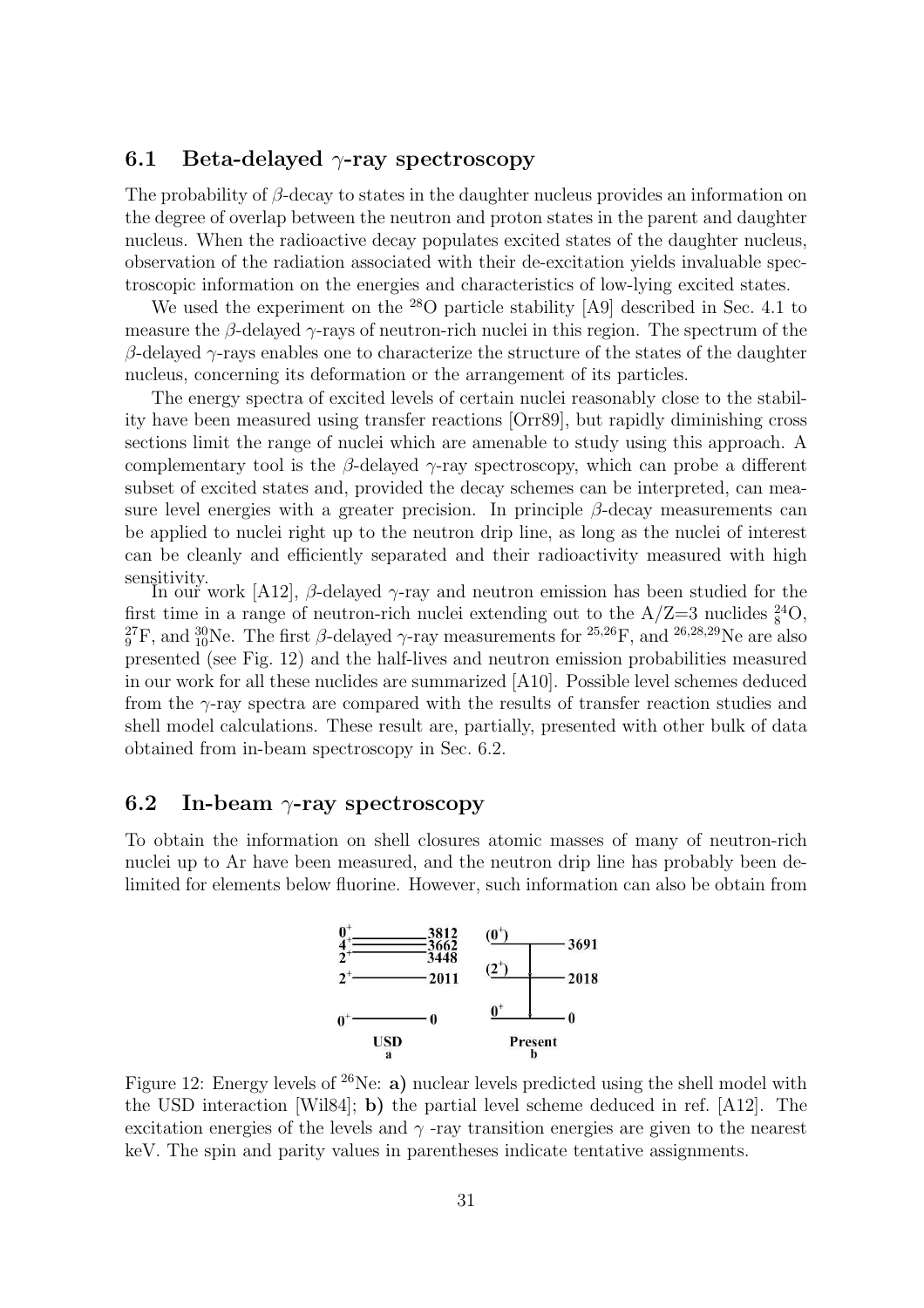## 6.1 Beta-delayed $\gamma$-ray spectroscopy

The probability of $\beta$-decay to states in the daughter nucleus provides an information on the degree of overlap between the neutron and proton states in the parent and daughter nucleus. When the radioactive decay populates excited states of the daughter nucleus, observation of the radiation associated with their de-excitation yields invaluable spectroscopic information on the energies and characteristics of low-lying excited states.

We used the experiment on the $^{28}$O particle stability [A9] described in Sec. 4.1 to measure the $\beta$-delayed $\gamma$-rays of neutron-rich nuclei in this region. The spectrum of the $\beta$-delayed $\gamma$-rays enables one to characterize the structure of the states of the daughter nucleus, concerning its deformation or the arrangement of its particles.

The energy spectra of excited levels of certain nuclei reasonably close to the stability have been measured using transfer reactions [Orr89], but rapidly diminishing cross sections limit the range of nuclei which are amenable to study using this approach. A complementary tool is the $\beta$-delayed $\gamma$-ray spectroscopy, which can probe a different subset of excited states and, provided the decay schemes can be interpreted, can measure level energies with a greater precision. In principle $\beta$-decay measurements can be applied to nuclei right up to the neutron drip line, as long as the nuclei of interest can be cleanly and efficiently separated and their radioactivity measured with high sensitivity.

In our work [A12], $\beta$-delayed $\gamma$-ray and neutron emission has been studied for the first time in a range of neutron-rich nuclei extending out to the A/Z=3 nuclides $^{24}_{8}$O, $^{27}_{9}$F, and $^{30}_{10}$Ne. The first $\beta$-delayed $\gamma$-ray measurements for $^{25,26}$F, and $^{26,28,29}$Ne are also presented (see Fig. 12) and the half-lives and neutron emission probabilities measured in our work for all these nuclides are summarized [A10]. Possible level schemes deduced from the $\gamma$-ray spectra are compared with the results of transfer reaction studies and shell model calculations. These result are, partially, presented with other bulk of data obtained from in-beam spectroscopy in Sec. 6.2.

## 6.2 In-beam $\gamma$-ray spectroscopy

To obtain the information on shell closures atomic masses of many of neutron-rich nuclei up to Ar have been measured, and the neutron drip line has probably been delimited for elements below fluorine. However, such information can also be obtain from

| USD (a) | | Present (b) | |
|---|---|---|---|
| $0^+$ | 3812 | $(0^+)$ | 3691 |
| $4^+$ | 3662 | | |
| $2^+$ | 3448 | | |
| $2^+$ | 2011 | $(2^+)$ | 2018 |
| $0^+$ | 0 | $0^+$ | 0 |

Figure 12: Energy levels of $^{26}$Ne: **a)** nuclear levels predicted using the shell model with the USD interaction [Wil84]; **b)** the partial level scheme deduced in ref. [A12]. The excitation energies of the levels and $\gamma$ -ray transition energies are given to the nearest keV. The spin and parity values in parentheses indicate tentative assignments.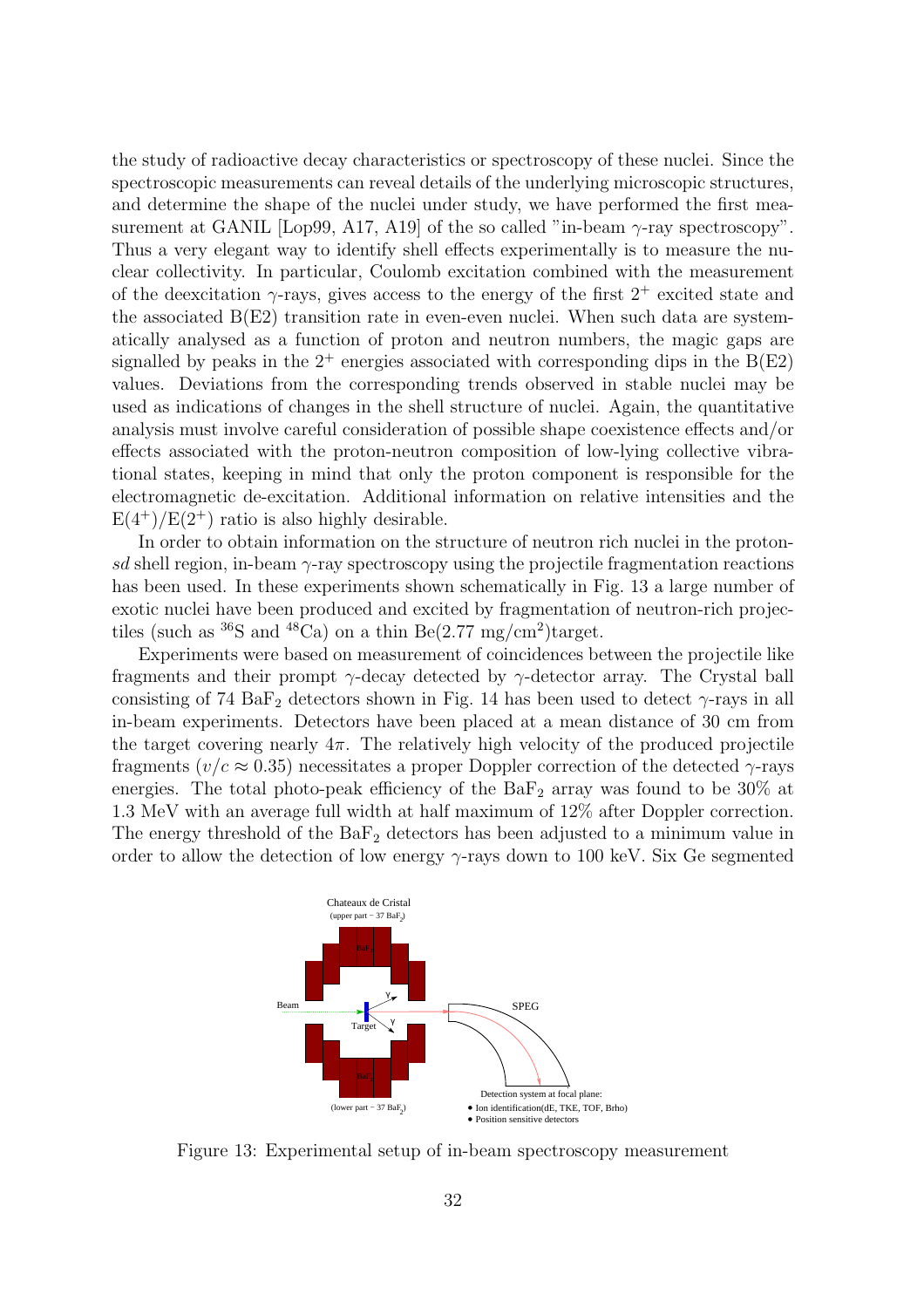the study of radioactive decay characteristics or spectroscopy of these nuclei. Since the spectroscopic measurements can reveal details of the underlying microscopic structures, and determine the shape of the nuclei under study, we have performed the first measurement at GANIL [Lop99, A17, A19] of the so called "in-beam $\gamma$-ray spectroscopy". Thus a very elegant way to identify shell effects experimentally is to measure the nuclear collectivity. In particular, Coulomb excitation combined with the measurement of the deexcitation $\gamma$-rays, gives access to the energy of the first $2^+$ excited state and the associated B(E2) transition rate in even-even nuclei. When such data are systematically analysed as a function of proton and neutron numbers, the magic gaps are signalled by peaks in the $2^+$ energies associated with corresponding dips in the B(E2) values. Deviations from the corresponding trends observed in stable nuclei may be used as indications of changes in the shell structure of nuclei. Again, the quantitative analysis must involve careful consideration of possible shape coexistence effects and/or effects associated with the proton-neutron composition of low-lying collective vibrational states, keeping in mind that only the proton component is responsible for the electromagnetic de-excitation. Additional information on relative intensities and the $E(4^+)/E(2^+)$ ratio is also highly desirable.

In order to obtain information on the structure of neutron rich nuclei in the proton-*sd* shell region, in-beam $\gamma$-ray spectroscopy using the projectile fragmentation reactions has been used. In these experiments shown schematically in Fig. 13 a large number of exotic nuclei have been produced and excited by fragmentation of neutron-rich projectiles (such as $^{36}$S and $^{48}$Ca) on a thin Be(2.77 mg/cm$^2$)target.

Experiments were based on measurement of coincidences between the projectile like fragments and their prompt $\gamma$-decay detected by $\gamma$-detector array. The Crystal ball consisting of 74 $BaF_2$ detectors shown in Fig. 14 has been used to detect $\gamma$-rays in all in-beam experiments. Detectors have been placed at a mean distance of 30 cm from the target covering nearly $4\pi$. The relatively high velocity of the produced projectile fragments ($v/c \approx 0.35$) necessitates a proper Doppler correction of the detected $\gamma$-rays energies. The total photo-peak efficiency of the $BaF_2$ array was found to be 30% at 1.3 MeV with an average full width at half maximum of 12% after Doppler correction. The energy threshold of the $BaF_2$ detectors has been adjusted to a minimum value in order to allow the detection of low energy $\gamma$-rays down to 100 keV. Six Ge segmented

Figure 13: Experimental setup of in-beam spectroscopy measurement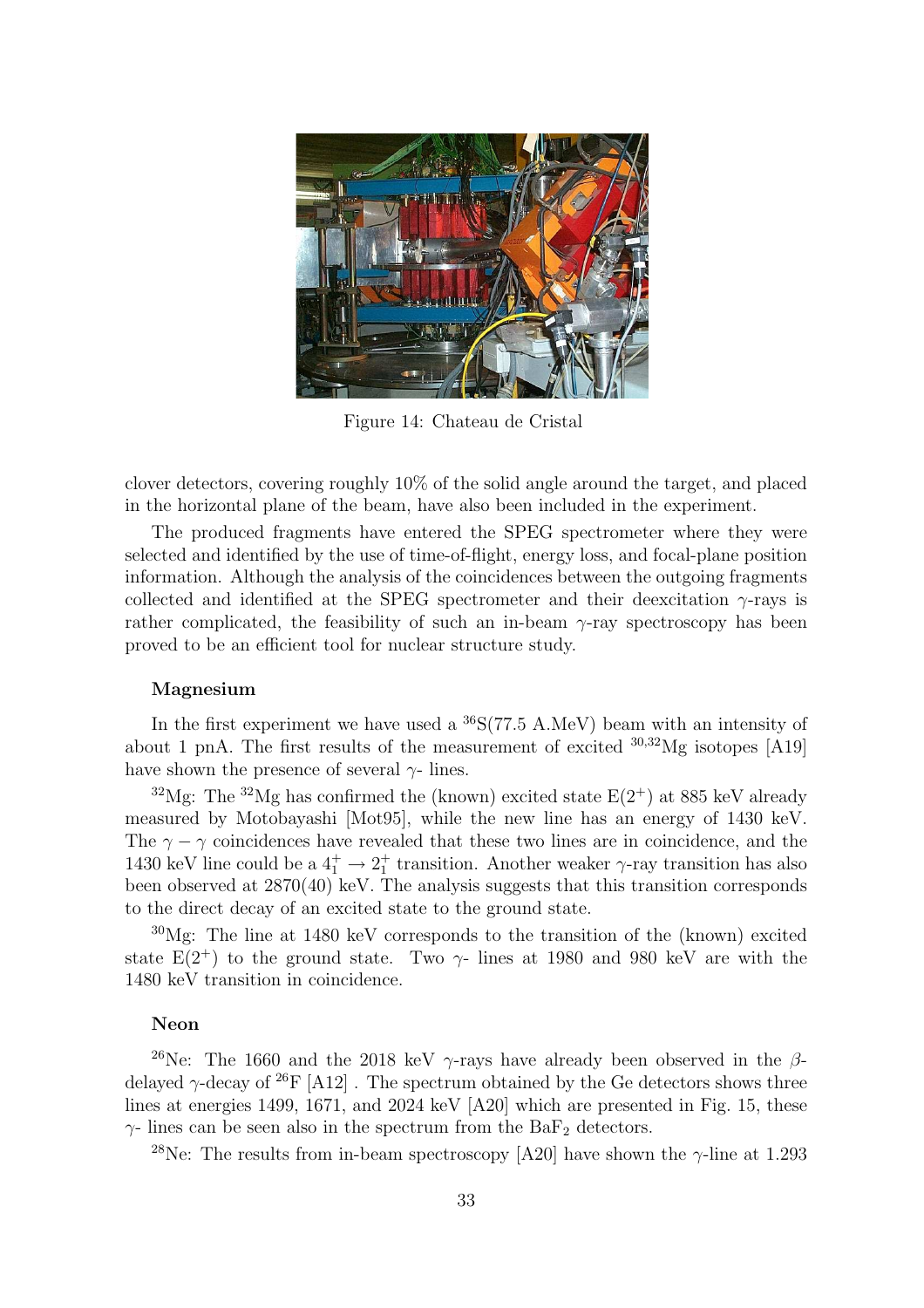Figure 14: Chateau de Cristal

clover detectors, covering roughly 10% of the solid angle around the target, and placed in the horizontal plane of the beam, have also been included in the experiment.

The produced fragments have entered the SPEG spectrometer where they were selected and identified by the use of time-of-flight, energy loss, and focal-plane position information. Although the analysis of the coincidences between the outgoing fragments collected and identified at the SPEG spectrometer and their deexcitation $\gamma$-rays is rather complicated, the feasibility of such an in-beam $\gamma$-ray spectroscopy has been proved to be an efficient tool for nuclear structure study.

**Magnesium**

In the first experiment we have used a $^{36}$S(77.5 A.MeV) beam with an intensity of about 1 pnA. The first results of the measurement of excited $^{30,32}$Mg isotopes [A19] have shown the presence of several $\gamma$- lines.

$^{32}$Mg: The $^{32}$Mg has confirmed the (known) excited state E($2^+$) at 885 keV already measured by Motobayashi [Mot95], while the new line has an energy of 1430 keV. The $\gamma - \gamma$ coincidences have revealed that these two lines are in coincidence, and the 1430 keV line could be a $4^+_1 \rightarrow 2^+_1$ transition. Another weaker $\gamma$-ray transition has also been observed at 2870(40) keV. The analysis suggests that this transition corresponds to the direct decay of an excited state to the ground state.

$^{30}$Mg: The line at 1480 keV corresponds to the transition of the (known) excited state E($2^+$) to the ground state. Two $\gamma$- lines at 1980 and 980 keV are with the 1480 keV transition in coincidence.

**Neon**

$^{26}$Ne: The 1660 and the 2018 keV $\gamma$-rays have already been observed in the $\beta$-delayed $\gamma$-decay of $^{26}$F [A12] . The spectrum obtained by the Ge detectors shows three lines at energies 1499, 1671, and 2024 keV [A20] which are presented in Fig. 15, these $\gamma$- lines can be seen also in the spectrum from the $BaF_2$ detectors.

$^{28}$Ne: The results from in-beam spectroscopy [A20] have shown the $\gamma$-line at 1.293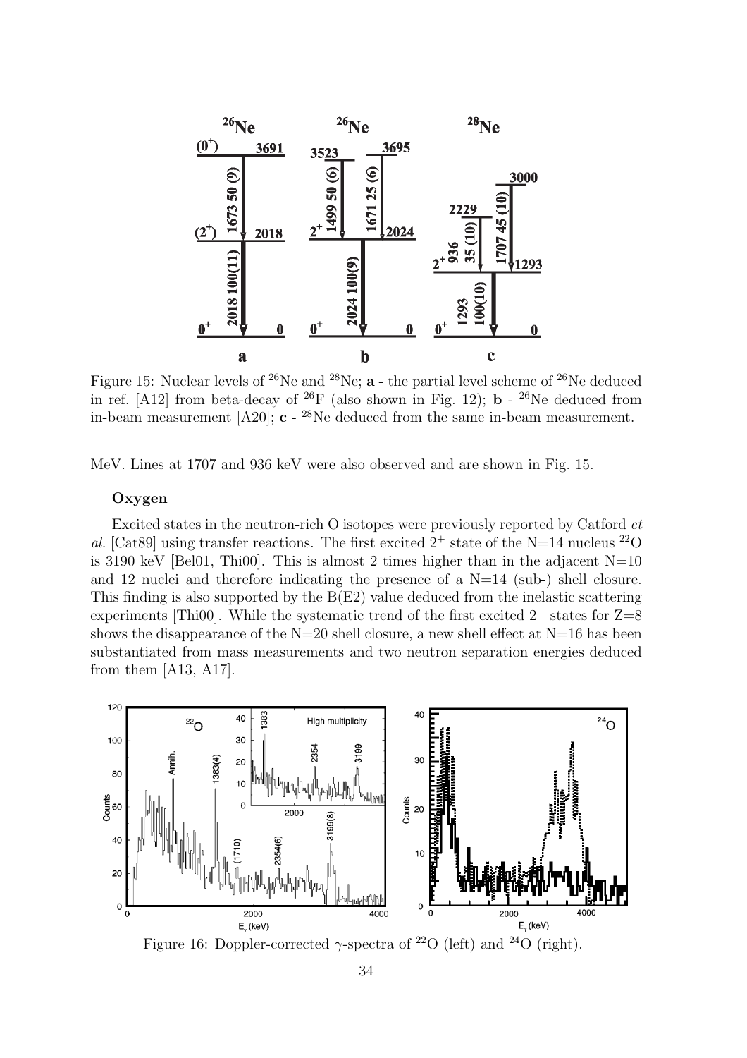Figure 15: Nuclear levels of $^{26}$Ne and $^{28}$Ne; **a** - the partial level scheme of $^{26}$Ne deduced in ref. [A12] from beta-decay of $^{26}$F (also shown in Fig. 12); **b** - $^{26}$Ne deduced from in-beam measurement [A20]; **c** - $^{28}$Ne deduced from the same in-beam measurement.

MeV. Lines at 1707 and 936 keV were also observed and are shown in Fig. 15.

### Oxygen

Excited states in the neutron-rich O isotopes were previously reported by Catford *et al.* [Cat89] using transfer reactions. The first excited $2^+$ state of the N=14 nucleus $^{22}$O is 3190 keV [Bel01, Thi00]. This is almost 2 times higher than in the adjacent N=10 and 12 nuclei and therefore indicating the presence of a N=14 (sub-) shell closure. This finding is also supported by the B(E2) value deduced from the inelastic scattering experiments [Thi00]. While the systematic trend of the first excited $2^+$ states for Z=8 shows the disappearance of the N=20 shell closure, a new shell effect at N=16 has been substantiated from mass measurements and two neutron separation energies deduced from them [A13, A17].

Figure 16: Doppler-corrected $\gamma$-spectra of $^{22}$O (left) and $^{24}$O (right).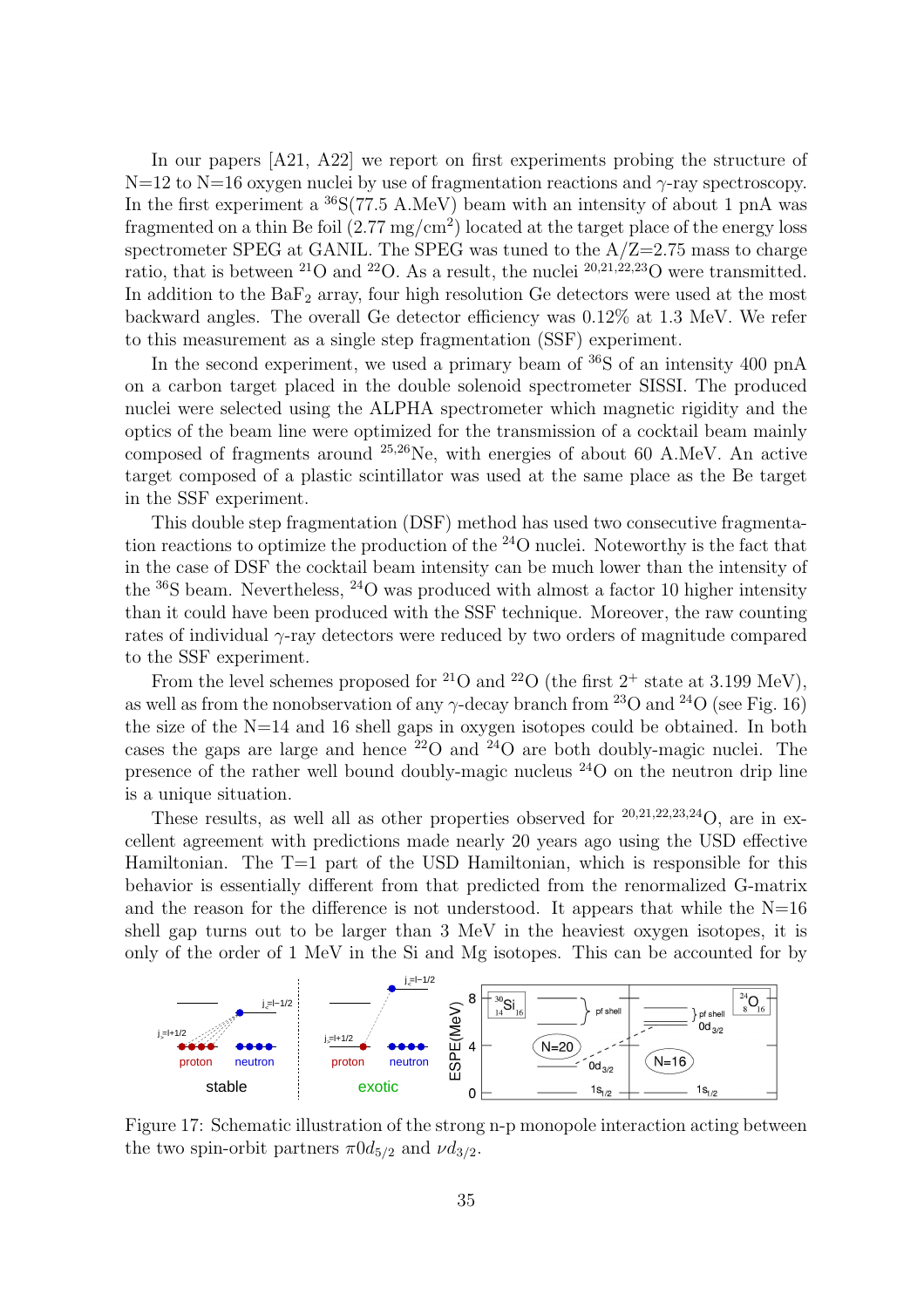In our papers [A21, A22] we report on first experiments probing the structure of N=12 to N=16 oxygen nuclei by use of fragmentation reactions and $\gamma$-ray spectroscopy. In the first experiment a $^{36}$S(77.5 A.MeV) beam with an intensity of about 1 pnA was fragmented on a thin Be foil (2.77 mg/cm$^2$) located at the target place of the energy loss spectrometer SPEG at GANIL. The SPEG was tuned to the A/Z=2.75 mass to charge ratio, that is between $^{21}$O and $^{22}$O. As a result, the nuclei $^{20,21,22,23}$O were transmitted. In addition to the $BaF_2$ array, four high resolution Ge detectors were used at the most backward angles. The overall Ge detector efficiency was 0.12% at 1.3 MeV. We refer to this measurement as a single step fragmentation (SSF) experiment.

In the second experiment, we used a primary beam of $^{36}$S of an intensity 400 pnA on a carbon target placed in the double solenoid spectrometer SISSI. The produced nuclei were selected using the ALPHA spectrometer which magnetic rigidity and the optics of the beam line were optimized for the transmission of a cocktail beam mainly composed of fragments around $^{25,26}$Ne, with energies of about 60 A.MeV. An active target composed of a plastic scintillator was used at the same place as the Be target in the SSF experiment.

This double step fragmentation (DSF) method has used two consecutive fragmentation reactions to optimize the production of the $^{24}$O nuclei. Noteworthy is the fact that in the case of DSF the cocktail beam intensity can be much lower than the intensity of the $^{36}$S beam. Nevertheless, $^{24}$O was produced with almost a factor 10 higher intensity than it could have been produced with the SSF technique. Moreover, the raw counting rates of individual $\gamma$-ray detectors were reduced by two orders of magnitude compared to the SSF experiment.

From the level schemes proposed for $^{21}$O and $^{22}$O (the first $2^+$ state at 3.199 MeV), as well as from the nonobservation of any $\gamma$-decay branch from $^{23}$O and $^{24}$O (see Fig. 16) the size of the N=14 and 16 shell gaps in oxygen isotopes could be obtained. In both cases the gaps are large and hence $^{22}$O and $^{24}$O are both doubly-magic nuclei. The presence of the rather well bound doubly-magic nucleus $^{24}$O on the neutron drip line is a unique situation.

These results, as well all as other properties observed for $^{20,21,22,23,24}$O, are in excellent agreement with predictions made nearly 20 years ago using the USD effective Hamiltonian. The T=1 part of the USD Hamiltonian, which is responsible for this behavior is essentially different from that predicted from the renormalized G-matrix and the reason for the difference is not understood. It appears that while the N=16 shell gap turns out to be larger than 3 MeV in the heaviest oxygen isotopes, it is only of the order of 1 MeV in the Si and Mg isotopes. This can be accounted for by

Figure 17: Schematic illustration of the strong n-p monopole interaction acting between the two spin-orbit partners $\pi 0d_{5/2}$ and $\nu d_{3/2}$.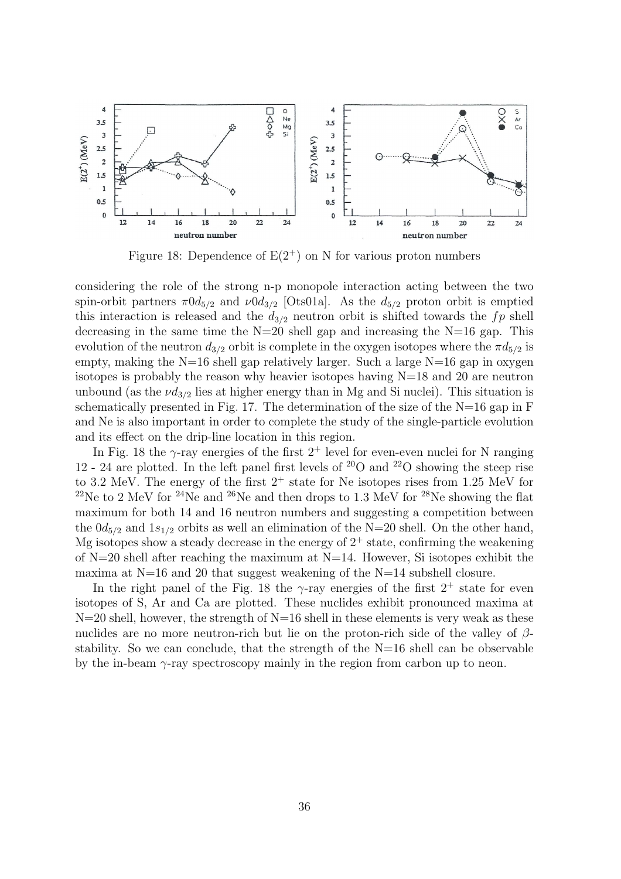Figure 18: Dependence of $E(2^+)$ on N for various proton numbers

considering the role of the strong n-p monopole interaction acting between the two spin-orbit partners $\pi 0d_{5/2}$ and $\nu 0d_{3/2}$ [Ots01a]. As the $d_{5/2}$ proton orbit is emptied this interaction is released and the $d_{3/2}$ neutron orbit is shifted towards the $fp$ shell decreasing in the same time the N=20 shell gap and increasing the N=16 gap. This evolution of the neutron $d_{3/2}$ orbit is complete in the oxygen isotopes where the $\pi d_{5/2}$ is empty, making the N=16 shell gap relatively larger. Such a large N=16 gap in oxygen isotopes is probably the reason why heavier isotopes having N=18 and 20 are neutron unbound (as the $\nu d_{3/2}$ lies at higher energy than in Mg and Si nuclei). This situation is schematically presented in Fig. 17. The determination of the size of the N=16 gap in F and Ne is also important in order to complete the study of the single-particle evolution and its effect on the drip-line location in this region.

In Fig. 18 the $\gamma$-ray energies of the first $2^+$ level for even-even nuclei for N ranging 12 - 24 are plotted. In the left panel first levels of $^{20}$O and $^{22}$O showing the steep rise to 3.2 MeV. The energy of the first $2^+$ state for Ne isotopes rises from 1.25 MeV for $^{22}$Ne to 2 MeV for $^{24}$Ne and $^{26}$Ne and then drops to 1.3 MeV for $^{28}$Ne showing the flat maximum for both 14 and 16 neutron numbers and suggesting a competition between the $0d_{5/2}$ and $1s_{1/2}$ orbits as well an elimination of the N=20 shell. On the other hand, Mg isotopes show a steady decrease in the energy of $2^+$ state, confirming the weakening of N=20 shell after reaching the maximum at N=14. However, Si isotopes exhibit the maxima at N=16 and 20 that suggest weakening of the N=14 subshell closure.

In the right panel of the Fig. 18 the $\gamma$-ray energies of the first $2^+$ state for even isotopes of S, Ar and Ca are plotted. These nuclides exhibit pronounced maxima at N=20 shell, however, the strength of N=16 shell in these elements is very weak as these nuclides are no more neutron-rich but lie on the proton-rich side of the valley of $\beta$-stability. So we can conclude, that the strength of the N=16 shell can be observable by the in-beam $\gamma$-ray spectroscopy mainly in the region from carbon up to neon.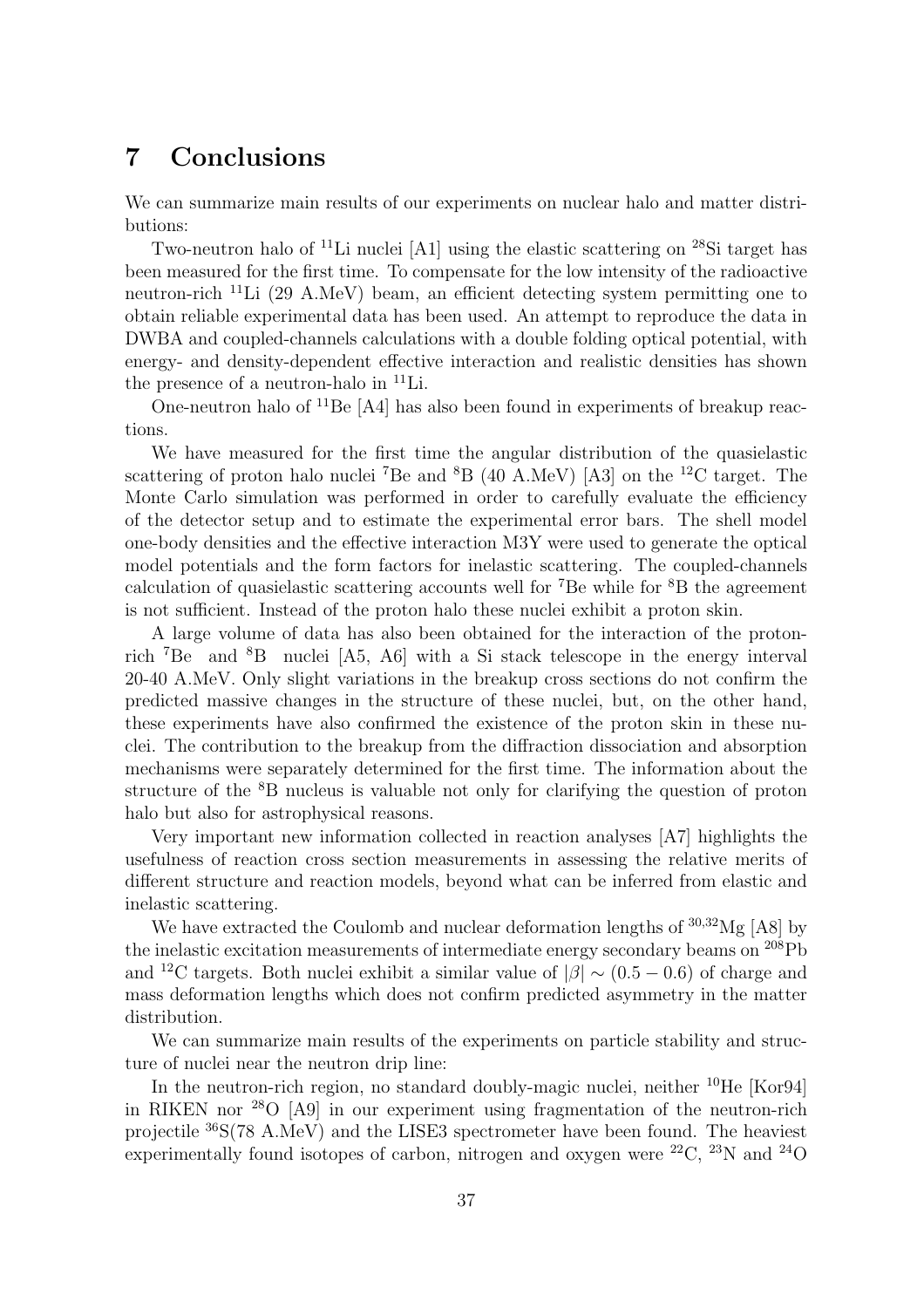## 7 Conclusions

We can summarize main results of our experiments on nuclear halo and matter distributions:

Two-neutron halo of $^{11}$Li nuclei [A1] using the elastic scattering on $^{28}$Si target has been measured for the first time. To compensate for the low intensity of the radioactive neutron-rich $^{11}$Li (29 A.MeV) beam, an efficient detecting system permitting one to obtain reliable experimental data has been used. An attempt to reproduce the data in DWBA and coupled-channels calculations with a double folding optical potential, with energy- and density-dependent effective interaction and realistic densities has shown the presence of a neutron-halo in $^{11}$Li.

One-neutron halo of $^{11}$Be [A4] has also been found in experiments of breakup reactions.

We have measured for the first time the angular distribution of the quasielastic scattering of proton halo nuclei $^7$Be and $^8$B (40 A.MeV) [A3] on the $^{12}$C target. The Monte Carlo simulation was performed in order to carefully evaluate the efficiency of the detector setup and to estimate the experimental error bars. The shell model one-body densities and the effective interaction M3Y were used to generate the optical model potentials and the form factors for inelastic scattering. The coupled-channels calculation of quasielastic scattering accounts well for $^7$Be while for $^8$B the agreement is not sufficient. Instead of the proton halo these nuclei exhibit a proton skin.

A large volume of data has also been obtained for the interaction of the proton-rich $^7$Be and $^8$B nuclei [A5, A6] with a Si stack telescope in the energy interval 20-40 A.MeV. Only slight variations in the breakup cross sections do not confirm the predicted massive changes in the structure of these nuclei, but, on the other hand, these experiments have also confirmed the existence of the proton skin in these nuclei. The contribution to the breakup from the diffraction dissociation and absorption mechanisms were separately determined for the first time. The information about the structure of the $^8$B nucleus is valuable not only for clarifying the question of proton halo but also for astrophysical reasons.

Very important new information collected in reaction analyses [A7] highlights the usefulness of reaction cross section measurements in assessing the relative merits of different structure and reaction models, beyond what can be inferred from elastic and inelastic scattering.

We have extracted the Coulomb and nuclear deformation lengths of $^{30,32}$Mg [A8] by the inelastic excitation measurements of intermediate energy secondary beams on $^{208}$Pb and $^{12}$C targets. Both nuclei exhibit a similar value of $|\beta| \sim (0.5 - 0.6)$ of charge and mass deformation lengths which does not confirm predicted asymmetry in the matter distribution.

We can summarize main results of the experiments on particle stability and structure of nuclei near the neutron drip line:

In the neutron-rich region, no standard doubly-magic nuclei, neither $^{10}$He [Kor94] in RIKEN nor $^{28}$O [A9] in our experiment using fragmentation of the neutron-rich projectile $^{36}$S(78 A.MeV) and the LISE3 spectrometer have been found. The heaviest experimentally found isotopes of carbon, nitrogen and oxygen were $^{22}$C, $^{23}$N and $^{24}$O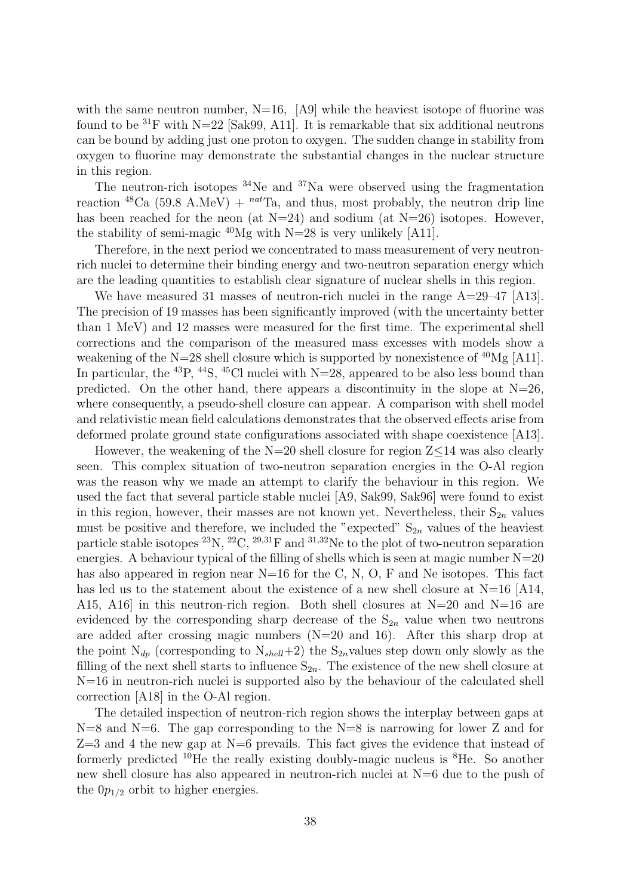with the same neutron number, N=16, [A9] while the heaviest isotope of fluorine was found to be $^{31}$F with N=22 [Sak99, A11]. It is remarkable that six additional neutrons can be bound by adding just one proton to oxygen. The sudden change in stability from oxygen to fluorine may demonstrate the substantial changes in the nuclear structure in this region.

The neutron-rich isotopes $^{34}$Ne and $^{37}$Na were observed using the fragmentation reaction $^{48}$Ca (59.8 A.MeV) + $^{nat}$Ta, and thus, most probably, the neutron drip line has been reached for the neon (at N=24) and sodium (at N=26) isotopes. However, the stability of semi-magic $^{40}$Mg with N=28 is very unlikely [A11].

Therefore, in the next period we concentrated to mass measurement of very neutron-rich nuclei to determine their binding energy and two-neutron separation energy which are the leading quantities to establish clear signature of nuclear shells in this region.

We have measured 31 masses of neutron-rich nuclei in the range A=29–47 [A13]. The precision of 19 masses has been significantly improved (with the uncertainty better than 1 MeV) and 12 masses were measured for the first time. The experimental shell corrections and the comparison of the measured mass excesses with models show a weakening of the N=28 shell closure which is supported by nonexistence of $^{40}$Mg [A11]. In particular, the $^{43}$P, $^{44}$S, $^{45}$Cl nuclei with N=28, appeared to be also less bound than predicted. On the other hand, there appears a discontinuity in the slope at N=26, where consequently, a pseudo-shell closure can appear. A comparison with shell model and relativistic mean field calculations demonstrates that the observed effects arise from deformed prolate ground state configurations associated with shape coexistence [A13].

However, the weakening of the N=20 shell closure for region Z≤14 was also clearly seen. This complex situation of two-neutron separation energies in the O-Al region was the reason why we made an attempt to clarify the behaviour in this region. We used the fact that several particle stable nuclei [A9, Sak99, Sak96] were found to exist in this region, however, their masses are not known yet. Nevertheless, their $S_{2n}$ values must be positive and therefore, we included the "expected" $S_{2n}$ values of the heaviest particle stable isotopes $^{23}$N, $^{22}$C, $^{29,31}$F and $^{31,32}$Ne to the plot of two-neutron separation energies. A behaviour typical of the filling of shells which is seen at magic number N=20 has also appeared in region near N=16 for the C, N, O, F and Ne isotopes. This fact has led us to the statement about the existence of a new shell closure at N=16 [A14, A15, A16] in this neutron-rich region. Both shell closures at N=20 and N=16 are evidenced by the corresponding sharp decrease of the $S_{2n}$ value when two neutrons are added after crossing magic numbers (N=20 and 16). After this sharp drop at the point $N_{dp}$ (corresponding to $N_{shell}$+2) the $S_{2n}$values step down only slowly as the filling of the next shell starts to influence $S_{2n}$. The existence of the new shell closure at N=16 in neutron-rich nuclei is supported also by the behaviour of the calculated shell correction [A18] in the O-Al region.

The detailed inspection of neutron-rich region shows the interplay between gaps at N=8 and N=6. The gap corresponding to the N=8 is narrowing for lower Z and for Z=3 and 4 the new gap at N=6 prevails. This fact gives the evidence that instead of formerly predicted $^{10}$He the really existing doubly-magic nucleus is $^{8}$He. So another new shell closure has also appeared in neutron-rich nuclei at N=6 due to the push of the $0p_{1/2}$ orbit to higher energies.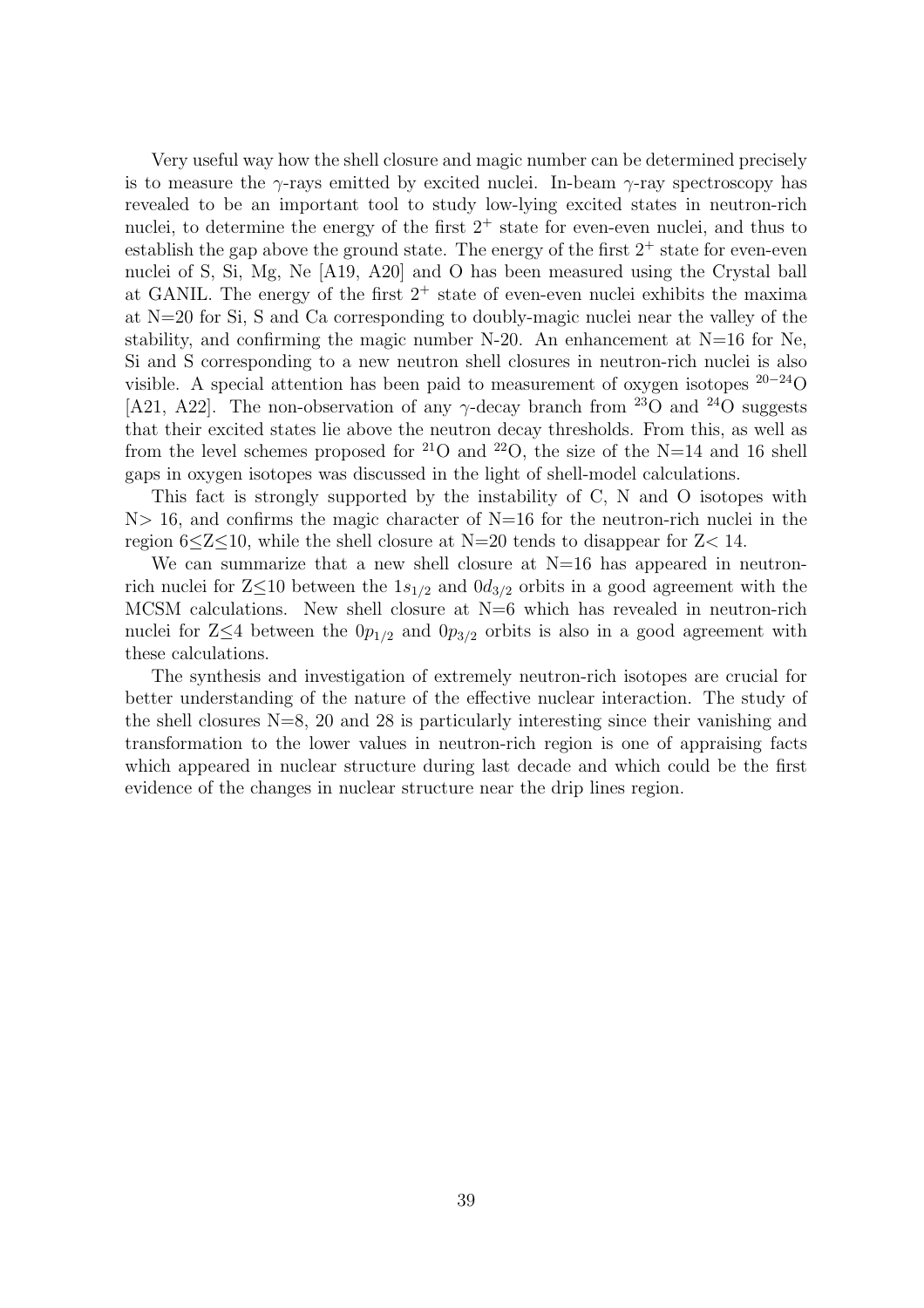Very useful way how the shell closure and magic number can be determined precisely is to measure the $\gamma$-rays emitted by excited nuclei. In-beam $\gamma$-ray spectroscopy has revealed to be an important tool to study low-lying excited states in neutron-rich nuclei, to determine the energy of the first $2^+$ state for even-even nuclei, and thus to establish the gap above the ground state. The energy of the first $2^+$ state for even-even nuclei of S, Si, Mg, Ne [A19, A20] and O has been measured using the Crystal ball at GANIL. The energy of the first $2^+$ state of even-even nuclei exhibits the maxima at N=20 for Si, S and Ca corresponding to doubly-magic nuclei near the valley of the stability, and confirming the magic number N-20. An enhancement at N=16 for Ne, Si and S corresponding to a new neutron shell closures in neutron-rich nuclei is also visible. A special attention has been paid to measurement of oxygen isotopes $^{20-24}$O [A21, A22]. The non-observation of any $\gamma$-decay branch from $^{23}$O and $^{24}$O suggests that their excited states lie above the neutron decay thresholds. From this, as well as from the level schemes proposed for $^{21}$O and $^{22}$O, the size of the N=14 and 16 shell gaps in oxygen isotopes was discussed in the light of shell-model calculations.

This fact is strongly supported by the instability of C, N and O isotopes with N$>$ 16, and confirms the magic character of N=16 for the neutron-rich nuclei in the region 6$\leq$Z$\leq$10, while the shell closure at N=20 tends to disappear for Z$<$ 14.

We can summarize that a new shell closure at N=16 has appeared in neutron-rich nuclei for Z$\leq$10 between the $1s_{1/2}$ and $0d_{3/2}$ orbits in a good agreement with the MCSM calculations. New shell closure at N=6 which has revealed in neutron-rich nuclei for Z$\leq$4 between the $0p_{1/2}$ and $0p_{3/2}$ orbits is also in a good agreement with these calculations.

The synthesis and investigation of extremely neutron-rich isotopes are crucial for better understanding of the nature of the effective nuclear interaction. The study of the shell closures N=8, 20 and 28 is particularly interesting since their vanishing and transformation to the lower values in neutron-rich region is one of appraising facts which appeared in nuclear structure during last decade and which could be the first evidence of the changes in nuclear structure near the drip lines region.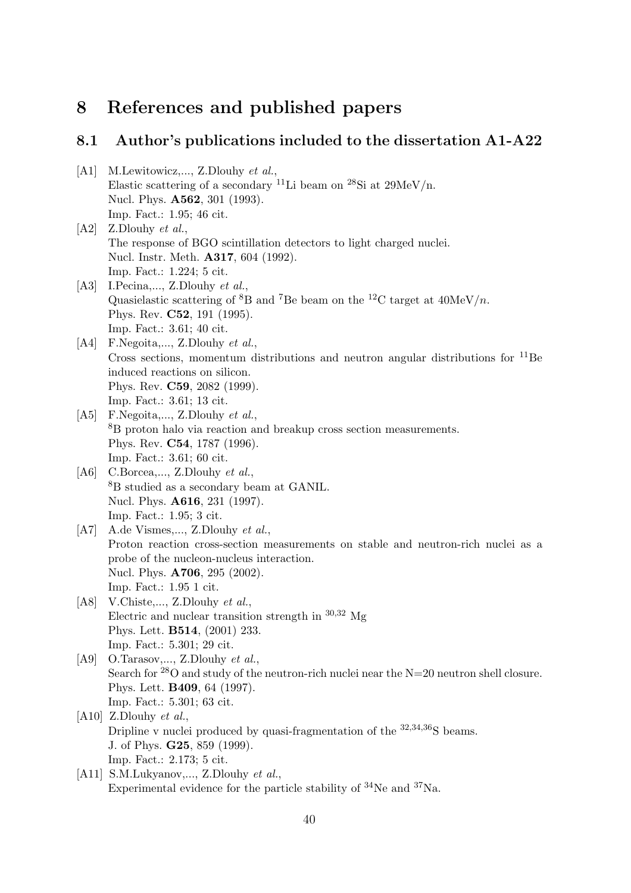# 8 References and published papers

## 8.1 Author's publications included to the dissertation A1-A22

[A1] M.Lewitowicz,..., Z.Dlouhy *et al.*,
Elastic scattering of a secondary $^{11}$Li beam on $^{28}$Si at 29MeV/n.
Nucl. Phys. **A562**, 301 (1993).
Imp. Fact.: 1.95; 46 cit.

[A2] Z.Dlouhy *et al.*,
The response of BGO scintillation detectors to light charged nuclei.
Nucl. Instr. Meth. **A317**, 604 (1992).
Imp. Fact.: 1.224; 5 cit.

[A3] I.Pecina,..., Z.Dlouhy *et al.*,
Quasielastic scattering of $^{8}$B and $^{7}$Be beam on the $^{12}$C target at 40MeV/$n$.
Phys. Rev. **C52**, 191 (1995).
Imp. Fact.: 3.61; 40 cit.

[A4] F.Negoita,..., Z.Dlouhy *et al.*,
Cross sections, momentum distributions and neutron angular distributions for $^{11}$Be induced reactions on silicon.
Phys. Rev. **C59**, 2082 (1999).
Imp. Fact.: 3.61; 13 cit.

[A5] F.Negoita,..., Z.Dlouhy *et al.*,
$^{8}$B proton halo via reaction and breakup cross section measurements.
Phys. Rev. **C54**, 1787 (1996).
Imp. Fact.: 3.61; 60 cit.

[A6] C.Borcea,..., Z.Dlouhy *et al.*,
$^{8}$B studied as a secondary beam at GANIL.
Nucl. Phys. **A616**, 231 (1997).
Imp. Fact.: 1.95; 3 cit.

[A7] A.de Vismes,..., Z.Dlouhy *et al.*,
Proton reaction cross-section measurements on stable and neutron-rich nuclei as a probe of the nucleon-nucleus interaction.
Nucl. Phys. **A706**, 295 (2002).
Imp. Fact.: 1.95 1 cit.

[A8] V.Chiste,..., Z.Dlouhy *et al.*,
Electric and nuclear transition strength in $^{30,32}$ Mg
Phys. Lett. **B514**, (2001) 233.
Imp. Fact.: 5.301; 29 cit.

[A9] O.Tarasov,..., Z.Dlouhy *et al.*,
Search for $^{28}$O and study of the neutron-rich nuclei near the N=20 neutron shell closure.
Phys. Lett. **B409**, 64 (1997).
Imp. Fact.: 5.301; 63 cit.

[A10] Z.Dlouhy *et al.*,
Dripline v nuclei produced by quasi-fragmentation of the $^{32,34,36}$S beams.
J. of Phys. **G25**, 859 (1999).
Imp. Fact.: 2.173; 5 cit.

[A11] S.M.Lukyanov,..., Z.Dlouhy *et al.*,
Experimental evidence for the particle stability of $^{34}$Ne and $^{37}$Na.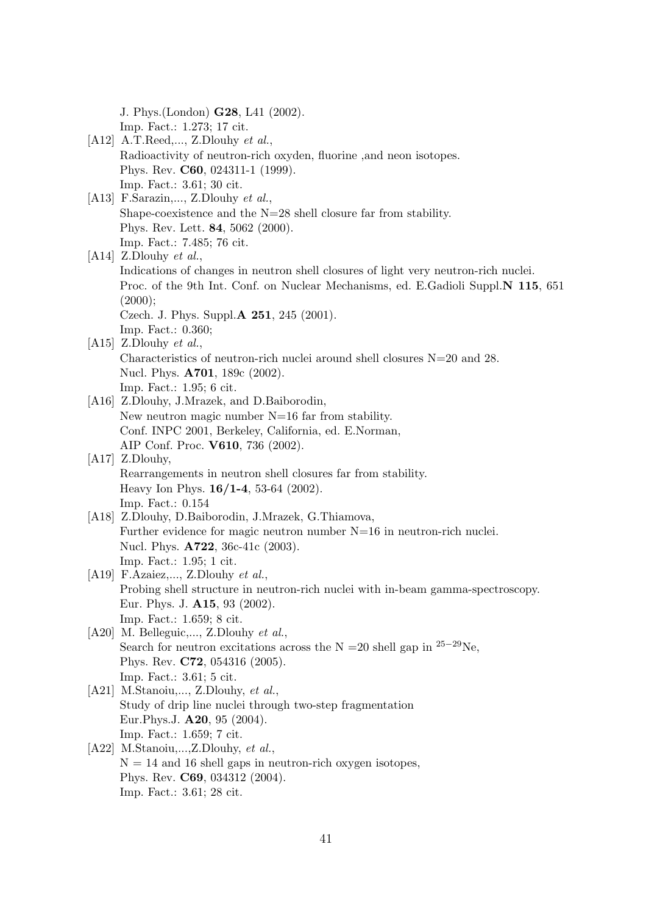J. Phys.(London) **G28**, L41 (2002).
Imp. Fact.: 1.273; 17 cit.

[A12] A.T.Reed,..., Z.Dlouhy *et al.*,
Radioactivity of neutron-rich oxyden, fluorine ,and neon isotopes.
Phys. Rev. **C60**, 024311-1 (1999).
Imp. Fact.: 3.61; 30 cit.

[A13] F.Sarazin,..., Z.Dlouhy *et al.*,
Shape-coexistence and the N=28 shell closure far from stability.
Phys. Rev. Lett. **84**, 5062 (2000).
Imp. Fact.: 7.485; 76 cit.

[A14] Z.Dlouhy *et al.*,
Indications of changes in neutron shell closures of light very neutron-rich nuclei.
Proc. of the 9th Int. Conf. on Nuclear Mechanisms, ed. E.Gadioli Suppl.**N 115**, 651 (2000);
Czech. J. Phys. Suppl.**A 251**, 245 (2001).
Imp. Fact.: 0.360;

[A15] Z.Dlouhy *et al.*,
Characteristics of neutron-rich nuclei around shell closures N=20 and 28.
Nucl. Phys. **A701**, 189c (2002).
Imp. Fact.: 1.95; 6 cit.

[A16] Z.Dlouhy, J.Mrazek, and D.Baiborodin,
New neutron magic number N=16 far from stability.
Conf. INPC 2001, Berkeley, California, ed. E.Norman,
AIP Conf. Proc. **V610**, 736 (2002).

[A17] Z.Dlouhy,
Rearrangements in neutron shell closures far from stability.
Heavy Ion Phys. **16/1-4**, 53-64 (2002).
Imp. Fact.: 0.154

[A18] Z.Dlouhy, D.Baiborodin, J.Mrazek, G.Thiamova,
Further evidence for magic neutron number N=16 in neutron-rich nuclei.
Nucl. Phys. **A722**, 36c-41c (2003).
Imp. Fact.: 1.95; 1 cit.

[A19] F.Azaiez,..., Z.Dlouhy *et al.*,
Probing shell structure in neutron-rich nuclei with in-beam gamma-spectroscopy.
Eur. Phys. J. **A15**, 93 (2002).
Imp. Fact.: 1.659; 8 cit.

[A20] M. Belleguic,..., Z.Dlouhy *et al.*,
Search for neutron excitations across the N =20 shell gap in $^{25-29}$Ne,
Phys. Rev. **C72**, 054316 (2005).
Imp. Fact.: 3.61; 5 cit.

[A21] M.Stanoiu,..., Z.Dlouhy, *et al.*,
Study of drip line nuclei through two-step fragmentation
Eur.Phys.J. **A20**, 95 (2004).
Imp. Fact.: 1.659; 7 cit.

[A22] M.Stanoiu,...,Z.Dlouhy, *et al.*,
N = 14 and 16 shell gaps in neutron-rich oxygen isotopes,
Phys. Rev. **C69**, 034312 (2004).
Imp. Fact.: 3.61; 28 cit.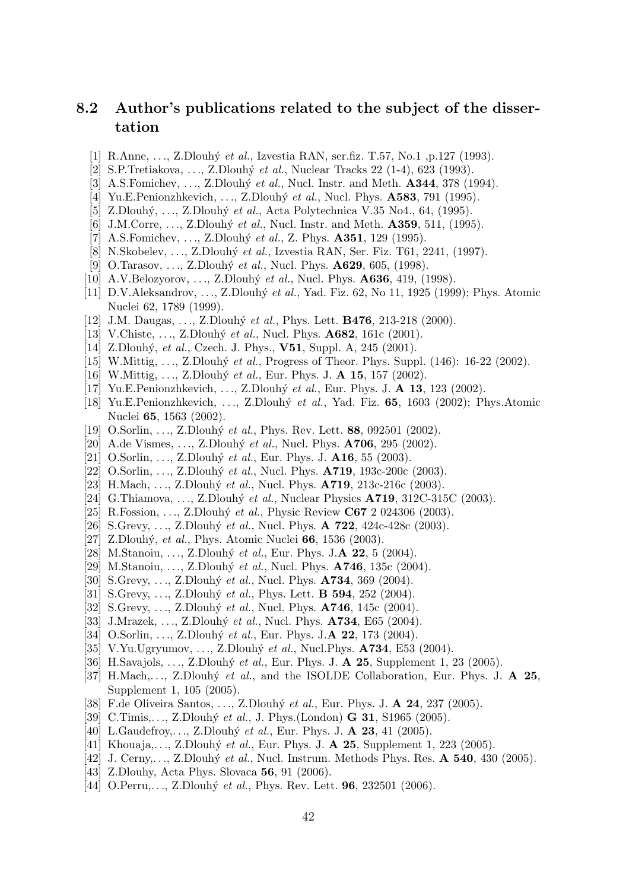## 8.2 Author's publications related to the subject of the dissertation

[1] R.Anne, …, Z.Dlouhý *et al.*, Izvestia RAN, ser.fiz. T.57, No.1 ,p.127 (1993).

[2] S.P.Tretiakova, …, Z.Dlouhý *et al.*, Nuclear Tracks 22 (1-4), 623 (1993).

[3] A.S.Fomichev, …, Z.Dlouhý *et al.*, Nucl. Instr. and Meth. **A344**, 378 (1994).

[4] Yu.E.Penionzhkevich, …, Z.Dlouhý *et al.*, Nucl. Phys. **A583**, 791 (1995).

[5] Z.Dlouhý, …, Z.Dlouhý *et al.*, Acta Polytechnica V.35 No4., 64, (1995).

[6] J.M.Corre, …, Z.Dlouhý *et al.*, Nucl. Instr. and Meth. **A359**, 511, (1995).

[7] A.S.Fomichev, …, Z.Dlouhý *et al.*, Z. Phys. **A351**, 129 (1995).

[8] N.Skobelev, …, Z.Dlouhý *et al.*, Izvestia RAN, Ser. Fiz. T61, 2241, (1997).

[9] O.Tarasov, …, Z.Dlouhý *et al.*, Nucl. Phys. **A629**, 605, (1998).

[10] A.V.Belozyorov, …, Z.Dlouhý *et al.*, Nucl. Phys. **A636**, 419, (1998).

[11] D.V.Aleksandrov, …, Z.Dlouhý *et al.*, Yad. Fiz. 62, No 11, 1925 (1999); Phys. Atomic Nuclei 62, 1789 (1999).

[12] J.M. Daugas, …, Z.Dlouhý *et al.*, Phys. Lett. **B476**, 213-218 (2000).

[13] V.Chiste, …, Z.Dlouhý *et al.*, Nucl. Phys. **A682**, 161c (2001).

[14] Z.Dlouhý, *et al.*, Czech. J. Phys., **V51**, Suppl. A, 245 (2001).

[15] W.Mittig, …, Z.Dlouhý *et al.*, Progress of Theor. Phys. Suppl. (146): 16-22 (2002).

[16] W.Mittig, …, Z.Dlouhý *et al.*, Eur. Phys. J. **A 15**, 157 (2002).

[17] Yu.E.Penionzhkevich, …, Z.Dlouhý *et al.*, Eur. Phys. J. **A 13**, 123 (2002).

[18] Yu.E.Penionzhkevich, …, Z.Dlouhý *et al.*, Yad. Fiz. **65**, 1603 (2002); Phys.Atomic Nuclei **65**, 1563 (2002).

[19] O.Sorlin, …, Z.Dlouhý *et al.*, Phys. Rev. Lett. **88**, 092501 (2002).

[20] A.de Vismes, …, Z.Dlouhý *et al.*, Nucl. Phys. **A706**, 295 (2002).

[21] O.Sorlin, …, Z.Dlouhý *et al.*, Eur. Phys. J. **A16**, 55 (2003).

[22] O.Sorlin, …, Z.Dlouhý *et al.*, Nucl. Phys. **A719**, 193c-200c (2003).

[23] H.Mach, …, Z.Dlouhý *et al.*, Nucl. Phys. **A719**, 213c-216c (2003).

[24] G.Thiamova, …, Z.Dlouhý *et al.*, Nuclear Physics **A719**, 312C-315C (2003).

[25] R.Fossion, …, Z.Dlouhý *et al.*, Physic Review **C67** 2 024306 (2003).

[26] S.Grevy, …, Z.Dlouhý *et al.*, Nucl. Phys. **A 722**, 424c-428c (2003).

[27] Z.Dlouhý, *et al.*, Phys. Atomic Nuclei **66**, 1536 (2003).

[28] M.Stanoiu, …, Z.Dlouhý *et al.*, Eur. Phys. J.**A 22**, 5 (2004).

[29] M.Stanoiu, …, Z.Dlouhý *et al.*, Nucl. Phys. **A746**, 135c (2004).

[30] S.Grevy, …, Z.Dlouhý *et al.*, Nucl. Phys. **A734**, 369 (2004).

[31] S.Grevy, …, Z.Dlouhý *et al.*, Phys. Lett. **B 594**, 252 (2004).

[32] S.Grevy, …, Z.Dlouhý *et al.*, Nucl. Phys. **A746**, 145c (2004).

[33] J.Mrazek, …, Z.Dlouhý *et al.*, Nucl. Phys. **A734**, E65 (2004).

[34] O.Sorlin, …, Z.Dlouhý *et al.*, Eur. Phys. J.**A 22**, 173 (2004).

[35] V.Yu.Ugryumov, …, Z.Dlouhý *et al.*, Nucl.Phys. **A734**, E53 (2004).

[36] H.Savajols, …, Z.Dlouhý *et al.*, Eur. Phys. J. **A 25**, Supplement 1, 23 (2005).

[37] H.Mach,…, Z.Dlouhý *et al.*, and the ISOLDE Collaboration, Eur. Phys. J. **A 25**, Supplement 1, 105 (2005).

[38] F.de Oliveira Santos, …, Z.Dlouhý *et al.*, Eur. Phys. J. **A 24**, 237 (2005).

[39] C.Timis,…, Z.Dlouhý *et al.*, J. Phys.(London) **G 31**, S1965 (2005).

[40] L.Gaudefroy,…, Z.Dlouhý *et al.*, Eur. Phys. J. **A 23**, 41 (2005).

[41] Khouaja,…, Z.Dlouhý *et al.*, Eur. Phys. J. **A 25**, Supplement 1, 223 (2005).

[42] J. Cerny,…, Z.Dlouhý *et al.*, Nucl. Instrum. Methods Phys. Res. **A 540**, 430 (2005).

[43] Z.Dlouhy, Acta Phys. Slovaca **56**, 91 (2006).

[44] O.Perru,…, Z.Dlouhý *et al.*, Phys. Rev. Lett. **96**, 232501 (2006).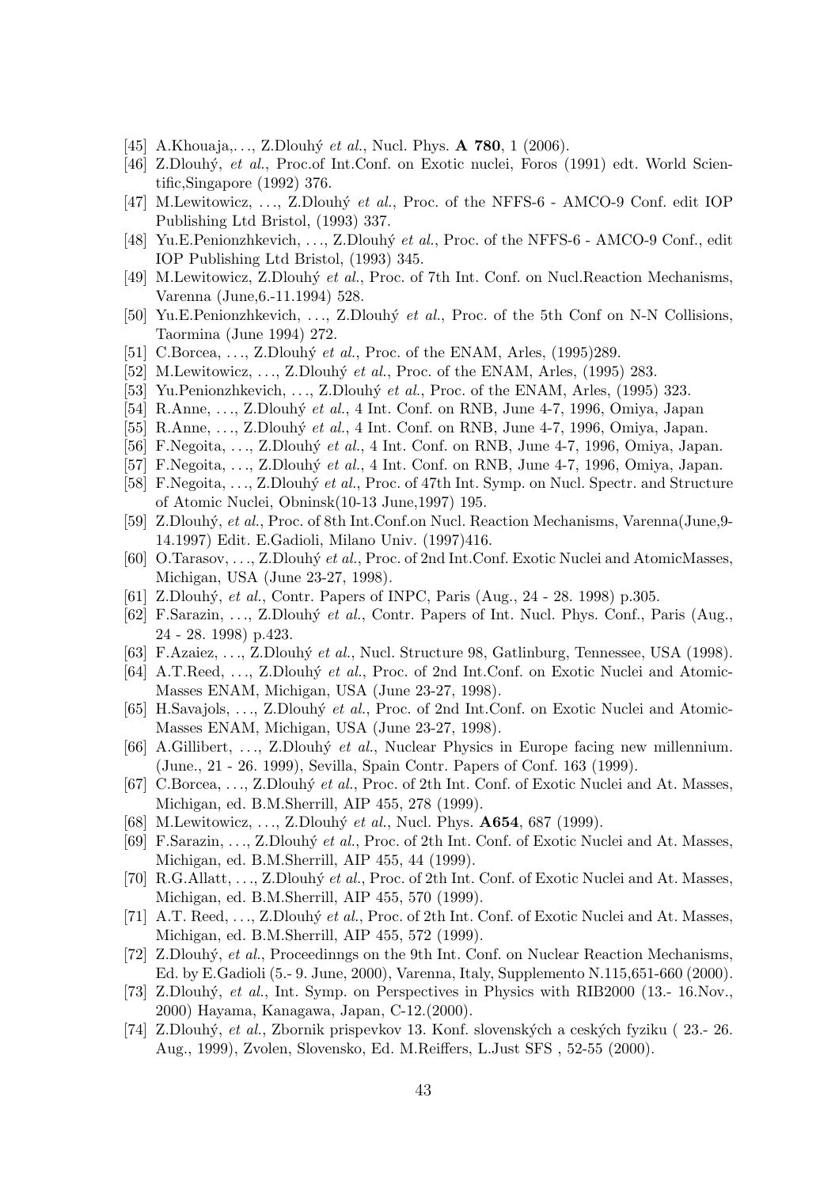[45] A.Khouaja,. . ., Z.Dlouhý *et al.*, Nucl. Phys. **A 780**, 1 (2006).

[46] Z.Dlouhý, *et al.*, Proc.of Int.Conf. on Exotic nuclei, Foros (1991) edt. World Scientific,Singapore (1992) 376.

[47] M.Lewitowicz, . . ., Z.Dlouhý *et al.*, Proc. of the NFFS-6 - AMCO-9 Conf. edit IOP Publishing Ltd Bristol, (1993) 337.

[48] Yu.E.Penionzhkevich, . . ., Z.Dlouhý *et al.*, Proc. of the NFFS-6 - AMCO-9 Conf., edit IOP Publishing Ltd Bristol, (1993) 345.

[49] M.Lewitowicz, Z.Dlouhý *et al.*, Proc. of 7th Int. Conf. on Nucl.Reaction Mechanisms, Varenna (June,6.-11.1994) 528.

[50] Yu.E.Penionzhkevich, . . ., Z.Dlouhý *et al.*, Proc. of the 5th Conf on N-N Collisions, Taormina (June 1994) 272.

[51] C.Borcea, . . ., Z.Dlouhý *et al.*, Proc. of the ENAM, Arles, (1995)289.

[52] M.Lewitowicz, . . ., Z.Dlouhý *et al.*, Proc. of the ENAM, Arles, (1995) 283.

[53] Yu.Penionzhkevich, . . ., Z.Dlouhý *et al.*, Proc. of the ENAM, Arles, (1995) 323.

[54] R.Anne, . . ., Z.Dlouhý *et al.*, 4 Int. Conf. on RNB, June 4-7, 1996, Omiya, Japan

[55] R.Anne, . . ., Z.Dlouhý *et al.*, 4 Int. Conf. on RNB, June 4-7, 1996, Omiya, Japan.

[56] F.Negoita, . . ., Z.Dlouhý *et al.*, 4 Int. Conf. on RNB, June 4-7, 1996, Omiya, Japan.

[57] F.Negoita, . . ., Z.Dlouhý *et al.*, 4 Int. Conf. on RNB, June 4-7, 1996, Omiya, Japan.

[58] F.Negoita, . . ., Z.Dlouhý *et al.*, Proc. of 47th Int. Symp. on Nucl. Spectr. and Structure of Atomic Nuclei, Obninsk(10-13 June,1997) 195.

[59] Z.Dlouhý, *et al.*, Proc. of 8th Int.Conf.on Nucl. Reaction Mechanisms, Varenna(June,9-14.1997) Edit. E.Gadioli, Milano Univ. (1997)416.

[60] O.Tarasov, . . ., Z.Dlouhý *et al.*, Proc. of 2nd Int.Conf. Exotic Nuclei and AtomicMasses, Michigan, USA (June 23-27, 1998).

[61] Z.Dlouhý, *et al.*, Contr. Papers of INPC, Paris (Aug., 24 - 28. 1998) p.305.

[62] F.Sarazin, . . ., Z.Dlouhý *et al.*, Contr. Papers of Int. Nucl. Phys. Conf., Paris (Aug., 24 - 28. 1998) p.423.

[63] F.Azaiez, . . ., Z.Dlouhý *et al.*, Nucl. Structure 98, Gatlinburg, Tennessee, USA (1998).

[64] A.T.Reed, . . ., Z.Dlouhý *et al.*, Proc. of 2nd Int.Conf. on Exotic Nuclei and Atomic-Masses ENAM, Michigan, USA (June 23-27, 1998).

[65] H.Savajols, . . ., Z.Dlouhý *et al.*, Proc. of 2nd Int.Conf. on Exotic Nuclei and Atomic-Masses ENAM, Michigan, USA (June 23-27, 1998).

[66] A.Gillibert, . . ., Z.Dlouhý *et al.*, Nuclear Physics in Europe facing new millennium. (June., 21 - 26. 1999), Sevilla, Spain Contr. Papers of Conf. 163 (1999).

[67] C.Borcea, . . ., Z.Dlouhý *et al.*, Proc. of 2th Int. Conf. of Exotic Nuclei and At. Masses, Michigan, ed. B.M.Sherrill, AIP 455, 278 (1999).

[68] M.Lewitowicz, . . ., Z.Dlouhý *et al.*, Nucl. Phys. **A654**, 687 (1999).

[69] F.Sarazin, . . ., Z.Dlouhý *et al.*, Proc. of 2th Int. Conf. of Exotic Nuclei and At. Masses, Michigan, ed. B.M.Sherrill, AIP 455, 44 (1999).

[70] R.G.Allatt, . . ., Z.Dlouhý *et al.*, Proc. of 2th Int. Conf. of Exotic Nuclei and At. Masses, Michigan, ed. B.M.Sherrill, AIP 455, 570 (1999).

[71] A.T. Reed, . . ., Z.Dlouhý *et al.*, Proc. of 2th Int. Conf. of Exotic Nuclei and At. Masses, Michigan, ed. B.M.Sherrill, AIP 455, 572 (1999).

[72] Z.Dlouhý, *et al.*, Proceedinngs on the 9th Int. Conf. on Nuclear Reaction Mechanisms, Ed. by E.Gadioli (5.- 9. June, 2000), Varenna, Italy, Supplemento N.115,651-660 (2000).

[73] Z.Dlouhý, *et al.*, Int. Symp. on Perspectives in Physics with RIB2000 (13.- 16.Nov., 2000) Hayama, Kanagawa, Japan, C-12.(2000).

[74] Z.Dlouhý, *et al.*, Zbornik prispevkov 13. Konf. slovenských a ceských fyziku ( 23.- 26. Aug., 1999), Zvolen, Slovensko, Ed. M.Reiffers, L.Just SFS , 52-55 (2000).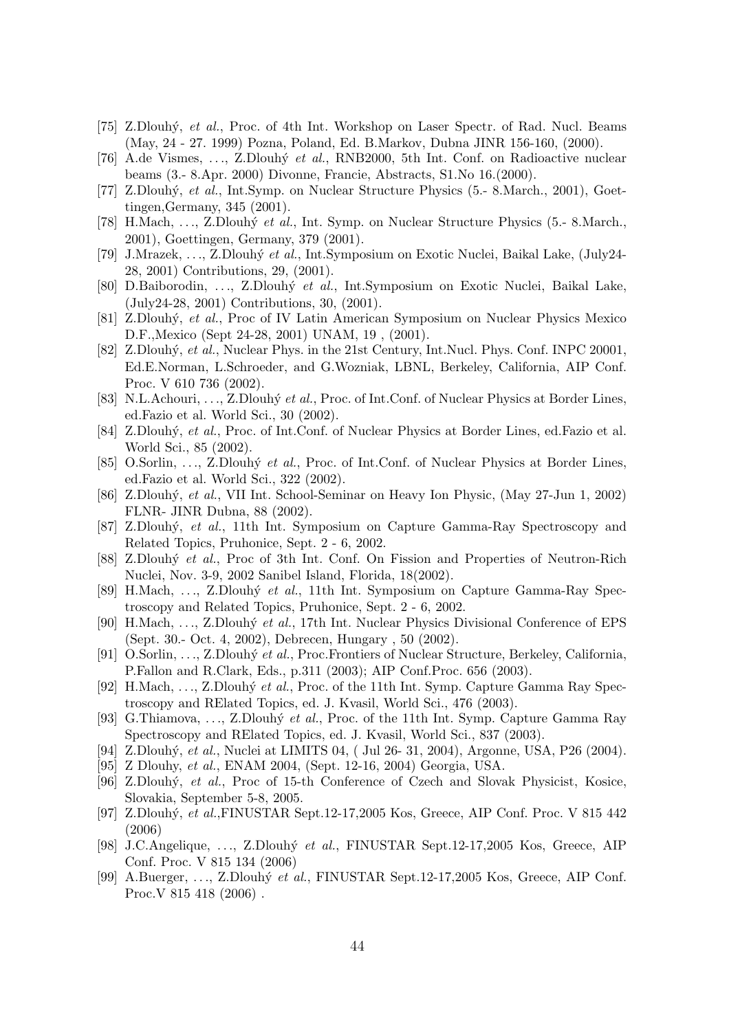[75] Z.Dlouhý, *et al.*, Proc. of 4th Int. Workshop on Laser Spectr. of Rad. Nucl. Beams (May, 24 - 27. 1999) Pozna, Poland, Ed. B.Markov, Dubna JINR 156-160, (2000).

[76] A.de Vismes, ..., Z.Dlouhý *et al.*, RNB2000, 5th Int. Conf. on Radioactive nuclear beams (3.- 8.Apr. 2000) Divonne, Francie, Abstracts, S1.No 16.(2000).

[77] Z.Dlouhý, *et al.*, Int.Symp. on Nuclear Structure Physics (5.- 8.March., 2001), Goettingen,Germany, 345 (2001).

[78] H.Mach, ..., Z.Dlouhý *et al.*, Int. Symp. on Nuclear Structure Physics (5.- 8.March., 2001), Goettingen, Germany, 379 (2001).

[79] J.Mrazek, ..., Z.Dlouhý *et al.*, Int.Symposium on Exotic Nuclei, Baikal Lake, (July24-28, 2001) Contributions, 29, (2001).

[80] D.Baiborodin, ..., Z.Dlouhý *et al.*, Int.Symposium on Exotic Nuclei, Baikal Lake, (July24-28, 2001) Contributions, 30, (2001).

[81] Z.Dlouhý, *et al.*, Proc of IV Latin American Symposium on Nuclear Physics Mexico D.F.,Mexico (Sept 24-28, 2001) UNAM, 19 , (2001).

[82] Z.Dlouhý, *et al.*, Nuclear Phys. in the 21st Century, Int.Nucl. Phys. Conf. INPC 20001, Ed.E.Norman, L.Schroeder, and G.Wozniak, LBNL, Berkeley, California, AIP Conf. Proc. V 610 736 (2002).

[83] N.L.Achouri, ..., Z.Dlouhý *et al.*, Proc. of Int.Conf. of Nuclear Physics at Border Lines, ed.Fazio et al. World Sci., 30 (2002).

[84] Z.Dlouhý, *et al.*, Proc. of Int.Conf. of Nuclear Physics at Border Lines, ed.Fazio et al. World Sci., 85 (2002).

[85] O.Sorlin, ..., Z.Dlouhý *et al.*, Proc. of Int.Conf. of Nuclear Physics at Border Lines, ed.Fazio et al. World Sci., 322 (2002).

[86] Z.Dlouhý, *et al.*, VII Int. School-Seminar on Heavy Ion Physic, (May 27-Jun 1, 2002) FLNR- JINR Dubna, 88 (2002).

[87] Z.Dlouhý, *et al.*, 11th Int. Symposium on Capture Gamma-Ray Spectroscopy and Related Topics, Pruhonice, Sept. 2 - 6, 2002.

[88] Z.Dlouhý *et al.*, Proc of 3th Int. Conf. On Fission and Properties of Neutron-Rich Nuclei, Nov. 3-9, 2002 Sanibel Island, Florida, 18(2002).

[89] H.Mach, ..., Z.Dlouhý *et al.*, 11th Int. Symposium on Capture Gamma-Ray Spectroscopy and Related Topics, Pruhonice, Sept. 2 - 6, 2002.

[90] H.Mach, ..., Z.Dlouhý *et al.*, 17th Int. Nuclear Physics Divisional Conference of EPS (Sept. 30.- Oct. 4, 2002), Debrecen, Hungary , 50 (2002).

[91] O.Sorlin, ..., Z.Dlouhý *et al.*, Proc.Frontiers of Nuclear Structure, Berkeley, California, P.Fallon and R.Clark, Eds., p.311 (2003); AIP Conf.Proc. 656 (2003).

[92] H.Mach, ..., Z.Dlouhý *et al.*, Proc. of the 11th Int. Symp. Capture Gamma Ray Spectroscopy and RElated Topics, ed. J. Kvasil, World Sci., 476 (2003).

[93] G.Thiamova, ..., Z.Dlouhý *et al.*, Proc. of the 11th Int. Symp. Capture Gamma Ray Spectroscopy and RElated Topics, ed. J. Kvasil, World Sci., 837 (2003).

[94] Z.Dlouhý, *et al.*, Nuclei at LIMITS 04, ( Jul 26- 31, 2004), Argonne, USA, P26 (2004).

[95] Z Dlouhy, *et al.*, ENAM 2004, (Sept. 12-16, 2004) Georgia, USA.

[96] Z.Dlouhý, *et al.*, Proc of 15-th Conference of Czech and Slovak Physicist, Kosice, Slovakia, September 5-8, 2005.

[97] Z.Dlouhý, *et al.*,FINUSTAR Sept.12-17,2005 Kos, Greece, AIP Conf. Proc. V 815 442 (2006)

[98] J.C.Angelique, ..., Z.Dlouhý *et al.*, FINUSTAR Sept.12-17,2005 Kos, Greece, AIP Conf. Proc. V 815 134 (2006)

[99] A.Buerger, ..., Z.Dlouhý *et al.*, FINUSTAR Sept.12-17,2005 Kos, Greece, AIP Conf. Proc.V 815 418 (2006) .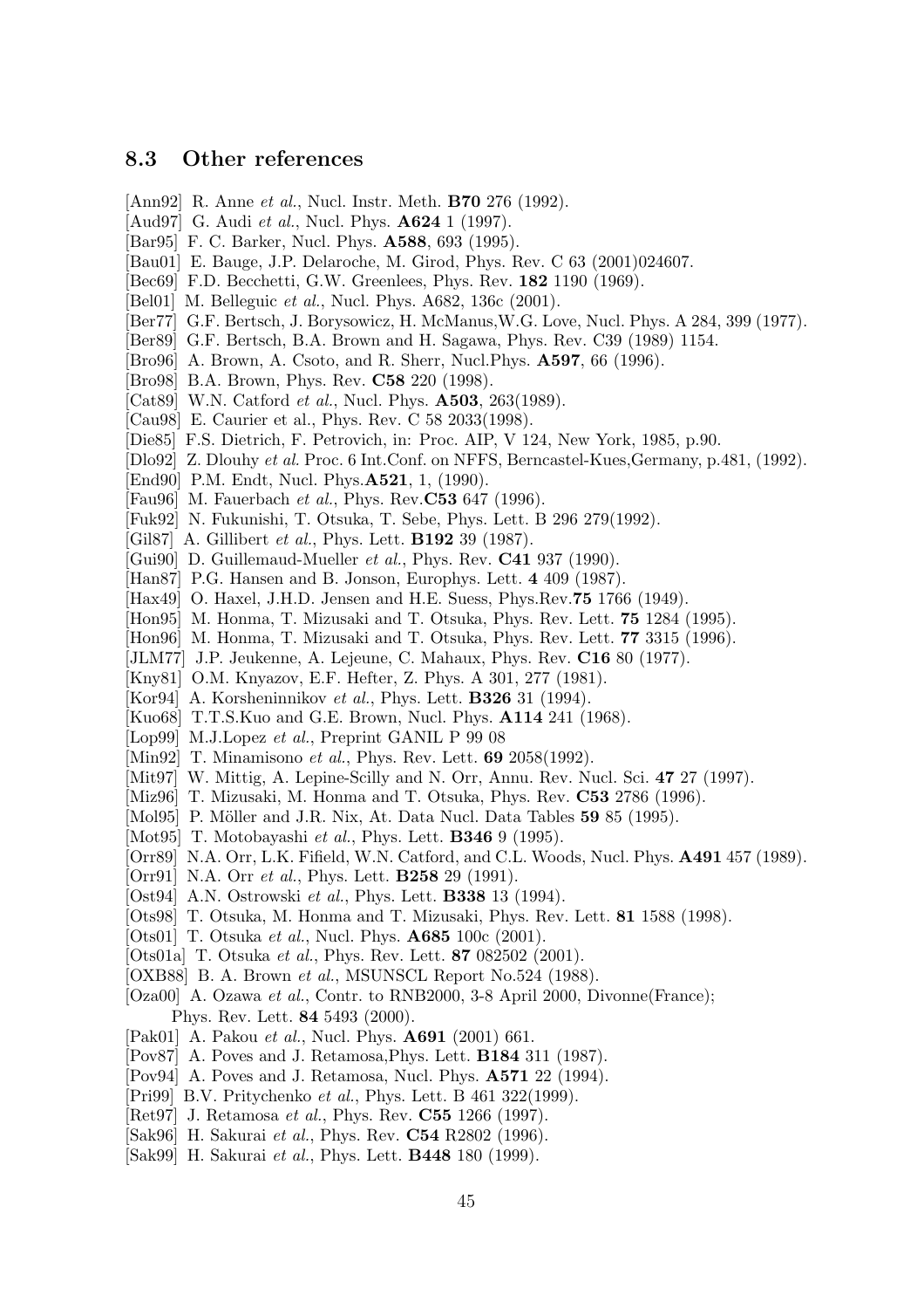### 8.3 Other references

[Ann92] R. Anne *et al.*, Nucl. Instr. Meth. **B70** 276 (1992).
[Aud97] G. Audi *et al.*, Nucl. Phys. **A624** 1 (1997).
[Bar95] F. C. Barker, Nucl. Phys. **A588**, 693 (1995).
[Bau01] E. Bauge, J.P. Delaroche, M. Girod, Phys. Rev. C 63 (2001)024607.
[Bec69] F.D. Becchetti, G.W. Greenlees, Phys. Rev. **182** 1190 (1969).
[Bel01] M. Belleguic *et al.*, Nucl. Phys. A682, 136c (2001).
[Ber77] G.F. Bertsch, J. Borysowicz, H. McManus,W.G. Love, Nucl. Phys. A 284, 399 (1977).
[Ber89] G.F. Bertsch, B.A. Brown and H. Sagawa, Phys. Rev. C39 (1989) 1154.
[Bro96] A. Brown, A. Csoto, and R. Sherr, Nucl.Phys. **A597**, 66 (1996).
[Bro98] B.A. Brown, Phys. Rev. **C58** 220 (1998).
[Cat89] W.N. Catford *et al.*, Nucl. Phys. **A503**, 263(1989).
[Cau98] E. Caurier et al., Phys. Rev. C 58 2033(1998).
[Die85] F.S. Dietrich, F. Petrovich, in: Proc. AIP, V 124, New York, 1985, p.90.
[Dlo92] Z. Dlouhy *et al.* Proc. 6 Int.Conf. on NFFS, Berncastel-Kues,Germany, p.481, (1992).
[End90] P.M. Endt, Nucl. Phys.**A521**, 1, (1990).
[Fau96] M. Fauerbach *et al.*, Phys. Rev.**C53** 647 (1996).
[Fuk92] N. Fukunishi, T. Otsuka, T. Sebe, Phys. Lett. B 296 279(1992).
[Gil87] A. Gillibert *et al.*, Phys. Lett. **B192** 39 (1987).
[Gui90] D. Guillemaud-Mueller *et al.*, Phys. Rev. **C41** 937 (1990).
[Han87] P.G. Hansen and B. Jonson, Europhys. Lett. **4** 409 (1987).
[Hax49] O. Haxel, J.H.D. Jensen and H.E. Suess, Phys.Rev.**75** 1766 (1949).
[Hon95] M. Honma, T. Mizusaki and T. Otsuka, Phys. Rev. Lett. **75** 1284 (1995).
[Hon96] M. Honma, T. Mizusaki and T. Otsuka, Phys. Rev. Lett. **77** 3315 (1996).
[JLM77] J.P. Jeukenne, A. Lejeune, C. Mahaux, Phys. Rev. **C16** 80 (1977).
[Kny81] O.M. Knyazov, E.F. Hefter, Z. Phys. A 301, 277 (1981).
[Kor94] A. Korsheninnikov *et al.*, Phys. Lett. **B326** 31 (1994).
[Kuo68] T.T.S.Kuo and G.E. Brown, Nucl. Phys. **A114** 241 (1968).
[Lop99] M.J.Lopez *et al.*, Preprint GANIL P 99 08
[Min92] T. Minamisono *et al.*, Phys. Rev. Lett. **69** 2058(1992).
[Mit97] W. Mittig, A. Lepine-Scilly and N. Orr, Annu. Rev. Nucl. Sci. **47** 27 (1997).
[Miz96] T. Mizusaki, M. Honma and T. Otsuka, Phys. Rev. **C53** 2786 (1996).
[Mol95] P. Möller and J.R. Nix, At. Data Nucl. Data Tables **59** 85 (1995).
[Mot95] T. Motobayashi *et al.*, Phys. Lett. **B346** 9 (1995).
[Orr89] N.A. Orr, L.K. Fifield, W.N. Catford, and C.L. Woods, Nucl. Phys. **A491** 457 (1989).
[Orr91] N.A. Orr *et al.*, Phys. Lett. **B258** 29 (1991).
[Ost94] A.N. Ostrowski *et al.*, Phys. Lett. **B338** 13 (1994).
[Ots98] T. Otsuka, M. Honma and T. Mizusaki, Phys. Rev. Lett. **81** 1588 (1998).
[Ots01] T. Otsuka *et al.*, Nucl. Phys. **A685** 100c (2001).
[Ots01a] T. Otsuka *et al.*, Phys. Rev. Lett. **87** 082502 (2001).
[OXB88] B. A. Brown *et al.*, MSUNSCL Report No.524 (1988).
[Oza00] A. Ozawa *et al.*, Contr. to RNB2000, 3-8 April 2000, Divonne(France); Phys. Rev. Lett. **84** 5493 (2000).
[Pak01] A. Pakou *et al.*, Nucl. Phys. **A691** (2001) 661.
[Pov87] A. Poves and J. Retamosa,Phys. Lett. **B184** 311 (1987).
[Pov94] A. Poves and J. Retamosa, Nucl. Phys. **A571** 22 (1994).
[Pri99] B.V. Pritychenko *et al.*, Phys. Lett. B 461 322(1999).
[Ret97] J. Retamosa *et al.*, Phys. Rev. **C55** 1266 (1997).
[Sak96] H. Sakurai *et al.*, Phys. Rev. **C54** R2802 (1996).
[Sak99] H. Sakurai *et al.*, Phys. Lett. **B448** 180 (1999).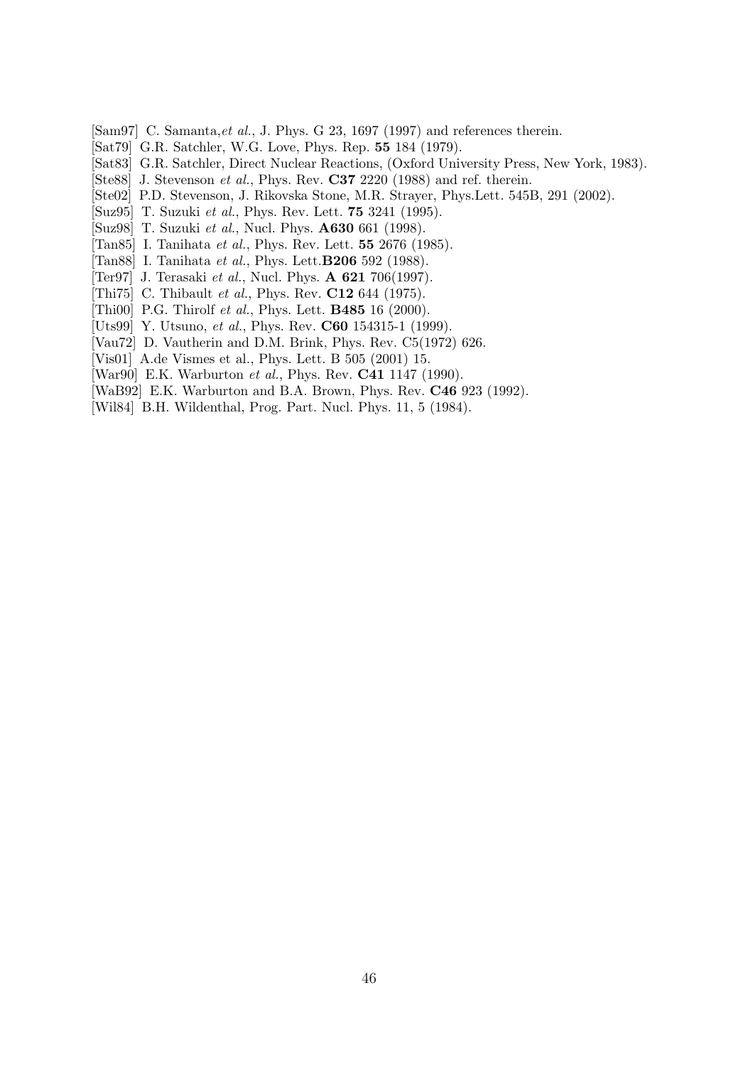[Sam97] C. Samanta,*et al.*, J. Phys. G 23, 1697 (1997) and references therein.  
[Sat79] G.R. Satchler, W.G. Love, Phys. Rep. **55** 184 (1979).  
[Sat83] G.R. Satchler, Direct Nuclear Reactions, (Oxford University Press, New York, 1983).  
[Ste88] J. Stevenson *et al.*, Phys. Rev. **C37** 2220 (1988) and ref. therein.  
[Ste02] P.D. Stevenson, J. Rikovska Stone, M.R. Strayer, Phys.Lett. 545B, 291 (2002).  
[Suz95] T. Suzuki *et al.*, Phys. Rev. Lett. **75** 3241 (1995).  
[Suz98] T. Suzuki *et al.*, Nucl. Phys. **A630** 661 (1998).  
[Tan85] I. Tanihata *et al.*, Phys. Rev. Lett. **55** 2676 (1985).  
[Tan88] I. Tanihata *et al.*, Phys. Lett.**B206** 592 (1988).  
[Ter97] J. Terasaki *et al.*, Nucl. Phys. **A 621** 706(1997).  
[Thi75] C. Thibault *et al.*, Phys. Rev. **C12** 644 (1975).  
[Thi00] P.G. Thirolf *et al.*, Phys. Lett. **B485** 16 (2000).  
[Uts99] Y. Utsuno, *et al.*, Phys. Rev. **C60** 154315-1 (1999).  
[Vau72] D. Vautherin and D.M. Brink, Phys. Rev. C5(1972) 626.  
[Vis01] A.de Vismes et al., Phys. Lett. B 505 (2001) 15.  
[War90] E.K. Warburton *et al.*, Phys. Rev. **C41** 1147 (1990).  
[WaB92] E.K. Warburton and B.A. Brown, Phys. Rev. **C46** 923 (1992).  
[Wil84] B.H. Wildenthal, Prog. Part. Nucl. Phys. 11, 5 (1984).